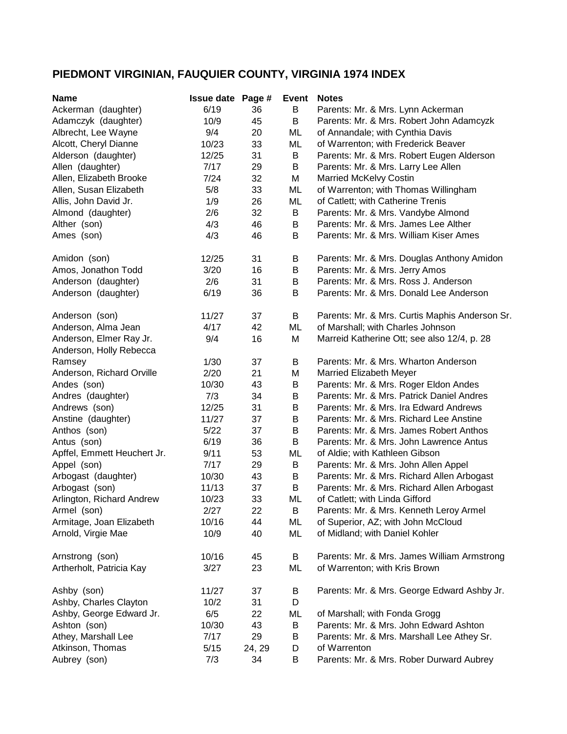# PIEDMONT VIRGINIAN, FAUQUIER COUNTY, VIRGINIA 1974 INDEX

| Name | Issue date | Page # | Event | Notes |
|---|---|---|---|---|
| Ackerman (daughter) | 6/19 | 36 | B | Parents: Mr. & Mrs. Lynn Ackerman |
| Adamczyk (daughter) | 10/9 | 45 | B | Parents: Mr. & Mrs. Robert John Adamcyzk |
| Albrecht, Lee Wayne | 9/4 | 20 | ML | of Annandale; with Cynthia Davis |
| Alcott, Cheryl Dianne | 10/23 | 33 | ML | of Warrenton; with Frederick Beaver |
| Alderson (daughter) | 12/25 | 31 | B | Parents: Mr. & Mrs. Robert Eugen Alderson |
| Allen (daughter) | 7/17 | 29 | B | Parents: Mr. & Mrs. Larry Lee Allen |
| Allen, Elizabeth Brooke | 7/24 | 32 | M | Married McKelvy Costin |
| Allen, Susan Elizabeth | 5/8 | 33 | ML | of Warrenton; with Thomas Willingham |
| Allis, John David Jr. | 1/9 | 26 | ML | of Catlett; with Catherine Trenis |
| Almond (daughter) | 2/6 | 32 | B | Parents: Mr. & Mrs. Vandybe Almond |
| Alther (son) | 4/3 | 46 | B | Parents: Mr. & Mrs. James Lee Alther |
| Ames (son) | 4/3 | 46 | B | Parents: Mr. & Mrs. William Kiser Ames |
| Amidon (son) | 12/25 | 31 | B | Parents: Mr. & Mrs. Douglas Anthony Amidon |
| Amos, Jonathon Todd | 3/20 | 16 | B | Parents: Mr. & Mrs. Jerry Amos |
| Anderson (daughter) | 2/6 | 31 | B | Parents: Mr. & Mrs. Ross J. Anderson |
| Anderson (daughter) | 6/19 | 36 | B | Parents: Mr. & Mrs. Donald Lee Anderson |
| Anderson (son) | 11/27 | 37 | B | Parents: Mr. & Mrs. Curtis Maphis Anderson Sr. |
| Anderson, Alma Jean | 4/17 | 42 | ML | of Marshall; with Charles Johnson |
| Anderson, Elmer Ray Jr. | 9/4 | 16 | M | Marreid Katherine Ott; see also 12/4, p. 28 |
| Anderson, Holly Rebecca Ramsey | 1/30 | 37 | B | Parents: Mr. & Mrs. Wharton Anderson |
| Anderson, Richard Orville | 2/20 | 21 | M | Married Elizabeth Meyer |
| Andes (son) | 10/30 | 43 | B | Parents: Mr. & Mrs. Roger Eldon Andes |
| Andres (daughter) | 7/3 | 34 | B | Parents: Mr. & Mrs. Patrick Daniel Andres |
| Andrews (son) | 12/25 | 31 | B | Parents: Mr. & Mrs. Ira Edward Andrews |
| Anstine (daughter) | 11/27 | 37 | B | Parents: Mr. & Mrs. Richard Lee Anstine |
| Anthos (son) | 5/22 | 37 | B | Parents: Mr. & Mrs. James Robert Anthos |
| Antus (son) | 6/19 | 36 | B | Parents: Mr. & Mrs. John Lawrence Antus |
| Apffel, Emmett Heuchert Jr. | 9/11 | 53 | ML | of Aldie; with Kathleen Gibson |
| Appel (son) | 7/17 | 29 | B | Parents: Mr. & Mrs. John Allen Appel |
| Arbogast (daughter) | 10/30 | 43 | B | Parents: Mr. & Mrs. Richard Allen Arbogast |
| Arbogast (son) | 11/13 | 37 | B | Parents: Mr. & Mrs. Richard Allen Arbogast |
| Arlington, Richard Andrew | 10/23 | 33 | ML | of Catlett; with Linda Gifford |
| Armel (son) | 2/27 | 22 | B | Parents: Mr. & Mrs. Kenneth Leroy Armel |
| Armitage, Joan Elizabeth | 10/16 | 44 | ML | of Superior, AZ; with John McCloud |
| Arnold, Virgie Mae | 10/9 | 40 | ML | of Midland; with Daniel Kohler |
| Arnstrong (son) | 10/16 | 45 | B | Parents: Mr. & Mrs. James William Armstrong |
| Artherholt, Patricia Kay | 3/27 | 23 | ML | of Warrenton; with Kris Brown |
| Ashby (son) | 11/27 | 37 | B | Parents: Mr. & Mrs. George Edward Ashby Jr. |
| Ashby, Charles Clayton | 10/2 | 31 | D | |
| Ashby, George Edward Jr. | 6/5 | 22 | ML | of Marshall; with Fonda Grogg |
| Ashton (son) | 10/30 | 43 | B | Parents: Mr. & Mrs. John Edward Ashton |
| Athey, Marshall Lee | 7/17 | 29 | B | Parents: Mr. & Mrs. Marshall Lee Athey Sr. |
| Atkinson, Thomas | 5/15 | 24, 29 | D | of Warrenton |
| Aubrey (son) | 7/3 | 34 | B | Parents: Mr. & Mrs. Rober Durward Aubrey |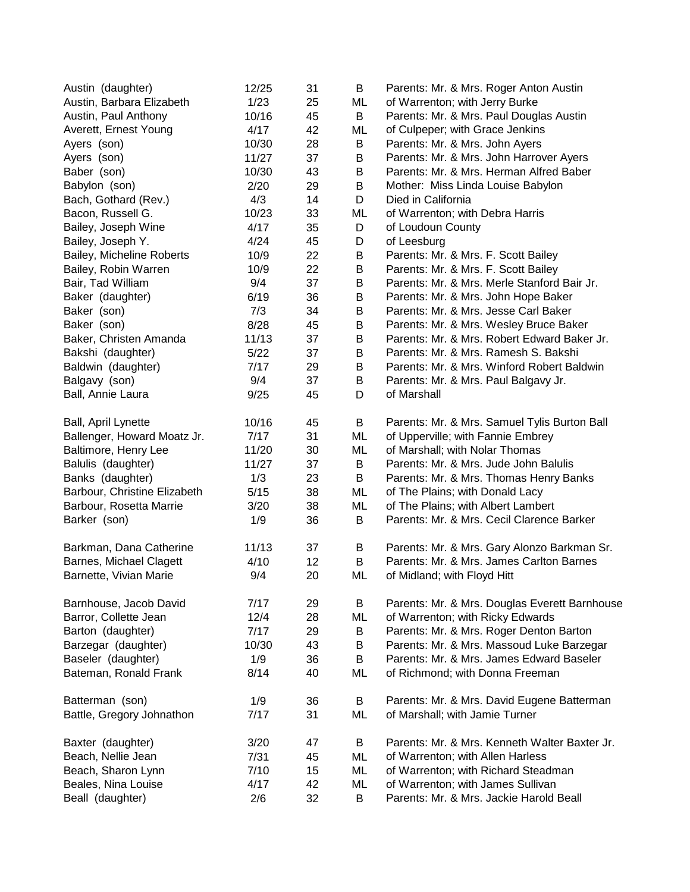| | | | | |
|---|---|---|---|---|
| Austin (daughter) | 12/25 | 31 | B | Parents: Mr. & Mrs. Roger Anton Austin |
| Austin, Barbara Elizabeth | 1/23 | 25 | ML | of Warrenton; with Jerry Burke |
| Austin, Paul Anthony | 10/16 | 45 | B | Parents: Mr. & Mrs. Paul Douglas Austin |
| Averett, Ernest Young | 4/17 | 42 | ML | of Culpeper; with Grace Jenkins |
| Ayers (son) | 10/30 | 28 | B | Parents: Mr. & Mrs. John Ayers |
| Ayers (son) | 11/27 | 37 | B | Parents: Mr. & Mrs. John Harrover Ayers |
| Baber (son) | 10/30 | 43 | B | Parents: Mr. & Mrs. Herman Alfred Baber |
| Babylon (son) | 2/20 | 29 | B | Mother: Miss Linda Louise Babylon |
| Bach, Gothard (Rev.) | 4/3 | 14 | D | Died in California |
| Bacon, Russell G. | 10/23 | 33 | ML | of Warrenton; with Debra Harris |
| Bailey, Joseph Wine | 4/17 | 35 | D | of Loudoun County |
| Bailey, Joseph Y. | 4/24 | 45 | D | of Leesburg |
| Bailey, Micheline Roberts | 10/9 | 22 | B | Parents: Mr. & Mrs. F. Scott Bailey |
| Bailey, Robin Warren | 10/9 | 22 | B | Parents: Mr. & Mrs. F. Scott Bailey |
| Bair, Tad William | 9/4 | 37 | B | Parents: Mr. & Mrs. Merle Stanford Bair Jr. |
| Baker (daughter) | 6/19 | 36 | B | Parents: Mr. & Mrs. John Hope Baker |
| Baker (son) | 7/3 | 34 | B | Parents: Mr. & Mrs. Jesse Carl Baker |
| Baker (son) | 8/28 | 45 | B | Parents: Mr. & Mrs. Wesley Bruce Baker |
| Baker, Christen Amanda | 11/13 | 37 | B | Parents: Mr. & Mrs. Robert Edward Baker Jr. |
| Bakshi (daughter) | 5/22 | 37 | B | Parents: Mr. & Mrs. Ramesh S. Bakshi |
| Baldwin (daughter) | 7/17 | 29 | B | Parents: Mr. & Mrs. Winford Robert Baldwin |
| Balgavy (son) | 9/4 | 37 | B | Parents: Mr. & Mrs. Paul Balgavy Jr. |
| Ball, Annie Laura | 9/25 | 45 | D | of Marshall |
| Ball, April Lynette | 10/16 | 45 | B | Parents: Mr. & Mrs. Samuel Tylis Burton Ball |
| Ballenger, Howard Moatz Jr. | 7/17 | 31 | ML | of Upperville; with Fannie Embrey |
| Baltimore, Henry Lee | 11/20 | 30 | ML | of Marshall; with Nolar Thomas |
| Balulis (daughter) | 11/27 | 37 | B | Parents: Mr. & Mrs. Jude John Balulis |
| Banks (daughter) | 1/3 | 23 | B | Parents: Mr. & Mrs. Thomas Henry Banks |
| Barbour, Christine Elizabeth | 5/15 | 38 | ML | of The Plains; with Donald Lacy |
| Barbour, Rosetta Marrie | 3/20 | 38 | ML | of The Plains; with Albert Lambert |
| Barker (son) | 1/9 | 36 | B | Parents: Mr. & Mrs. Cecil Clarence Barker |
| Barkman, Dana Catherine | 11/13 | 37 | B | Parents: Mr. & Mrs. Gary Alonzo Barkman Sr. |
| Barnes, Michael Clagett | 4/10 | 12 | B | Parents: Mr. & Mrs. James Carlton Barnes |
| Barnette, Vivian Marie | 9/4 | 20 | ML | of Midland; with Floyd Hitt |
| Barnhouse, Jacob David | 7/17 | 29 | B | Parents: Mr. & Mrs. Douglas Everett Barnhouse |
| Barror, Collette Jean | 12/4 | 28 | ML | of Warrenton; with Ricky Edwards |
| Barton (daughter) | 7/17 | 29 | B | Parents: Mr. & Mrs. Roger Denton Barton |
| Barzegar (daughter) | 10/30 | 43 | B | Parents: Mr. & Mrs. Massoud Luke Barzegar |
| Baseler (daughter) | 1/9 | 36 | B | Parents: Mr. & Mrs. James Edward Baseler |
| Bateman, Ronald Frank | 8/14 | 40 | ML | of Richmond; with Donna Freeman |
| Batterman (son) | 1/9 | 36 | B | Parents: Mr. & Mrs. David Eugene Batterman |
| Battle, Gregory Johnathon | 7/17 | 31 | ML | of Marshall; with Jamie Turner |
| Baxter (daughter) | 3/20 | 47 | B | Parents: Mr. & Mrs. Kenneth Walter Baxter Jr. |
| Beach, Nellie Jean | 7/31 | 45 | ML | of Warrenton; with Allen Harless |
| Beach, Sharon Lynn | 7/10 | 15 | ML | of Warrenton; with Richard Steadman |
| Beales, Nina Louise | 4/17 | 42 | ML | of Warrenton; with James Sullivan |
| Beall (daughter) | 2/6 | 32 | B | Parents: Mr. & Mrs. Jackie Harold Beall |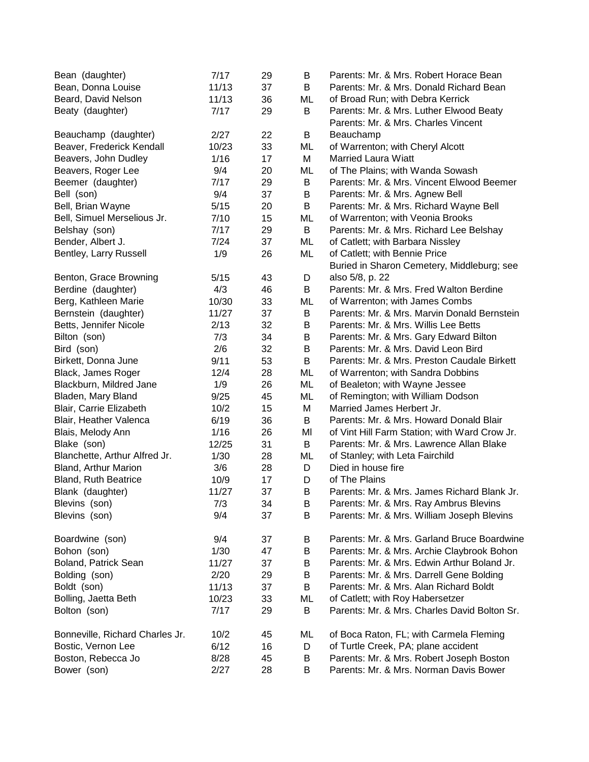| | | | | |
|---|---|---|---|---|
| Bean (daughter) | 7/17 | 29 | B | Parents: Mr. & Mrs. Robert Horace Bean |
| Bean, Donna Louise | 11/13 | 37 | B | Parents: Mr. & Mrs. Donald Richard Bean |
| Beard, David Nelson | 11/13 | 36 | ML | of Broad Run; with Debra Kerrick |
| Beaty (daughter) | 7/17 | 29 | B | Parents: Mr. & Mrs. Luther Elwood Beaty |
| Beauchamp (daughter) | 2/27 | 22 | B | Parents: Mr. & Mrs. Charles Vincent Beauchamp |
| Beaver, Frederick Kendall | 10/23 | 33 | ML | of Warrenton; with Cheryl Alcott |
| Beavers, John Dudley | 1/16 | 17 | M | Married Laura Wiatt |
| Beavers, Roger Lee | 9/4 | 20 | ML | of The Plains; with Wanda Sowash |
| Beemer (daughter) | 7/17 | 29 | B | Parents: Mr. & Mrs. Vincent Elwood Beemer |
| Bell (son) | 9/4 | 37 | B | Parents: Mr. & Mrs. Agnew Bell |
| Bell, Brian Wayne | 5/15 | 20 | B | Parents: Mr. & Mrs. Richard Wayne Bell |
| Bell, Simuel Merselious Jr. | 7/10 | 15 | ML | of Warrenton; with Veonia Brooks |
| Belshay (son) | 7/17 | 29 | B | Parents: Mr. & Mrs. Richard Lee Belshay |
| Bender, Albert J. | 7/24 | 37 | ML | of Catlett; with Barbara Nissley |
| Bentley, Larry Russell | 1/9 | 26 | ML | of Catlett; with Bennie Price |
| Benton, Grace Browning | 5/15 | 43 | D | Buried in Sharon Cemetery, Middleburg; see also 5/8, p. 22 |
| Berdine (daughter) | 4/3 | 46 | B | Parents: Mr. & Mrs. Fred Walton Berdine |
| Berg, Kathleen Marie | 10/30 | 33 | ML | of Warrenton; with James Combs |
| Bernstein (daughter) | 11/27 | 37 | B | Parents: Mr. & Mrs. Marvin Donald Bernstein |
| Betts, Jennifer Nicole | 2/13 | 32 | B | Parents: Mr. & Mrs. Willis Lee Betts |
| Bilton (son) | 7/3 | 34 | B | Parents: Mr. & Mrs. Gary Edward Bilton |
| Bird (son) | 2/6 | 32 | B | Parents: Mr. & Mrs. David Leon Bird |
| Birkett, Donna June | 9/11 | 53 | B | Parents: Mr. & Mrs. Preston Caudale Birkett |
| Black, James Roger | 12/4 | 28 | ML | of Warrenton; with Sandra Dobbins |
| Blackburn, Mildred Jane | 1/9 | 26 | ML | of Bealeton; with Wayne Jessee |
| Bladen, Mary Bland | 9/25 | 45 | ML | of Remington; with William Dodson |
| Blair, Carrie Elizabeth | 10/2 | 15 | M | Married James Herbert Jr. |
| Blair, Heather Valenca | 6/19 | 36 | B | Parents: Mr. & Mrs. Howard Donald Blair |
| Blais, Melody Ann | 1/16 | 26 | Ml | of Vint Hill Farm Station; with Ward Crow Jr. |
| Blake (son) | 12/25 | 31 | B | Parents: Mr. & Mrs. Lawrence Allan Blake |
| Blanchette, Arthur Alfred Jr. | 1/30 | 28 | ML | of Stanley; with Leta Fairchild |
| Bland, Arthur Marion | 3/6 | 28 | D | Died in house fire |
| Bland, Ruth Beatrice | 10/9 | 17 | D | of The Plains |
| Blank (daughter) | 11/27 | 37 | B | Parents: Mr. & Mrs. James Richard Blank Jr. |
| Blevins (son) | 7/3 | 34 | B | Parents: Mr. & Mrs. Ray Ambrus Blevins |
| Blevins (son) | 9/4 | 37 | B | Parents: Mr. & Mrs. William Joseph Blevins |
| Boardwine (son) | 9/4 | 37 | B | Parents: Mr. & Mrs. Garland Bruce Boardwine |
| Bohon (son) | 1/30 | 47 | B | Parents: Mr. & Mrs. Archie Claybrook Bohon |
| Boland, Patrick Sean | 11/27 | 37 | B | Parents: Mr. & Mrs. Edwin Arthur Boland Jr. |
| Bolding (son) | 2/20 | 29 | B | Parents: Mr. & Mrs. Darrell Gene Bolding |
| Boldt (son) | 11/13 | 37 | B | Parents: Mr. & Mrs. Alan Richard Boldt |
| Bolling, Jaetta Beth | 10/23 | 33 | ML | of Catlett; with Roy Habersetzer |
| Bolton (son) | 7/17 | 29 | B | Parents: Mr. & Mrs. Charles David Bolton Sr. |
| Bonneville, Richard Charles Jr. | 10/2 | 45 | ML | of Boca Raton, FL; with Carmela Fleming |
| Bostic, Vernon Lee | 6/12 | 16 | D | of Turtle Creek, PA; plane accident |
| Boston, Rebecca Jo | 8/28 | 45 | B | Parents: Mr. & Mrs. Robert Joseph Boston |
| Bower (son) | 2/27 | 28 | B | Parents: Mr. & Mrs. Norman Davis Bower |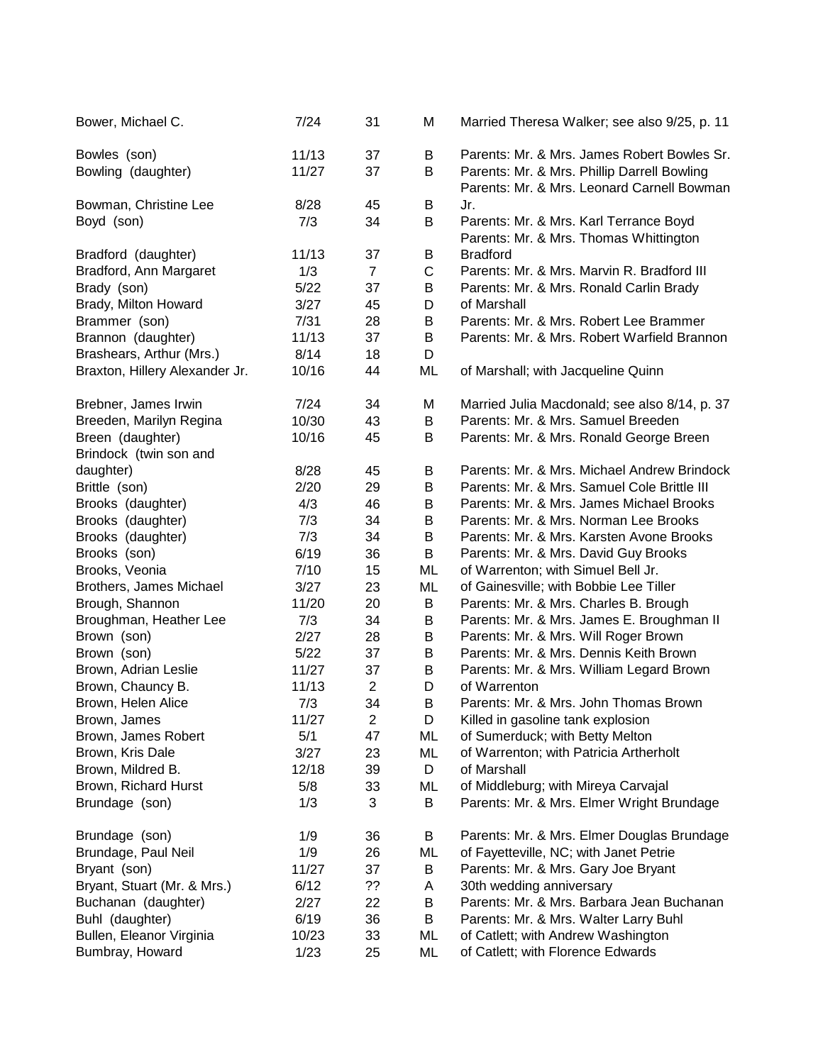| | | | | |
|---|---|---|---|---|
| Bower, Michael C. | 7/24 | 31 | M | Married Theresa Walker; see also 9/25, p. 11 |
| Bowles (son) | 11/13 | 37 | B | Parents: Mr. & Mrs. James Robert Bowles Sr. |
| Bowling (daughter) | 11/27 | 37 | B | Parents: Mr. & Mrs. Phillip Darrell Bowling |
| Bowman, Christine Lee | 8/28 | 45 | B | Parents: Mr. & Mrs. Leonard Carnell Bowman Jr. |
| Boyd (son) | 7/3 | 34 | B | Parents: Mr. & Mrs. Karl Terrance Boyd |
| Bradford (daughter) | 11/13 | 37 | B | Parents: Mr. & Mrs. Thomas Whittington Bradford |
| Bradford, Ann Margaret | 1/3 | 7 | C | Parents: Mr. & Mrs. Marvin R. Bradford III |
| Brady (son) | 5/22 | 37 | B | Parents: Mr. & Mrs. Ronald Carlin Brady |
| Brady, Milton Howard | 3/27 | 45 | D | of Marshall |
| Brammer (son) | 7/31 | 28 | B | Parents: Mr. & Mrs. Robert Lee Brammer |
| Brannon (daughter) | 11/13 | 37 | B | Parents: Mr. & Mrs. Robert Warfield Brannon |
| Brashears, Arthur (Mrs.) | 8/14 | 18 | D | |
| Braxton, Hillery Alexander Jr. | 10/16 | 44 | ML | of Marshall; with Jacqueline Quinn |
| Brebner, James Irwin | 7/24 | 34 | M | Married Julia Macdonald; see also 8/14, p. 37 |
| Breeden, Marilyn Regina | 10/30 | 43 | B | Parents: Mr. & Mrs. Samuel Breeden |
| Breen (daughter) | 10/16 | 45 | B | Parents: Mr. & Mrs. Ronald George Breen |
| Brindock (twin son and daughter) | 8/28 | 45 | B | Parents: Mr. & Mrs. Michael Andrew Brindock |
| Brittle (son) | 2/20 | 29 | B | Parents: Mr. & Mrs. Samuel Cole Brittle III |
| Brooks (daughter) | 4/3 | 46 | B | Parents: Mr. & Mrs. James Michael Brooks |
| Brooks (daughter) | 7/3 | 34 | B | Parents: Mr. & Mrs. Norman Lee Brooks |
| Brooks (daughter) | 7/3 | 34 | B | Parents: Mr. & Mrs. Karsten Avone Brooks |
| Brooks (son) | 6/19 | 36 | B | Parents: Mr. & Mrs. David Guy Brooks |
| Brooks, Veonia | 7/10 | 15 | ML | of Warrenton; with Simuel Bell Jr. |
| Brothers, James Michael | 3/27 | 23 | ML | of Gainesville; with Bobbie Lee Tiller |
| Brough, Shannon | 11/20 | 20 | B | Parents: Mr. & Mrs. Charles B. Brough |
| Broughman, Heather Lee | 7/3 | 34 | B | Parents: Mr. & Mrs. James E. Broughman II |
| Brown (son) | 2/27 | 28 | B | Parents: Mr. & Mrs. Will Roger Brown |
| Brown (son) | 5/22 | 37 | B | Parents: Mr. & Mrs. Dennis Keith Brown |
| Brown, Adrian Leslie | 11/27 | 37 | B | Parents: Mr. & Mrs. William Legard Brown |
| Brown, Chauncy B. | 11/13 | 2 | D | of Warrenton |
| Brown, Helen Alice | 7/3 | 34 | B | Parents: Mr. & Mrs. John Thomas Brown |
| Brown, James | 11/27 | 2 | D | Killed in gasoline tank explosion |
| Brown, James Robert | 5/1 | 47 | ML | of Sumerduck; with Betty Melton |
| Brown, Kris Dale | 3/27 | 23 | ML | of Warrenton; with Patricia Artherholt |
| Brown, Mildred B. | 12/18 | 39 | D | of Marshall |
| Brown, Richard Hurst | 5/8 | 33 | ML | of Middleburg; with Mireya Carvajal |
| Brundage (son) | 1/3 | 3 | B | Parents: Mr. & Mrs. Elmer Wright Brundage |
| Brundage (son) | 1/9 | 36 | B | Parents: Mr. & Mrs. Elmer Douglas Brundage |
| Brundage, Paul Neil | 1/9 | 26 | ML | of Fayetteville, NC; with Janet Petrie |
| Bryant (son) | 11/27 | 37 | B | Parents: Mr. & Mrs. Gary Joe Bryant |
| Bryant, Stuart (Mr. & Mrs.) | 6/12 | ?? | A | 30th wedding anniversary |
| Buchanan (daughter) | 2/27 | 22 | B | Parents: Mr. & Mrs. Barbara Jean Buchanan |
| Buhl (daughter) | 6/19 | 36 | B | Parents: Mr. & Mrs. Walter Larry Buhl |
| Bullen, Eleanor Virginia | 10/23 | 33 | ML | of Catlett; with Andrew Washington |
| Bumbray, Howard | 1/23 | 25 | ML | of Catlett; with Florence Edwards |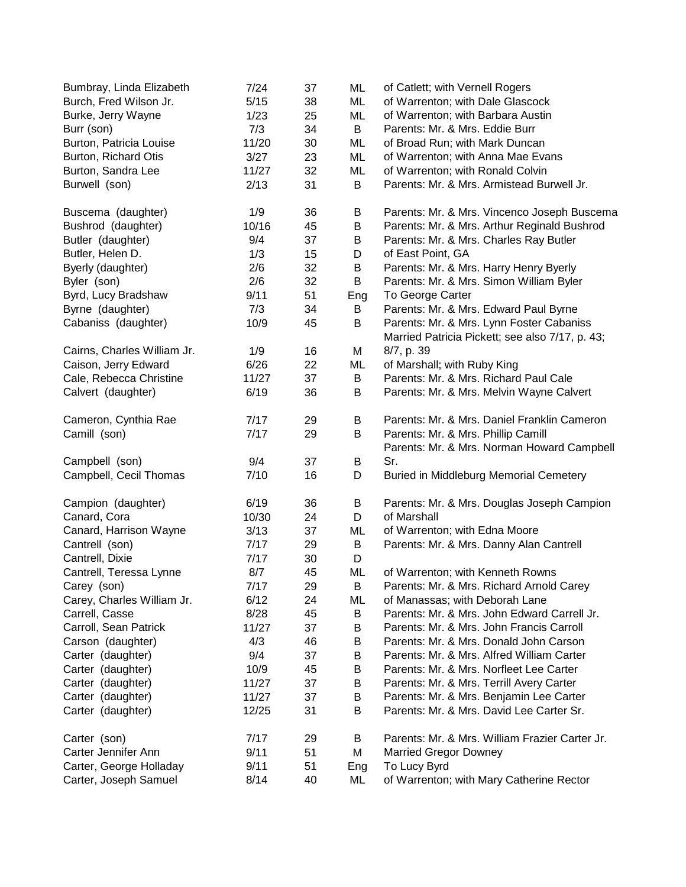| | | | | |
|---|---|---|---|---|
| Bumbray, Linda Elizabeth | 7/24 | 37 | ML | of Catlett; with Vernell Rogers |
| Burch, Fred Wilson Jr. | 5/15 | 38 | ML | of Warrenton; with Dale Glascock |
| Burke, Jerry Wayne | 1/23 | 25 | ML | of Warrenton; with Barbara Austin |
| Burr (son) | 7/3 | 34 | B | Parents: Mr. & Mrs. Eddie Burr |
| Burton, Patricia Louise | 11/20 | 30 | ML | of Broad Run; with Mark Duncan |
| Burton, Richard Otis | 3/27 | 23 | ML | of Warrenton; with Anna Mae Evans |
| Burton, Sandra Lee | 11/27 | 32 | ML | of Warrenton; with Ronald Colvin |
| Burwell (son) | 2/13 | 31 | B | Parents: Mr. & Mrs. Armistead Burwell Jr. |
| Buscema (daughter) | 1/9 | 36 | B | Parents: Mr. & Mrs. Vincenco Joseph Buscema |
| Bushrod (daughter) | 10/16 | 45 | B | Parents: Mr. & Mrs. Arthur Reginald Bushrod |
| Butler (daughter) | 9/4 | 37 | B | Parents: Mr. & Mrs. Charles Ray Butler |
| Butler, Helen D. | 1/3 | 15 | D | of East Point, GA |
| Byerly (daughter) | 2/6 | 32 | B | Parents: Mr. & Mrs. Harry Henry Byerly |
| Byler (son) | 2/6 | 32 | B | Parents: Mr. & Mrs. Simon William Byler |
| Byrd, Lucy Bradshaw | 9/11 | 51 | Eng | To George Carter |
| Byrne (daughter) | 7/3 | 34 | B | Parents: Mr. & Mrs. Edward Paul Byrne |
| Cabaniss (daughter) | 10/9 | 45 | B | Parents: Mr. & Mrs. Lynn Foster Cabaniss |
| Cairns, Charles William Jr. | 1/9 | 16 | M | Married Patricia Pickett; see also 7/17, p. 43; 8/7, p. 39 |
| Caison, Jerry Edward | 6/26 | 22 | ML | of Marshall; with Ruby King |
| Cale, Rebecca Christine | 11/27 | 37 | B | Parents: Mr. & Mrs. Richard Paul Cale |
| Calvert (daughter) | 6/19 | 36 | B | Parents: Mr. & Mrs. Melvin Wayne Calvert |
| Cameron, Cynthia Rae | 7/17 | 29 | B | Parents: Mr. & Mrs. Daniel Franklin Cameron |
| Camill (son) | 7/17 | 29 | B | Parents: Mr. & Mrs. Phillip Camill |
| Campbell (son) | 9/4 | 37 | B | Parents: Mr. & Mrs. Norman Howard Campbell Sr. |
| Campbell, Cecil Thomas | 7/10 | 16 | D | Buried in Middleburg Memorial Cemetery |
| Campion (daughter) | 6/19 | 36 | B | Parents: Mr. & Mrs. Douglas Joseph Campion |
| Canard, Cora | 10/30 | 24 | D | of Marshall |
| Canard, Harrison Wayne | 3/13 | 37 | ML | of Warrenton; with Edna Moore |
| Cantrell (son) | 7/17 | 29 | B | Parents: Mr. & Mrs. Danny Alan Cantrell |
| Cantrell, Dixie | 7/17 | 30 | D | |
| Cantrell, Teressa Lynne | 8/7 | 45 | ML | of Warrenton; with Kenneth Rowns |
| Carey (son) | 7/17 | 29 | B | Parents: Mr. & Mrs. Richard Arnold Carey |
| Carey, Charles William Jr. | 6/12 | 24 | ML | of Manassas; with Deborah Lane |
| Carrell, Casse | 8/28 | 45 | B | Parents: Mr. & Mrs. John Edward Carrell Jr. |
| Carroll, Sean Patrick | 11/27 | 37 | B | Parents: Mr. & Mrs. John Francis Carroll |
| Carson (daughter) | 4/3 | 46 | B | Parents: Mr. & Mrs. Donald John Carson |
| Carter (daughter) | 9/4 | 37 | B | Parents: Mr. & Mrs. Alfred William Carter |
| Carter (daughter) | 10/9 | 45 | B | Parents: Mr. & Mrs. Norfleet Lee Carter |
| Carter (daughter) | 11/27 | 37 | B | Parents: Mr. & Mrs. Terrill Avery Carter |
| Carter (daughter) | 11/27 | 37 | B | Parents: Mr. & Mrs. Benjamin Lee Carter |
| Carter (daughter) | 12/25 | 31 | B | Parents: Mr. & Mrs. David Lee Carter Sr. |
| Carter (son) | 7/17 | 29 | B | Parents: Mr. & Mrs. William Frazier Carter Jr. |
| Carter Jennifer Ann | 9/11 | 51 | M | Married Gregor Downey |
| Carter, George Holladay | 9/11 | 51 | Eng | To Lucy Byrd |
| Carter, Joseph Samuel | 8/14 | 40 | ML | of Warrenton; with Mary Catherine Rector |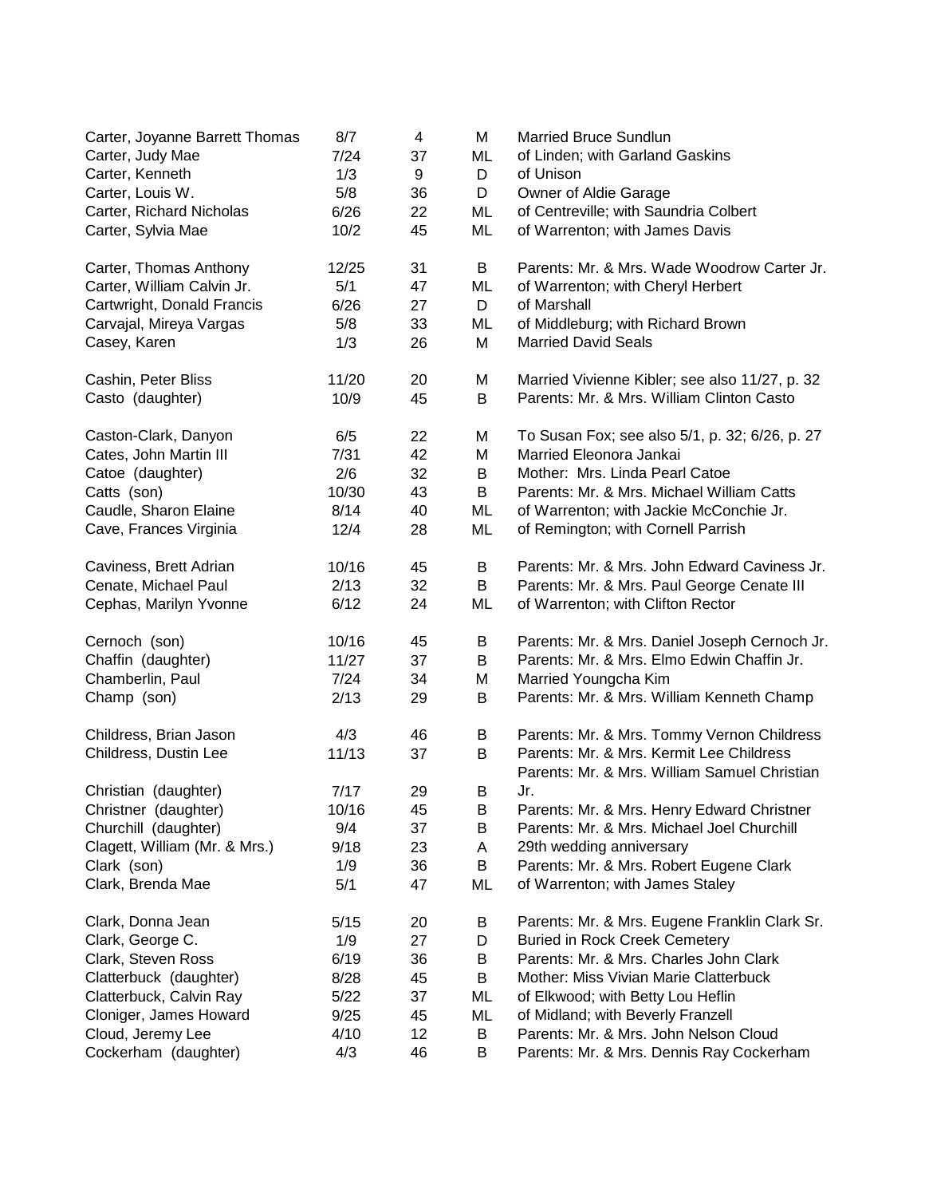| | | | | |
|---|---|---|---|---|
| Carter, Joyanne Barrett Thomas | 8/7 | 4 | M | Married Bruce Sundlun |
| Carter, Judy Mae | 7/24 | 37 | ML | of Linden; with Garland Gaskins |
| Carter, Kenneth | 1/3 | 9 | D | of Unison |
| Carter, Louis W. | 5/8 | 36 | D | Owner of Aldie Garage |
| Carter, Richard Nicholas | 6/26 | 22 | ML | of Centreville; with Saundria Colbert |
| Carter, Sylvia Mae | 10/2 | 45 | ML | of Warrenton; with James Davis |
| Carter, Thomas Anthony | 12/25 | 31 | B | Parents: Mr. & Mrs. Wade Woodrow Carter Jr. |
| Carter, William Calvin Jr. | 5/1 | 47 | ML | of Warrenton; with Cheryl Herbert |
| Cartwright, Donald Francis | 6/26 | 27 | D | of Marshall |
| Carvajal, Mireya Vargas | 5/8 | 33 | ML | of Middleburg; with Richard Brown |
| Casey, Karen | 1/3 | 26 | M | Married David Seals |
| Cashin, Peter Bliss | 11/20 | 20 | M | Married Vivienne Kibler; see also 11/27, p. 32 |
| Casto (daughter) | 10/9 | 45 | B | Parents: Mr. & Mrs. William Clinton Casto |
| Caston-Clark, Danyon | 6/5 | 22 | M | To Susan Fox; see also 5/1, p. 32; 6/26, p. 27 |
| Cates, John Martin III | 7/31 | 42 | M | Married Eleonora Jankai |
| Catoe (daughter) | 2/6 | 32 | B | Mother: Mrs. Linda Pearl Catoe |
| Catts (son) | 10/30 | 43 | B | Parents: Mr. & Mrs. Michael William Catts |
| Caudle, Sharon Elaine | 8/14 | 40 | ML | of Warrenton; with Jackie McConchie Jr. |
| Cave, Frances Virginia | 12/4 | 28 | ML | of Remington; with Cornell Parrish |
| Caviness, Brett Adrian | 10/16 | 45 | B | Parents: Mr. & Mrs. John Edward Caviness Jr. |
| Cenate, Michael Paul | 2/13 | 32 | B | Parents: Mr. & Mrs. Paul George Cenate III |
| Cephas, Marilyn Yvonne | 6/12 | 24 | ML | of Warrenton; with Clifton Rector |
| Cernoch (son) | 10/16 | 45 | B | Parents: Mr. & Mrs. Daniel Joseph Cernoch Jr. |
| Chaffin (daughter) | 11/27 | 37 | B | Parents: Mr. & Mrs. Elmo Edwin Chaffin Jr. |
| Chamberlin, Paul | 7/24 | 34 | M | Married Youngcha Kim |
| Champ (son) | 2/13 | 29 | B | Parents: Mr. & Mrs. William Kenneth Champ |
| Childress, Brian Jason | 4/3 | 46 | B | Parents: Mr. & Mrs. Tommy Vernon Childress |
| Childress, Dustin Lee | 11/13 | 37 | B | Parents: Mr. & Mrs. Kermit Lee Childress |
| Christian (daughter) | 7/17 | 29 | B | Parents: Mr. & Mrs. William Samuel Christian Jr. |
| Christner (daughter) | 10/16 | 45 | B | Parents: Mr. & Mrs. Henry Edward Christner |
| Churchill (daughter) | 9/4 | 37 | B | Parents: Mr. & Mrs. Michael Joel Churchill |
| Clagett, William (Mr. & Mrs.) | 9/18 | 23 | A | 29th wedding anniversary |
| Clark (son) | 1/9 | 36 | B | Parents: Mr. & Mrs. Robert Eugene Clark |
| Clark, Brenda Mae | 5/1 | 47 | ML | of Warrenton; with James Staley |
| Clark, Donna Jean | 5/15 | 20 | B | Parents: Mr. & Mrs. Eugene Franklin Clark Sr. |
| Clark, George C. | 1/9 | 27 | D | Buried in Rock Creek Cemetery |
| Clark, Steven Ross | 6/19 | 36 | B | Parents: Mr. & Mrs. Charles John Clark |
| Clatterbuck (daughter) | 8/28 | 45 | B | Mother: Miss Vivian Marie Clatterbuck |
| Clatterbuck, Calvin Ray | 5/22 | 37 | ML | of Elkwood; with Betty Lou Heflin |
| Cloniger, James Howard | 9/25 | 45 | ML | of Midland; with Beverly Franzell |
| Cloud, Jeremy Lee | 4/10 | 12 | B | Parents: Mr. & Mrs. John Nelson Cloud |
| Cockerham (daughter) | 4/3 | 46 | B | Parents: Mr. & Mrs. Dennis Ray Cockerham |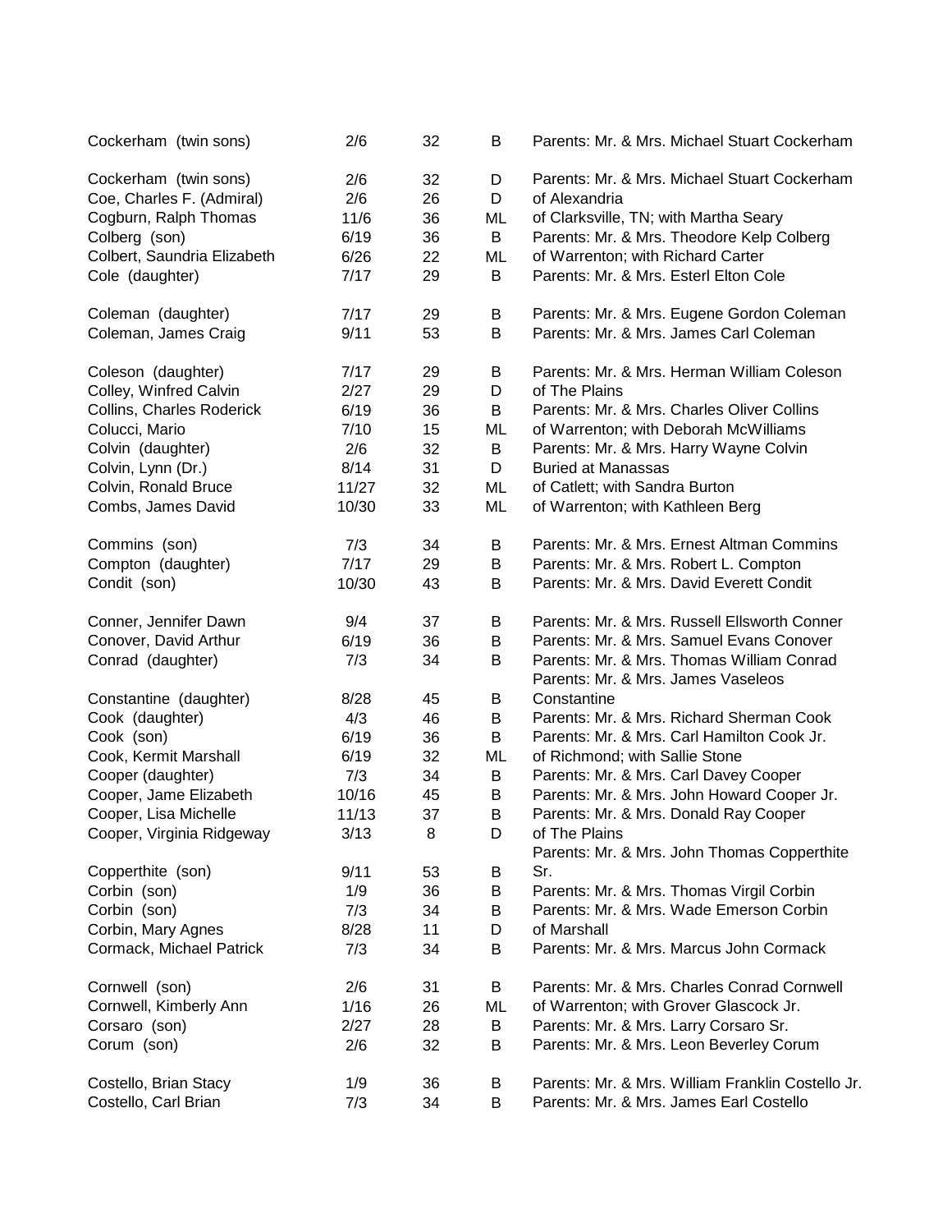| | | | | |
|---|---|---|---|---|
| Cockerham (twin sons) | 2/6 | 32 | B | Parents: Mr. & Mrs. Michael Stuart Cockerham |
| Cockerham (twin sons) | 2/6 | 32 | D | Parents: Mr. & Mrs. Michael Stuart Cockerham |
| Coe, Charles F. (Admiral) | 2/6 | 26 | D | of Alexandria |
| Cogburn, Ralph Thomas | 11/6 | 36 | ML | of Clarksville, TN; with Martha Seary |
| Colberg (son) | 6/19 | 36 | B | Parents: Mr. & Mrs. Theodore Kelp Colberg |
| Colbert, Saundria Elizabeth | 6/26 | 22 | ML | of Warrenton; with Richard Carter |
| Cole (daughter) | 7/17 | 29 | B | Parents: Mr. & Mrs. Esterl Elton Cole |
| Coleman (daughter) | 7/17 | 29 | B | Parents: Mr. & Mrs. Eugene Gordon Coleman |
| Coleman, James Craig | 9/11 | 53 | B | Parents: Mr. & Mrs. James Carl Coleman |
| Coleson (daughter) | 7/17 | 29 | B | Parents: Mr. & Mrs. Herman William Coleson |
| Colley, Winfred Calvin | 2/27 | 29 | D | of The Plains |
| Collins, Charles Roderick | 6/19 | 36 | B | Parents: Mr. & Mrs. Charles Oliver Collins |
| Colucci, Mario | 7/10 | 15 | ML | of Warrenton; with Deborah McWilliams |
| Colvin (daughter) | 2/6 | 32 | B | Parents: Mr. & Mrs. Harry Wayne Colvin |
| Colvin, Lynn (Dr.) | 8/14 | 31 | D | Buried at Manassas |
| Colvin, Ronald Bruce | 11/27 | 32 | ML | of Catlett; with Sandra Burton |
| Combs, James David | 10/30 | 33 | ML | of Warrenton; with Kathleen Berg |
| Commins (son) | 7/3 | 34 | B | Parents: Mr. & Mrs. Ernest Altman Commins |
| Compton (daughter) | 7/17 | 29 | B | Parents: Mr. & Mrs. Robert L. Compton |
| Condit (son) | 10/30 | 43 | B | Parents: Mr. & Mrs. David Everett Condit |
| Conner, Jennifer Dawn | 9/4 | 37 | B | Parents: Mr. & Mrs. Russell Ellsworth Conner |
| Conover, David Arthur | 6/19 | 36 | B | Parents: Mr. & Mrs. Samuel Evans Conover |
| Conrad (daughter) | 7/3 | 34 | B | Parents: Mr. & Mrs. Thomas William Conrad |
| Constantine (daughter) | 8/28 | 45 | B | Parents: Mr. & Mrs. James Vaseleos Constantine |
| Cook (daughter) | 4/3 | 46 | B | Parents: Mr. & Mrs. Richard Sherman Cook |
| Cook (son) | 6/19 | 36 | B | Parents: Mr. & Mrs. Carl Hamilton Cook Jr. |
| Cook, Kermit Marshall | 6/19 | 32 | ML | of Richmond; with Sallie Stone |
| Cooper (daughter) | 7/3 | 34 | B | Parents: Mr. & Mrs. Carl Davey Cooper |
| Cooper, Jame Elizabeth | 10/16 | 45 | B | Parents: Mr. & Mrs. John Howard Cooper Jr. |
| Cooper, Lisa Michelle | 11/13 | 37 | B | Parents: Mr. & Mrs. Donald Ray Cooper |
| Cooper, Virginia Ridgeway | 3/13 | 8 | D | of The Plains |
| Copperthite (son) | 9/11 | 53 | B | Parents: Mr. & Mrs. John Thomas Copperthite Sr. |
| Corbin (son) | 1/9 | 36 | B | Parents: Mr. & Mrs. Thomas Virgil Corbin |
| Corbin (son) | 7/3 | 34 | B | Parents: Mr. & Mrs. Wade Emerson Corbin |
| Corbin, Mary Agnes | 8/28 | 11 | D | of Marshall |
| Cormack, Michael Patrick | 7/3 | 34 | B | Parents: Mr. & Mrs. Marcus John Cormack |
| Cornwell (son) | 2/6 | 31 | B | Parents: Mr. & Mrs. Charles Conrad Cornwell |
| Cornwell, Kimberly Ann | 1/16 | 26 | ML | of Warrenton; with Grover Glascock Jr. |
| Corsaro (son) | 2/27 | 28 | B | Parents: Mr. & Mrs. Larry Corsaro Sr. |
| Corum (son) | 2/6 | 32 | B | Parents: Mr. & Mrs. Leon Beverley Corum |
| Costello, Brian Stacy | 1/9 | 36 | B | Parents: Mr. & Mrs. William Franklin Costello Jr. |
| Costello, Carl Brian | 7/3 | 34 | B | Parents: Mr. & Mrs. James Earl Costello |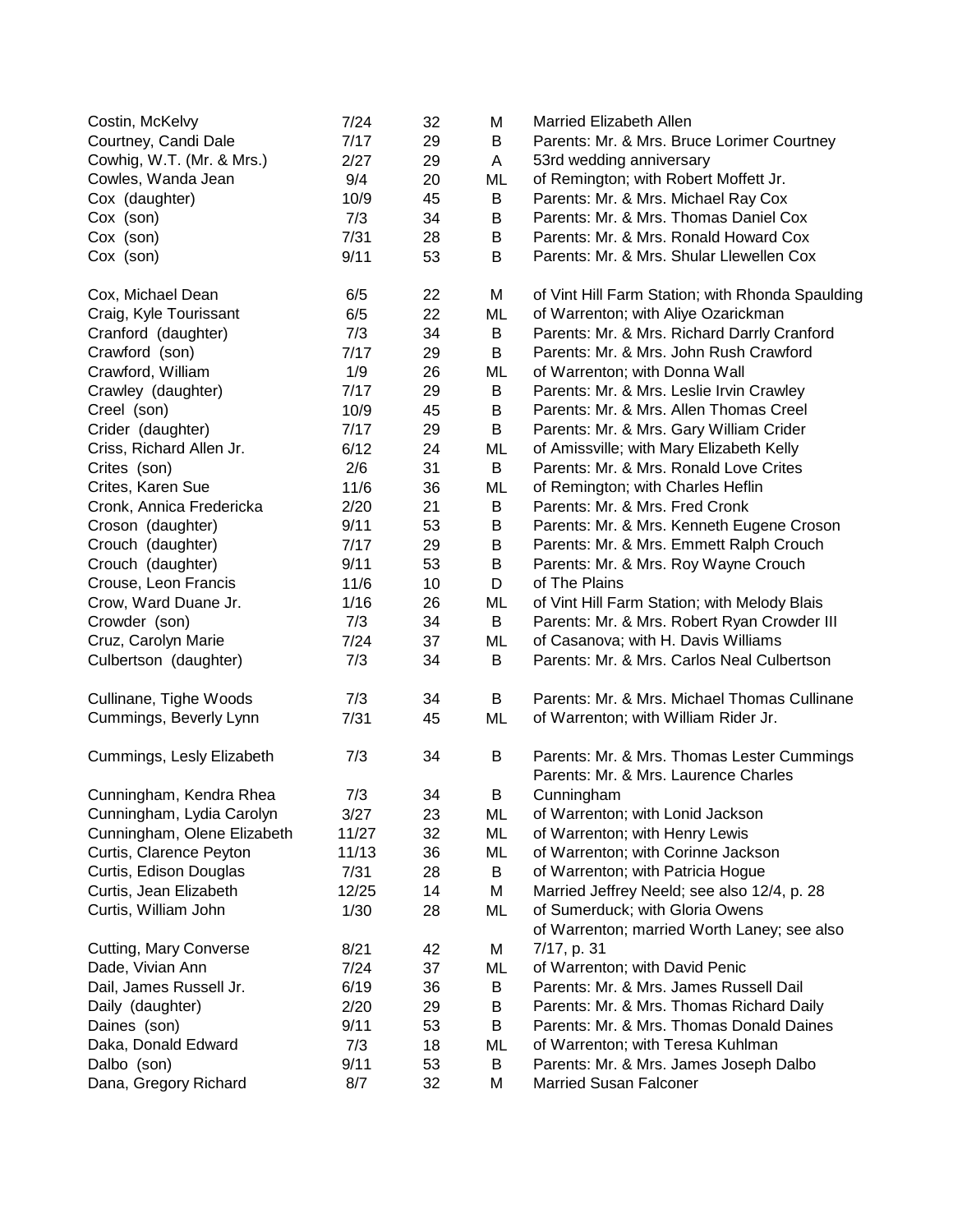| | | | | |
|---|---|---|---|---|
| Costin, McKelvy | 7/24 | 32 | M | Married Elizabeth Allen |
| Courtney, Candi Dale | 7/17 | 29 | B | Parents: Mr. & Mrs. Bruce Lorimer Courtney |
| Cowhig, W.T. (Mr. & Mrs.) | 2/27 | 29 | A | 53rd wedding anniversary |
| Cowles, Wanda Jean | 9/4 | 20 | ML | of Remington; with Robert Moffett Jr. |
| Cox (daughter) | 10/9 | 45 | B | Parents: Mr. & Mrs. Michael Ray Cox |
| Cox (son) | 7/3 | 34 | B | Parents: Mr. & Mrs. Thomas Daniel Cox |
| Cox (son) | 7/31 | 28 | B | Parents: Mr. & Mrs. Ronald Howard Cox |
| Cox (son) | 9/11 | 53 | B | Parents: Mr. & Mrs. Shular Llewellen Cox |
| Cox, Michael Dean | 6/5 | 22 | M | of Vint Hill Farm Station; with Rhonda Spaulding |
| Craig, Kyle Tourissant | 6/5 | 22 | ML | of Warrenton; with Aliye Ozarickman |
| Cranford (daughter) | 7/3 | 34 | B | Parents: Mr. & Mrs. Richard Darrly Cranford |
| Crawford (son) | 7/17 | 29 | B | Parents: Mr. & Mrs. John Rush Crawford |
| Crawford, William | 1/9 | 26 | ML | of Warrenton; with Donna Wall |
| Crawley (daughter) | 7/17 | 29 | B | Parents: Mr. & Mrs. Leslie Irvin Crawley |
| Creel (son) | 10/9 | 45 | B | Parents: Mr. & Mrs. Allen Thomas Creel |
| Crider (daughter) | 7/17 | 29 | B | Parents: Mr. & Mrs. Gary William Crider |
| Criss, Richard Allen Jr. | 6/12 | 24 | ML | of Amissville; with Mary Elizabeth Kelly |
| Crites (son) | 2/6 | 31 | B | Parents: Mr. & Mrs. Ronald Love Crites |
| Crites, Karen Sue | 11/6 | 36 | ML | of Remington; with Charles Heflin |
| Cronk, Annica Fredericka | 2/20 | 21 | B | Parents: Mr. & Mrs. Fred Cronk |
| Croson (daughter) | 9/11 | 53 | B | Parents: Mr. & Mrs. Kenneth Eugene Croson |
| Crouch (daughter) | 7/17 | 29 | B | Parents: Mr. & Mrs. Emmett Ralph Crouch |
| Crouch (daughter) | 9/11 | 53 | B | Parents: Mr. & Mrs. Roy Wayne Crouch |
| Crouse, Leon Francis | 11/6 | 10 | D | of The Plains |
| Crow, Ward Duane Jr. | 1/16 | 26 | ML | of Vint Hill Farm Station; with Melody Blais |
| Crowder (son) | 7/3 | 34 | B | Parents: Mr. & Mrs. Robert Ryan Crowder III |
| Cruz, Carolyn Marie | 7/24 | 37 | ML | of Casanova; with H. Davis Williams |
| Culbertson (daughter) | 7/3 | 34 | B | Parents: Mr. & Mrs. Carlos Neal Culbertson |
| Cullinane, Tighe Woods | 7/3 | 34 | B | Parents: Mr. & Mrs. Michael Thomas Cullinane |
| Cummings, Beverly Lynn | 7/31 | 45 | ML | of Warrenton; with William Rider Jr. |
| Cummings, Lesly Elizabeth | 7/3 | 34 | B | Parents: Mr. & Mrs. Thomas Lester Cummings |
| Cunningham, Kendra Rhea | 7/3 | 34 | B | Parents: Mr. & Mrs. Laurence Charles Cunningham |
| Cunningham, Lydia Carolyn | 3/27 | 23 | ML | of Warrenton; with Lonid Jackson |
| Cunningham, Olene Elizabeth | 11/27 | 32 | ML | of Warrenton; with Henry Lewis |
| Curtis, Clarence Peyton | 11/13 | 36 | ML | of Warrenton; with Corinne Jackson |
| Curtis, Edison Douglas | 7/31 | 28 | B | of Warrenton; with Patricia Hogue |
| Curtis, Jean Elizabeth | 12/25 | 14 | M | Married Jeffrey Neeld; see also 12/4, p. 28 |
| Curtis, William John | 1/30 | 28 | ML | of Sumerduck; with Gloria Owens |
| Cutting, Mary Converse | 8/21 | 42 | M | of Warrenton; married Worth Laney; see also 7/17, p. 31 |
| Dade, Vivian Ann | 7/24 | 37 | ML | of Warrenton; with David Penic |
| Dail, James Russell Jr. | 6/19 | 36 | B | Parents: Mr. & Mrs. James Russell Dail |
| Daily (daughter) | 2/20 | 29 | B | Parents: Mr. & Mrs. Thomas Richard Daily |
| Daines (son) | 9/11 | 53 | B | Parents: Mr. & Mrs. Thomas Donald Daines |
| Daka, Donald Edward | 7/3 | 18 | ML | of Warrenton; with Teresa Kuhlman |
| Dalbo (son) | 9/11 | 53 | B | Parents: Mr. & Mrs. James Joseph Dalbo |
| Dana, Gregory Richard | 8/7 | 32 | M | Married Susan Falconer |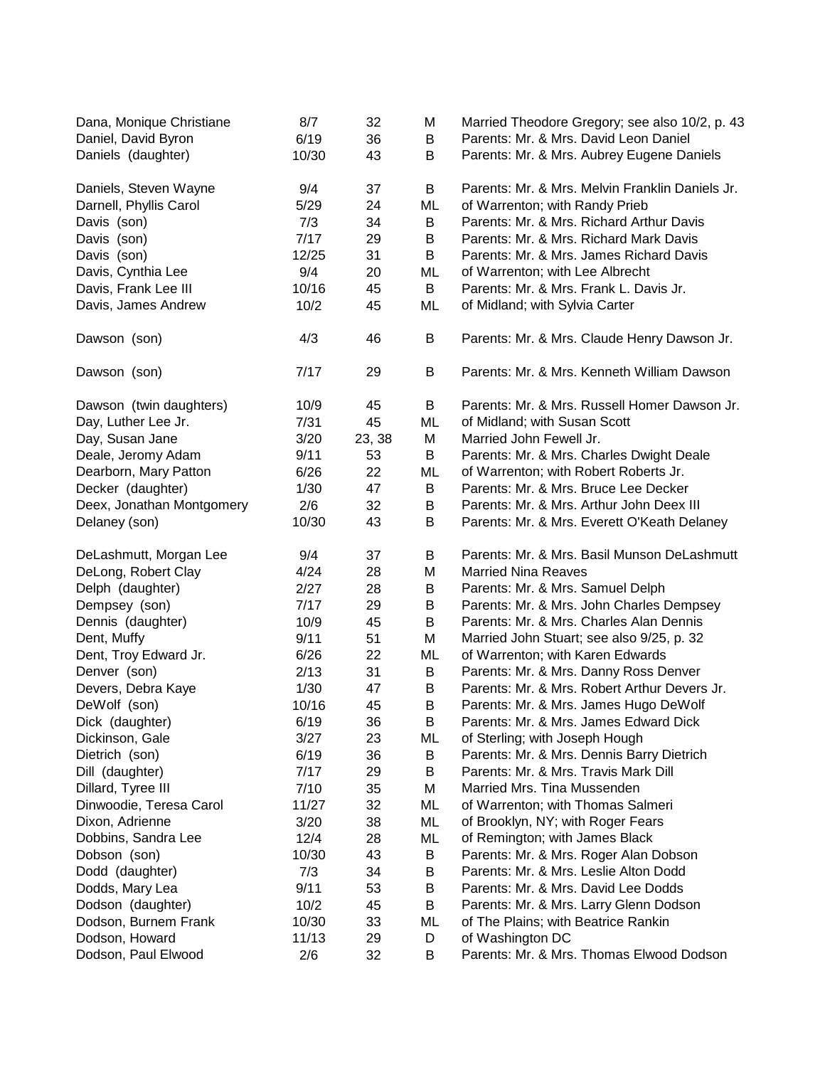| | | | | |
|---|---|---|---|---|
| Dana, Monique Christiane | 8/7 | 32 | M | Married Theodore Gregory; see also 10/2, p. 43 |
| Daniel, David Byron | 6/19 | 36 | B | Parents: Mr. & Mrs. David Leon Daniel |
| Daniels (daughter) | 10/30 | 43 | B | Parents: Mr. & Mrs. Aubrey Eugene Daniels |
| Daniels, Steven Wayne | 9/4 | 37 | B | Parents: Mr. & Mrs. Melvin Franklin Daniels Jr. |
| Darnell, Phyllis Carol | 5/29 | 24 | ML | of Warrenton; with Randy Prieb |
| Davis (son) | 7/3 | 34 | B | Parents: Mr. & Mrs. Richard Arthur Davis |
| Davis (son) | 7/17 | 29 | B | Parents: Mr. & Mrs. Richard Mark Davis |
| Davis (son) | 12/25 | 31 | B | Parents: Mr. & Mrs. James Richard Davis |
| Davis, Cynthia Lee | 9/4 | 20 | ML | of Warrenton; with Lee Albrecht |
| Davis, Frank Lee III | 10/16 | 45 | B | Parents: Mr. & Mrs. Frank L. Davis Jr. |
| Davis, James Andrew | 10/2 | 45 | ML | of Midland; with Sylvia Carter |
| Dawson (son) | 4/3 | 46 | B | Parents: Mr. & Mrs. Claude Henry Dawson Jr. |
| Dawson (son) | 7/17 | 29 | B | Parents: Mr. & Mrs. Kenneth William Dawson |
| Dawson (twin daughters) | 10/9 | 45 | B | Parents: Mr. & Mrs. Russell Homer Dawson Jr. |
| Day, Luther Lee Jr. | 7/31 | 45 | ML | of Midland; with Susan Scott |
| Day, Susan Jane | 3/20 | 23, 38 | M | Married John Fewell Jr. |
| Deale, Jeromy Adam | 9/11 | 53 | B | Parents: Mr. & Mrs. Charles Dwight Deale |
| Dearborn, Mary Patton | 6/26 | 22 | ML | of Warrenton; with Robert Roberts Jr. |
| Decker (daughter) | 1/30 | 47 | B | Parents: Mr. & Mrs. Bruce Lee Decker |
| Deex, Jonathan Montgomery | 2/6 | 32 | B | Parents: Mr. & Mrs. Arthur John Deex III |
| Delaney (son) | 10/30 | 43 | B | Parents: Mr. & Mrs. Everett O'Keath Delaney |
| DeLashmutt, Morgan Lee | 9/4 | 37 | B | Parents: Mr. & Mrs. Basil Munson DeLashmutt |
| DeLong, Robert Clay | 4/24 | 28 | M | Married Nina Reaves |
| Delph (daughter) | 2/27 | 28 | B | Parents: Mr. & Mrs. Samuel Delph |
| Dempsey (son) | 7/17 | 29 | B | Parents: Mr. & Mrs. John Charles Dempsey |
| Dennis (daughter) | 10/9 | 45 | B | Parents: Mr. & Mrs. Charles Alan Dennis |
| Dent, Muffy | 9/11 | 51 | M | Married John Stuart; see also 9/25, p. 32 |
| Dent, Troy Edward Jr. | 6/26 | 22 | ML | of Warrenton; with Karen Edwards |
| Denver (son) | 2/13 | 31 | B | Parents: Mr. & Mrs. Danny Ross Denver |
| Devers, Debra Kaye | 1/30 | 47 | B | Parents: Mr. & Mrs. Robert Arthur Devers Jr. |
| DeWolf (son) | 10/16 | 45 | B | Parents: Mr. & Mrs. James Hugo DeWolf |
| Dick (daughter) | 6/19 | 36 | B | Parents: Mr. & Mrs. James Edward Dick |
| Dickinson, Gale | 3/27 | 23 | ML | of Sterling; with Joseph Hough |
| Dietrich (son) | 6/19 | 36 | B | Parents: Mr. & Mrs. Dennis Barry Dietrich |
| Dill (daughter) | 7/17 | 29 | B | Parents: Mr. & Mrs. Travis Mark Dill |
| Dillard, Tyree III | 7/10 | 35 | M | Married Mrs. Tina Mussenden |
| Dinwoodie, Teresa Carol | 11/27 | 32 | ML | of Warrenton; with Thomas Salmeri |
| Dixon, Adrienne | 3/20 | 38 | ML | of Brooklyn, NY; with Roger Fears |
| Dobbins, Sandra Lee | 12/4 | 28 | ML | of Remington; with James Black |
| Dobson (son) | 10/30 | 43 | B | Parents: Mr. & Mrs. Roger Alan Dobson |
| Dodd (daughter) | 7/3 | 34 | B | Parents: Mr. & Mrs. Leslie Alton Dodd |
| Dodds, Mary Lea | 9/11 | 53 | B | Parents: Mr. & Mrs. David Lee Dodds |
| Dodson (daughter) | 10/2 | 45 | B | Parents: Mr. & Mrs. Larry Glenn Dodson |
| Dodson, Burnem Frank | 10/30 | 33 | ML | of The Plains; with Beatrice Rankin |
| Dodson, Howard | 11/13 | 29 | D | of Washington DC |
| Dodson, Paul Elwood | 2/6 | 32 | B | Parents: Mr. & Mrs. Thomas Elwood Dodson |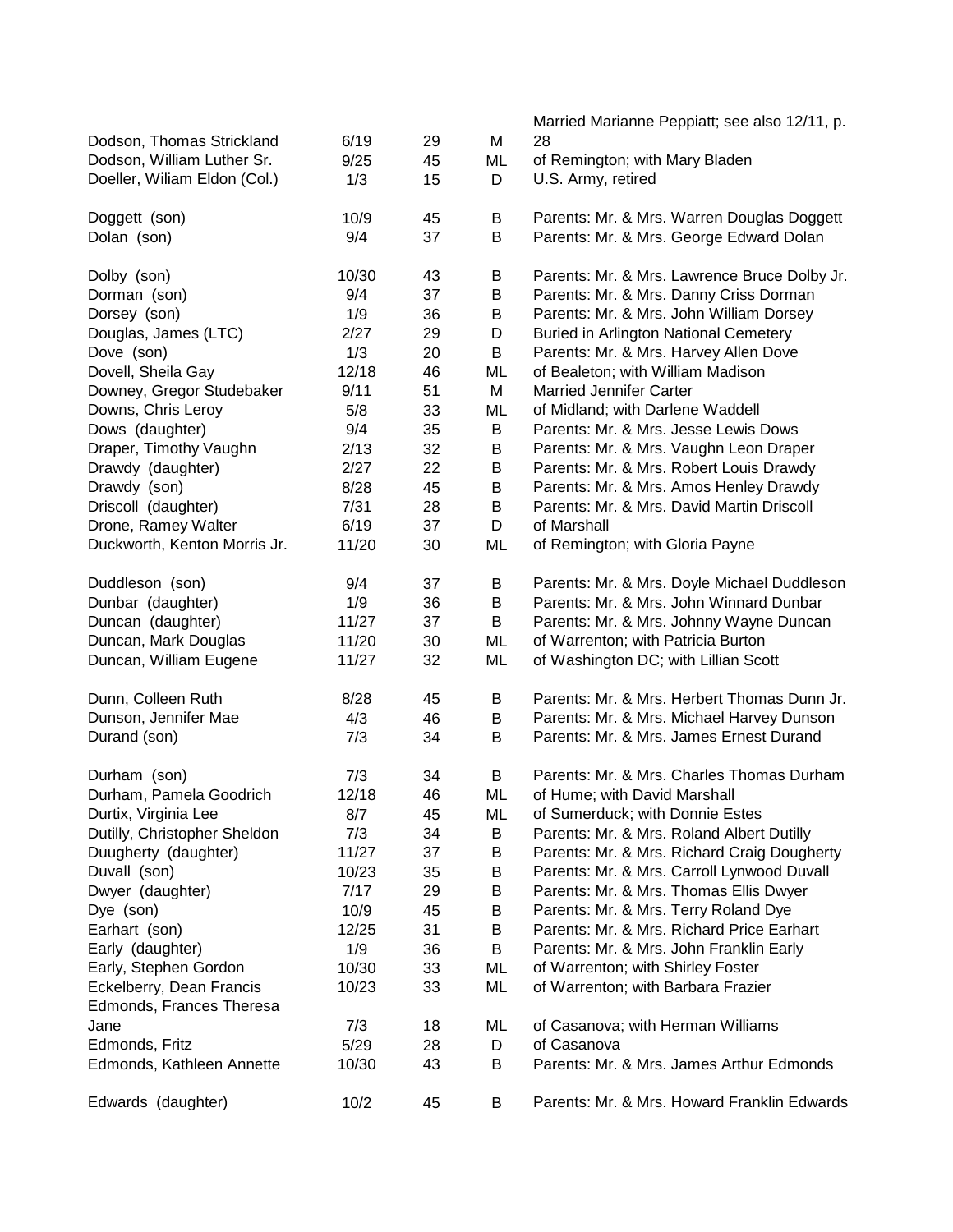| | | | | |
|---|---|---|---|---|
| Dodson, Thomas Strickland | 6/19 | 29 | M | Married Marianne Peppiatt; see also 12/11, p. 28 |
| Dodson, William Luther Sr. | 9/25 | 45 | ML | of Remington; with Mary Bladen |
| Doeller, Wiliam Eldon (Col.) | 1/3 | 15 | D | U.S. Army, retired |
| Doggett (son) | 10/9 | 45 | B | Parents: Mr. & Mrs. Warren Douglas Doggett |
| Dolan (son) | 9/4 | 37 | B | Parents: Mr. & Mrs. George Edward Dolan |
| Dolby (son) | 10/30 | 43 | B | Parents: Mr. & Mrs. Lawrence Bruce Dolby Jr. |
| Dorman (son) | 9/4 | 37 | B | Parents: Mr. & Mrs. Danny Criss Dorman |
| Dorsey (son) | 1/9 | 36 | B | Parents: Mr. & Mrs. John William Dorsey |
| Douglas, James (LTC) | 2/27 | 29 | D | Buried in Arlington National Cemetery |
| Dove (son) | 1/3 | 20 | B | Parents: Mr. & Mrs. Harvey Allen Dove |
| Dovell, Sheila Gay | 12/18 | 46 | ML | of Bealeton; with William Madison |
| Downey, Gregor Studebaker | 9/11 | 51 | M | Married Jennifer Carter |
| Downs, Chris Leroy | 5/8 | 33 | ML | of Midland; with Darlene Waddell |
| Dows (daughter) | 9/4 | 35 | B | Parents: Mr. & Mrs. Jesse Lewis Dows |
| Draper, Timothy Vaughn | 2/13 | 32 | B | Parents: Mr. & Mrs. Vaughn Leon Draper |
| Drawdy (daughter) | 2/27 | 22 | B | Parents: Mr. & Mrs. Robert Louis Drawdy |
| Drawdy (son) | 8/28 | 45 | B | Parents: Mr. & Mrs. Amos Henley Drawdy |
| Driscoll (daughter) | 7/31 | 28 | B | Parents: Mr. & Mrs. David Martin Driscoll |
| Drone, Ramey Walter | 6/19 | 37 | D | of Marshall |
| Duckworth, Kenton Morris Jr. | 11/20 | 30 | ML | of Remington; with Gloria Payne |
| Duddleson (son) | 9/4 | 37 | B | Parents: Mr. & Mrs. Doyle Michael Duddleson |
| Dunbar (daughter) | 1/9 | 36 | B | Parents: Mr. & Mrs. John Winnard Dunbar |
| Duncan (daughter) | 11/27 | 37 | B | Parents: Mr. & Mrs. Johnny Wayne Duncan |
| Duncan, Mark Douglas | 11/20 | 30 | ML | of Warrenton; with Patricia Burton |
| Duncan, William Eugene | 11/27 | 32 | ML | of Washington DC; with Lillian Scott |
| Dunn, Colleen Ruth | 8/28 | 45 | B | Parents: Mr. & Mrs. Herbert Thomas Dunn Jr. |
| Dunson, Jennifer Mae | 4/3 | 46 | B | Parents: Mr. & Mrs. Michael Harvey Dunson |
| Durand (son) | 7/3 | 34 | B | Parents: Mr. & Mrs. James Ernest Durand |
| Durham (son) | 7/3 | 34 | B | Parents: Mr. & Mrs. Charles Thomas Durham |
| Durham, Pamela Goodrich | 12/18 | 46 | ML | of Hume; with David Marshall |
| Durtix, Virginia Lee | 8/7 | 45 | ML | of Sumerduck; with Donnie Estes |
| Dutilly, Christopher Sheldon | 7/3 | 34 | B | Parents: Mr. & Mrs. Roland Albert Dutilly |
| Duugherty (daughter) | 11/27 | 37 | B | Parents: Mr. & Mrs. Richard Craig Dougherty |
| Duvall (son) | 10/23 | 35 | B | Parents: Mr. & Mrs. Carroll Lynwood Duvall |
| Dwyer (daughter) | 7/17 | 29 | B | Parents: Mr. & Mrs. Thomas Ellis Dwyer |
| Dye (son) | 10/9 | 45 | B | Parents: Mr. & Mrs. Terry Roland Dye |
| Earhart (son) | 12/25 | 31 | B | Parents: Mr. & Mrs. Richard Price Earhart |
| Early (daughter) | 1/9 | 36 | B | Parents: Mr. & Mrs. John Franklin Early |
| Early, Stephen Gordon | 10/30 | 33 | ML | of Warrenton; with Shirley Foster |
| Eckelberry, Dean Francis | 10/23 | 33 | ML | of Warrenton; with Barbara Frazier |
| Edmonds, Frances Theresa Jane | 7/3 | 18 | ML | of Casanova; with Herman Williams |
| Edmonds, Fritz | 5/29 | 28 | D | of Casanova |
| Edmonds, Kathleen Annette | 10/30 | 43 | B | Parents: Mr. & Mrs. James Arthur Edmonds |
| Edwards (daughter) | 10/2 | 45 | B | Parents: Mr. & Mrs. Howard Franklin Edwards |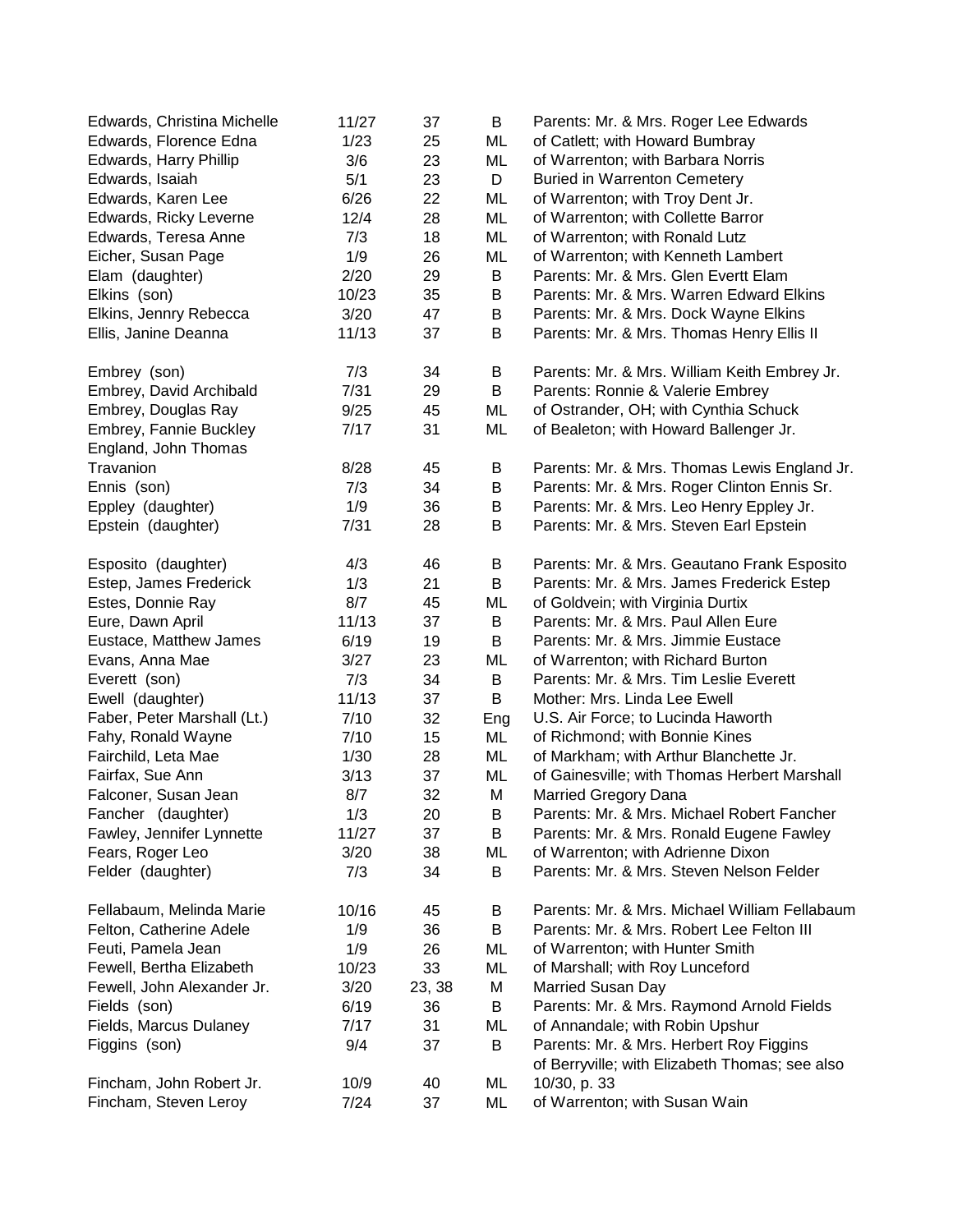| | | | | |
|---|---|---|---|---|
| Edwards, Christina Michelle | 11/27 | 37 | B | Parents: Mr. & Mrs. Roger Lee Edwards |
| Edwards, Florence Edna | 1/23 | 25 | ML | of Catlett; with Howard Bumbray |
| Edwards, Harry Phillip | 3/6 | 23 | ML | of Warrenton; with Barbara Norris |
| Edwards, Isaiah | 5/1 | 23 | D | Buried in Warrenton Cemetery |
| Edwards, Karen Lee | 6/26 | 22 | ML | of Warrenton; with Troy Dent Jr. |
| Edwards, Ricky Leverne | 12/4 | 28 | ML | of Warrenton; with Collette Barror |
| Edwards, Teresa Anne | 7/3 | 18 | ML | of Warrenton; with Ronald Lutz |
| Eicher, Susan Page | 1/9 | 26 | ML | of Warrenton; with Kenneth Lambert |
| Elam (daughter) | 2/20 | 29 | B | Parents: Mr. & Mrs. Glen Evertt Elam |
| Elkins (son) | 10/23 | 35 | B | Parents: Mr. & Mrs. Warren Edward Elkins |
| Elkins, Jennry Rebecca | 3/20 | 47 | B | Parents: Mr. & Mrs. Dock Wayne Elkins |
| Ellis, Janine Deanna | 11/13 | 37 | B | Parents: Mr. & Mrs. Thomas Henry Ellis II |
| Embrey (son) | 7/3 | 34 | B | Parents: Mr. & Mrs. William Keith Embrey Jr. |
| Embrey, David Archibald | 7/31 | 29 | B | Parents: Ronnie & Valerie Embrey |
| Embrey, Douglas Ray | 9/25 | 45 | ML | of Ostrander, OH; with Cynthia Schuck |
| Embrey, Fannie Buckley | 7/17 | 31 | ML | of Bealeton; with Howard Ballenger Jr. |
| England, John Thomas Travanion | 8/28 | 45 | B | Parents: Mr. & Mrs. Thomas Lewis England Jr. |
| Ennis (son) | 7/3 | 34 | B | Parents: Mr. & Mrs. Roger Clinton Ennis Sr. |
| Eppley (daughter) | 1/9 | 36 | B | Parents: Mr. & Mrs. Leo Henry Eppley Jr. |
| Epstein (daughter) | 7/31 | 28 | B | Parents: Mr. & Mrs. Steven Earl Epstein |
| Esposito (daughter) | 4/3 | 46 | B | Parents: Mr. & Mrs. Geautano Frank Esposito |
| Estep, James Frederick | 1/3 | 21 | B | Parents: Mr. & Mrs. James Frederick Estep |
| Estes, Donnie Ray | 8/7 | 45 | ML | of Goldvein; with Virginia Durtix |
| Eure, Dawn April | 11/13 | 37 | B | Parents: Mr. & Mrs. Paul Allen Eure |
| Eustace, Matthew James | 6/19 | 19 | B | Parents: Mr. & Mrs. Jimmie Eustace |
| Evans, Anna Mae | 3/27 | 23 | ML | of Warrenton; with Richard Burton |
| Everett (son) | 7/3 | 34 | B | Parents: Mr. & Mrs. Tim Leslie Everett |
| Ewell (daughter) | 11/13 | 37 | B | Mother: Mrs. Linda Lee Ewell |
| Faber, Peter Marshall (Lt.) | 7/10 | 32 | Eng | U.S. Air Force; to Lucinda Haworth |
| Fahy, Ronald Wayne | 7/10 | 15 | ML | of Richmond; with Bonnie Kines |
| Fairchild, Leta Mae | 1/30 | 28 | ML | of Markham; with Arthur Blanchette Jr. |
| Fairfax, Sue Ann | 3/13 | 37 | ML | of Gainesville; with Thomas Herbert Marshall |
| Falconer, Susan Jean | 8/7 | 32 | M | Married Gregory Dana |
| Fancher (daughter) | 1/3 | 20 | B | Parents: Mr. & Mrs. Michael Robert Fancher |
| Fawley, Jennifer Lynnette | 11/27 | 37 | B | Parents: Mr. & Mrs. Ronald Eugene Fawley |
| Fears, Roger Leo | 3/20 | 38 | ML | of Warrenton; with Adrienne Dixon |
| Felder (daughter) | 7/3 | 34 | B | Parents: Mr. & Mrs. Steven Nelson Felder |
| Fellabaum, Melinda Marie | 10/16 | 45 | B | Parents: Mr. & Mrs. Michael William Fellabaum |
| Felton, Catherine Adele | 1/9 | 36 | B | Parents: Mr. & Mrs. Robert Lee Felton III |
| Feuti, Pamela Jean | 1/9 | 26 | ML | of Warrenton; with Hunter Smith |
| Fewell, Bertha Elizabeth | 10/23 | 33 | ML | of Marshall; with Roy Lunceford |
| Fewell, John Alexander Jr. | 3/20 | 23, 38 | M | Married Susan Day |
| Fields (son) | 6/19 | 36 | B | Parents: Mr. & Mrs. Raymond Arnold Fields |
| Fields, Marcus Dulaney | 7/17 | 31 | ML | of Annandale; with Robin Upshur |
| Figgins (son) | 9/4 | 37 | B | Parents: Mr. & Mrs. Herbert Roy Figgins |
| Fincham, John Robert Jr. | 10/9 | 40 | ML | of Berryville; with Elizabeth Thomas; see also 10/30, p. 33 |
| Fincham, Steven Leroy | 7/24 | 37 | ML | of Warrenton; with Susan Wain |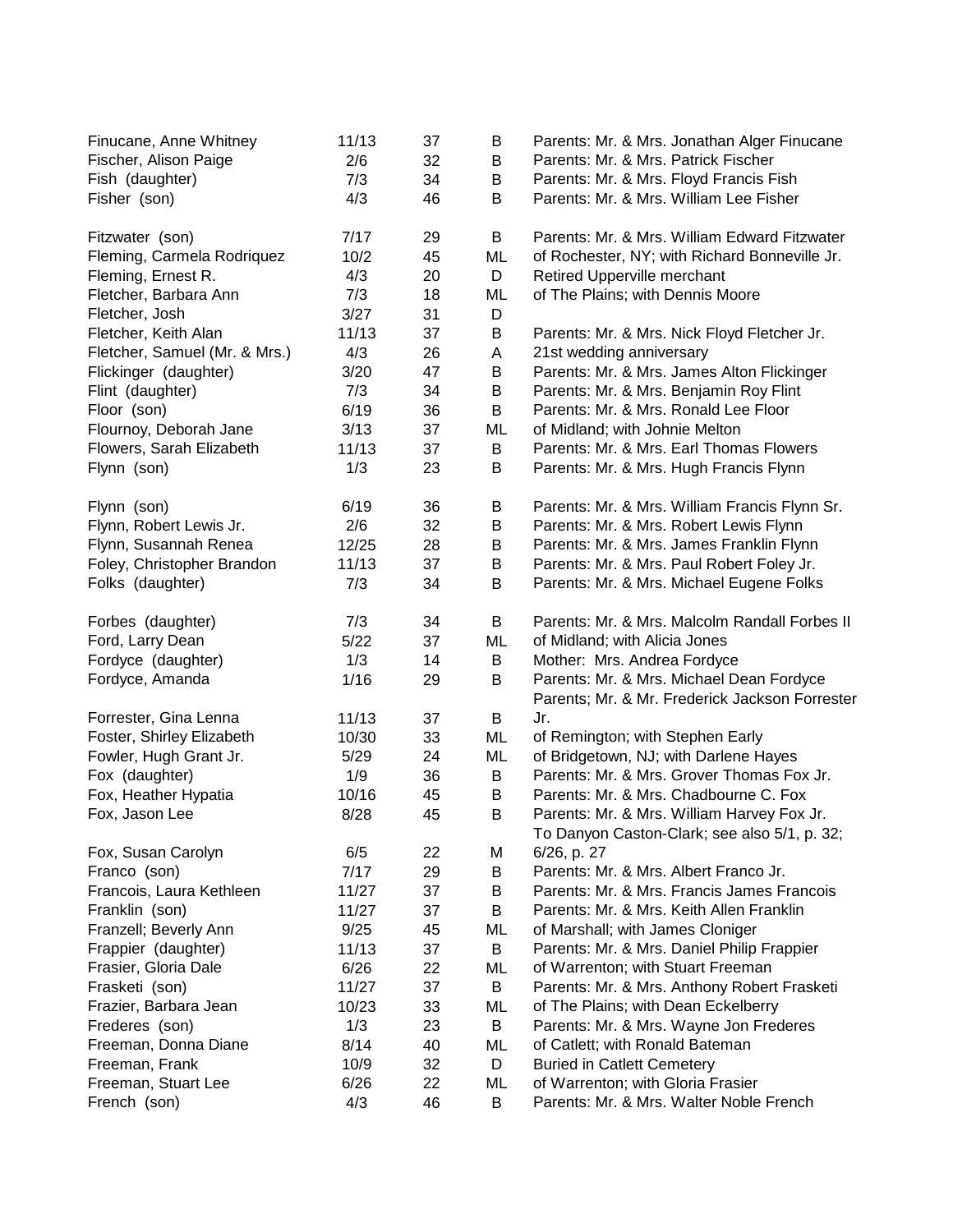| | | | | |
|---|---|---|---|---|
| Finucane, Anne Whitney | 11/13 | 37 | B | Parents: Mr. & Mrs. Jonathan Alger Finucane |
| Fischer, Alison Paige | 2/6 | 32 | B | Parents: Mr. & Mrs. Patrick Fischer |
| Fish (daughter) | 7/3 | 34 | B | Parents: Mr. & Mrs. Floyd Francis Fish |
| Fisher (son) | 4/3 | 46 | B | Parents: Mr. & Mrs. William Lee Fisher |
| Fitzwater (son) | 7/17 | 29 | B | Parents: Mr. & Mrs. William Edward Fitzwater |
| Fleming, Carmela Rodriquez | 10/2 | 45 | ML | of Rochester, NY; with Richard Bonneville Jr. |
| Fleming, Ernest R. | 4/3 | 20 | D | Retired Upperville merchant |
| Fletcher, Barbara Ann | 7/3 | 18 | ML | of The Plains; with Dennis Moore |
| Fletcher, Josh | 3/27 | 31 | D | |
| Fletcher, Keith Alan | 11/13 | 37 | B | Parents: Mr. & Mrs. Nick Floyd Fletcher Jr. |
| Fletcher, Samuel (Mr. & Mrs.) | 4/3 | 26 | A | 21st wedding anniversary |
| Flickinger (daughter) | 3/20 | 47 | B | Parents: Mr. & Mrs. James Alton Flickinger |
| Flint (daughter) | 7/3 | 34 | B | Parents: Mr. & Mrs. Benjamin Roy Flint |
| Floor (son) | 6/19 | 36 | B | Parents: Mr. & Mrs. Ronald Lee Floor |
| Flournoy, Deborah Jane | 3/13 | 37 | ML | of Midland; with Johnie Melton |
| Flowers, Sarah Elizabeth | 11/13 | 37 | B | Parents: Mr. & Mrs. Earl Thomas Flowers |
| Flynn (son) | 1/3 | 23 | B | Parents: Mr. & Mrs. Hugh Francis Flynn |
| Flynn (son) | 6/19 | 36 | B | Parents: Mr. & Mrs. William Francis Flynn Sr. |
| Flynn, Robert Lewis Jr. | 2/6 | 32 | B | Parents: Mr. & Mrs. Robert Lewis Flynn |
| Flynn, Susannah Renea | 12/25 | 28 | B | Parents: Mr. & Mrs. James Franklin Flynn |
| Foley, Christopher Brandon | 11/13 | 37 | B | Parents: Mr. & Mrs. Paul Robert Foley Jr. |
| Folks (daughter) | 7/3 | 34 | B | Parents: Mr. & Mrs. Michael Eugene Folks |
| Forbes (daughter) | 7/3 | 34 | B | Parents: Mr. & Mrs. Malcolm Randall Forbes II |
| Ford, Larry Dean | 5/22 | 37 | ML | of Midland; with Alicia Jones |
| Fordyce (daughter) | 1/3 | 14 | B | Mother: Mrs. Andrea Fordyce |
| Fordyce, Amanda | 1/16 | 29 | B | Parents: Mr. & Mrs. Michael Dean Fordyce |
| Forrester, Gina Lenna | 11/13 | 37 | B | Parents; Mr. & Mr. Frederick Jackson Forrester Jr. |
| Foster, Shirley Elizabeth | 10/30 | 33 | ML | of Remington; with Stephen Early |
| Fowler, Hugh Grant Jr. | 5/29 | 24 | ML | of Bridgetown, NJ; with Darlene Hayes |
| Fox (daughter) | 1/9 | 36 | B | Parents: Mr. & Mrs. Grover Thomas Fox Jr. |
| Fox, Heather Hypatia | 10/16 | 45 | B | Parents: Mr. & Mrs. Chadbourne C. Fox |
| Fox, Jason Lee | 8/28 | 45 | B | Parents: Mr. & Mrs. William Harvey Fox Jr. |
| Fox, Susan Carolyn | 6/5 | 22 | M | To Danyon Caston-Clark; see also 5/1, p. 32; 6/26, p. 27 |
| Franco (son) | 7/17 | 29 | B | Parents: Mr. & Mrs. Albert Franco Jr. |
| Francois, Laura Kethleen | 11/27 | 37 | B | Parents: Mr. & Mrs. Francis James Francois |
| Franklin (son) | 11/27 | 37 | B | Parents: Mr. & Mrs. Keith Allen Franklin |
| Franzell; Beverly Ann | 9/25 | 45 | ML | of Marshall; with James Cloniger |
| Frappier (daughter) | 11/13 | 37 | B | Parents: Mr. & Mrs. Daniel Philip Frappier |
| Frasier, Gloria Dale | 6/26 | 22 | ML | of Warrenton; with Stuart Freeman |
| Frasketi (son) | 11/27 | 37 | B | Parents: Mr. & Mrs. Anthony Robert Frasketi |
| Frazier, Barbara Jean | 10/23 | 33 | ML | of The Plains; with Dean Eckelberry |
| Frederes (son) | 1/3 | 23 | B | Parents: Mr. & Mrs. Wayne Jon Frederes |
| Freeman, Donna Diane | 8/14 | 40 | ML | of Catlett; with Ronald Bateman |
| Freeman, Frank | 10/9 | 32 | D | Buried in Catlett Cemetery |
| Freeman, Stuart Lee | 6/26 | 22 | ML | of Warrenton; with Gloria Frasier |
| French (son) | 4/3 | 46 | B | Parents: Mr. & Mrs. Walter Noble French |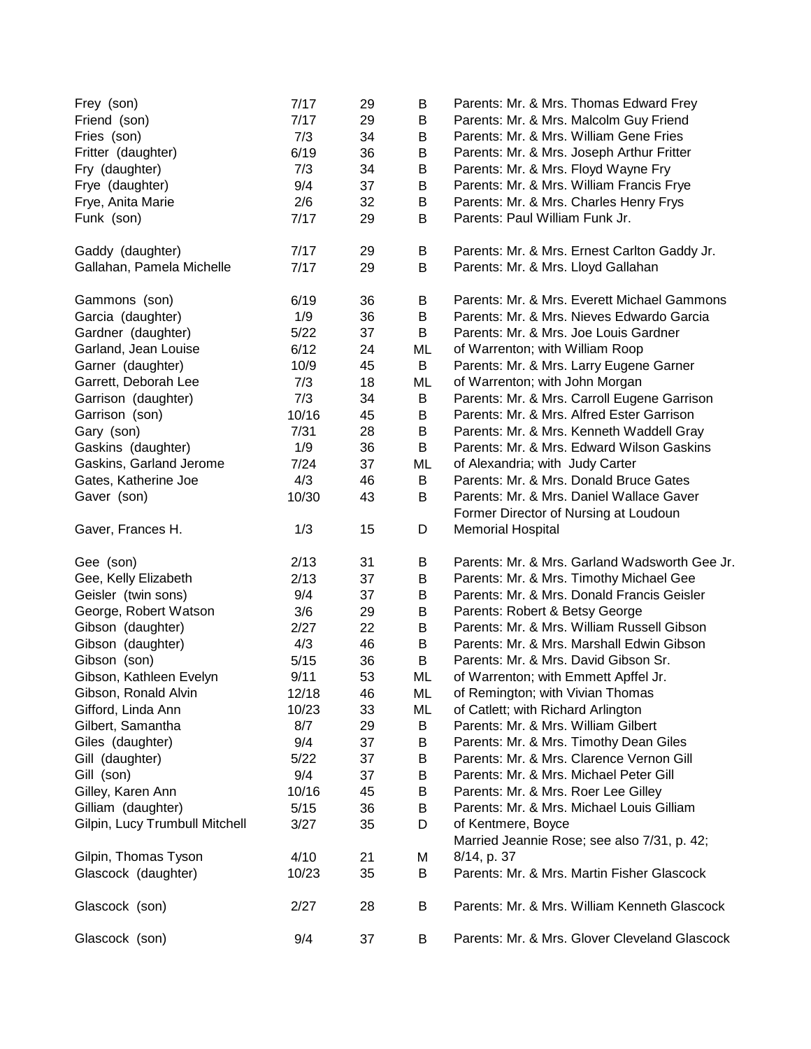| | | | | |
|---|---|---|---|---|
| Frey (son) | 7/17 | 29 | B | Parents: Mr. & Mrs. Thomas Edward Frey |
| Friend (son) | 7/17 | 29 | B | Parents: Mr. & Mrs. Malcolm Guy Friend |
| Fries (son) | 7/3 | 34 | B | Parents: Mr. & Mrs. William Gene Fries |
| Fritter (daughter) | 6/19 | 36 | B | Parents: Mr. & Mrs. Joseph Arthur Fritter |
| Fry (daughter) | 7/3 | 34 | B | Parents: Mr. & Mrs. Floyd Wayne Fry |
| Frye (daughter) | 9/4 | 37 | B | Parents: Mr. & Mrs. William Francis Frye |
| Frye, Anita Marie | 2/6 | 32 | B | Parents: Mr. & Mrs. Charles Henry Frys |
| Funk (son) | 7/17 | 29 | B | Parents: Paul William Funk Jr. |
| Gaddy (daughter) | 7/17 | 29 | B | Parents: Mr. & Mrs. Ernest Carlton Gaddy Jr. |
| Gallahan, Pamela Michelle | 7/17 | 29 | B | Parents: Mr. & Mrs. Lloyd Gallahan |
| Gammons (son) | 6/19 | 36 | B | Parents: Mr. & Mrs. Everett Michael Gammons |
| Garcia (daughter) | 1/9 | 36 | B | Parents: Mr. & Mrs. Nieves Edwardo Garcia |
| Gardner (daughter) | 5/22 | 37 | B | Parents: Mr. & Mrs. Joe Louis Gardner |
| Garland, Jean Louise | 6/12 | 24 | ML | of Warrenton; with William Roop |
| Garner (daughter) | 10/9 | 45 | B | Parents: Mr. & Mrs. Larry Eugene Garner |
| Garrett, Deborah Lee | 7/3 | 18 | ML | of Warrenton; with John Morgan |
| Garrison (daughter) | 7/3 | 34 | B | Parents: Mr. & Mrs. Carroll Eugene Garrison |
| Garrison (son) | 10/16 | 45 | B | Parents: Mr. & Mrs. Alfred Ester Garrison |
| Gary (son) | 7/31 | 28 | B | Parents: Mr. & Mrs. Kenneth Waddell Gray |
| Gaskins (daughter) | 1/9 | 36 | B | Parents: Mr. & Mrs. Edward Wilson Gaskins |
| Gaskins, Garland Jerome | 7/24 | 37 | ML | of Alexandria; with Judy Carter |
| Gates, Katherine Joe | 4/3 | 46 | B | Parents: Mr. & Mrs. Donald Bruce Gates |
| Gaver (son) | 10/30 | 43 | B | Parents: Mr. & Mrs. Daniel Wallace Gaver |
| Gaver, Frances H. | 1/3 | 15 | D | Former Director of Nursing at Loudoun Memorial Hospital |
| Gee (son) | 2/13 | 31 | B | Parents: Mr. & Mrs. Garland Wadsworth Gee Jr. |
| Gee, Kelly Elizabeth | 2/13 | 37 | B | Parents: Mr. & Mrs. Timothy Michael Gee |
| Geisler (twin sons) | 9/4 | 37 | B | Parents: Mr. & Mrs. Donald Francis Geisler |
| George, Robert Watson | 3/6 | 29 | B | Parents: Robert & Betsy George |
| Gibson (daughter) | 2/27 | 22 | B | Parents: Mr. & Mrs. William Russell Gibson |
| Gibson (daughter) | 4/3 | 46 | B | Parents: Mr. & Mrs. Marshall Edwin Gibson |
| Gibson (son) | 5/15 | 36 | B | Parents: Mr. & Mrs. David Gibson Sr. |
| Gibson, Kathleen Evelyn | 9/11 | 53 | ML | of Warrenton; with Emmett Apffel Jr. |
| Gibson, Ronald Alvin | 12/18 | 46 | ML | of Remington; with Vivian Thomas |
| Gifford, Linda Ann | 10/23 | 33 | ML | of Catlett; with Richard Arlington |
| Gilbert, Samantha | 8/7 | 29 | B | Parents: Mr. & Mrs. William Gilbert |
| Giles (daughter) | 9/4 | 37 | B | Parents: Mr. & Mrs. Timothy Dean Giles |
| Gill (daughter) | 5/22 | 37 | B | Parents: Mr. & Mrs. Clarence Vernon Gill |
| Gill (son) | 9/4 | 37 | B | Parents: Mr. & Mrs. Michael Peter Gill |
| Gilley, Karen Ann | 10/16 | 45 | B | Parents: Mr. & Mrs. Roer Lee Gilley |
| Gilliam (daughter) | 5/15 | 36 | B | Parents: Mr. & Mrs. Michael Louis Gilliam |
| Gilpin, Lucy Trumbull Mitchell | 3/27 | 35 | D | of Kentmere, Boyce |
| Gilpin, Thomas Tyson | 4/10 | 21 | M | Married Jeannie Rose; see also 7/31, p. 42; 8/14, p. 37 |
| Glascock (daughter) | 10/23 | 35 | B | Parents: Mr. & Mrs. Martin Fisher Glascock |
| Glascock (son) | 2/27 | 28 | B | Parents: Mr. & Mrs. William Kenneth Glascock |
| Glascock (son) | 9/4 | 37 | B | Parents: Mr. & Mrs. Glover Cleveland Glascock |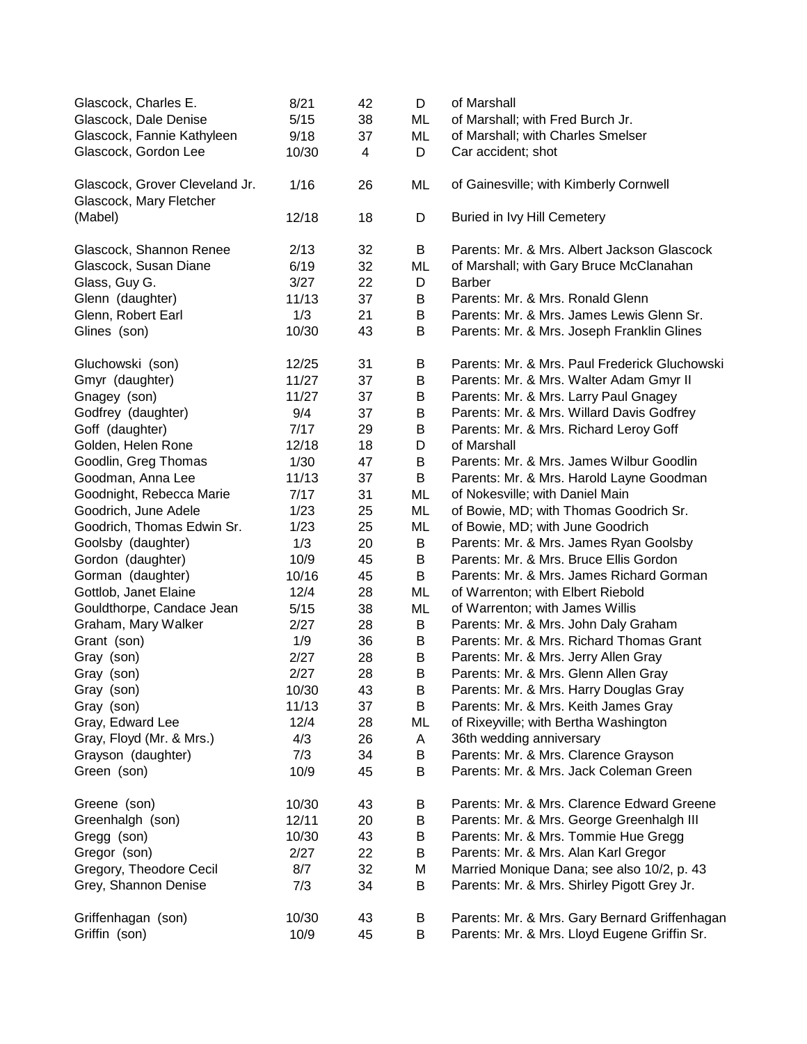| | | | | |
|---|---|---|---|---|
| Glascock, Charles E. | 8/21 | 42 | D | of Marshall |
| Glascock, Dale Denise | 5/15 | 38 | ML | of Marshall; with Fred Burch Jr. |
| Glascock, Fannie Kathyleen | 9/18 | 37 | ML | of Marshall; with Charles Smelser |
| Glascock, Gordon Lee | 10/30 | 4 | D | Car accident; shot |
| Glascock, Grover Cleveland Jr. | 1/16 | 26 | ML | of Gainesville; with Kimberly Cornwell |
| Glascock, Mary Fletcher (Mabel) | 12/18 | 18 | D | Buried in Ivy Hill Cemetery |
| Glascock, Shannon Renee | 2/13 | 32 | B | Parents: Mr. & Mrs. Albert Jackson Glascock |
| Glascock, Susan Diane | 6/19 | 32 | ML | of Marshall; with Gary Bruce McClanahan |
| Glass, Guy G. | 3/27 | 22 | D | Barber |
| Glenn (daughter) | 11/13 | 37 | B | Parents: Mr. & Mrs. Ronald Glenn |
| Glenn, Robert Earl | 1/3 | 21 | B | Parents: Mr. & Mrs. James Lewis Glenn Sr. |
| Glines (son) | 10/30 | 43 | B | Parents: Mr. & Mrs. Joseph Franklin Glines |
| Gluchowski (son) | 12/25 | 31 | B | Parents: Mr. & Mrs. Paul Frederick Gluchowski |
| Gmyr (daughter) | 11/27 | 37 | B | Parents: Mr. & Mrs. Walter Adam Gmyr II |
| Gnagey (son) | 11/27 | 37 | B | Parents: Mr. & Mrs. Larry Paul Gnagey |
| Godfrey (daughter) | 9/4 | 37 | B | Parents: Mr. & Mrs. Willard Davis Godfrey |
| Goff (daughter) | 7/17 | 29 | B | Parents: Mr. & Mrs. Richard Leroy Goff |
| Golden, Helen Rone | 12/18 | 18 | D | of Marshall |
| Goodlin, Greg Thomas | 1/30 | 47 | B | Parents: Mr. & Mrs. James Wilbur Goodlin |
| Goodman, Anna Lee | 11/13 | 37 | B | Parents: Mr. & Mrs. Harold Layne Goodman |
| Goodnight, Rebecca Marie | 7/17 | 31 | ML | of Nokesville; with Daniel Main |
| Goodrich, June Adele | 1/23 | 25 | ML | of Bowie, MD; with Thomas Goodrich Sr. |
| Goodrich, Thomas Edwin Sr. | 1/23 | 25 | ML | of Bowie, MD; with June Goodrich |
| Goolsby (daughter) | 1/3 | 20 | B | Parents: Mr. & Mrs. James Ryan Goolsby |
| Gordon (daughter) | 10/9 | 45 | B | Parents: Mr. & Mrs. Bruce Ellis Gordon |
| Gorman (daughter) | 10/16 | 45 | B | Parents: Mr. & Mrs. James Richard Gorman |
| Gottlob, Janet Elaine | 12/4 | 28 | ML | of Warrenton; with Elbert Riebold |
| Gouldthorpe, Candace Jean | 5/15 | 38 | ML | of Warrenton; with James Willis |
| Graham, Mary Walker | 2/27 | 28 | B | Parents: Mr. & Mrs. John Daly Graham |
| Grant (son) | 1/9 | 36 | B | Parents: Mr. & Mrs. Richard Thomas Grant |
| Gray (son) | 2/27 | 28 | B | Parents: Mr. & Mrs. Jerry Allen Gray |
| Gray (son) | 2/27 | 28 | B | Parents: Mr. & Mrs. Glenn Allen Gray |
| Gray (son) | 10/30 | 43 | B | Parents: Mr. & Mrs. Harry Douglas Gray |
| Gray (son) | 11/13 | 37 | B | Parents: Mr. & Mrs. Keith James Gray |
| Gray, Edward Lee | 12/4 | 28 | ML | of Rixeyville; with Bertha Washington |
| Gray, Floyd (Mr. & Mrs.) | 4/3 | 26 | A | 36th wedding anniversary |
| Grayson (daughter) | 7/3 | 34 | B | Parents: Mr. & Mrs. Clarence Grayson |
| Green (son) | 10/9 | 45 | B | Parents: Mr. & Mrs. Jack Coleman Green |
| Greene (son) | 10/30 | 43 | B | Parents: Mr. & Mrs. Clarence Edward Greene |
| Greenhalgh (son) | 12/11 | 20 | B | Parents: Mr. & Mrs. George Greenhalgh III |
| Gregg (son) | 10/30 | 43 | B | Parents: Mr. & Mrs. Tommie Hue Gregg |
| Gregor (son) | 2/27 | 22 | B | Parents: Mr. & Mrs. Alan Karl Gregor |
| Gregory, Theodore Cecil | 8/7 | 32 | M | Married Monique Dana; see also 10/2, p. 43 |
| Grey, Shannon Denise | 7/3 | 34 | B | Parents: Mr. & Mrs. Shirley Pigott Grey Jr. |
| Griffenhagan (son) | 10/30 | 43 | B | Parents: Mr. & Mrs. Gary Bernard Griffenhagan |
| Griffin (son) | 10/9 | 45 | B | Parents: Mr. & Mrs. Lloyd Eugene Griffin Sr. |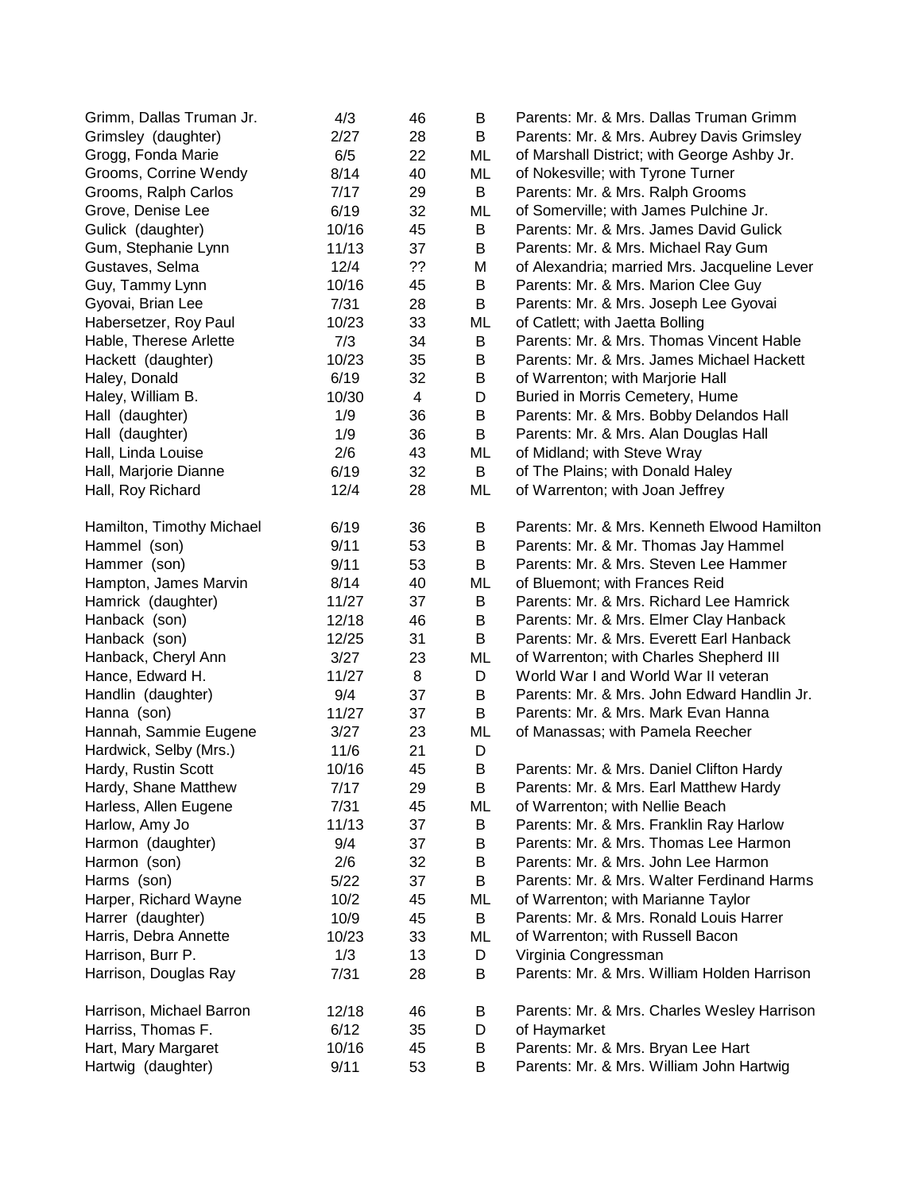| | | | | |
|---|---|---|---|---|
| Grimm, Dallas Truman Jr. | 4/3 | 46 | B | Parents: Mr. & Mrs. Dallas Truman Grimm |
| Grimsley (daughter) | 2/27 | 28 | B | Parents: Mr. & Mrs. Aubrey Davis Grimsley |
| Grogg, Fonda Marie | 6/5 | 22 | ML | of Marshall District; with George Ashby Jr. |
| Grooms, Corrine Wendy | 8/14 | 40 | ML | of Nokesville; with Tyrone Turner |
| Grooms, Ralph Carlos | 7/17 | 29 | B | Parents: Mr. & Mrs. Ralph Grooms |
| Grove, Denise Lee | 6/19 | 32 | ML | of Somerville; with James Pulchine Jr. |
| Gulick (daughter) | 10/16 | 45 | B | Parents: Mr. & Mrs. James David Gulick |
| Gum, Stephanie Lynn | 11/13 | 37 | B | Parents: Mr. & Mrs. Michael Ray Gum |
| Gustaves, Selma | 12/4 | ?? | M | of Alexandria; married Mrs. Jacqueline Lever |
| Guy, Tammy Lynn | 10/16 | 45 | B | Parents: Mr. & Mrs. Marion Clee Guy |
| Gyovai, Brian Lee | 7/31 | 28 | B | Parents: Mr. & Mrs. Joseph Lee Gyovai |
| Habersetzer, Roy Paul | 10/23 | 33 | ML | of Catlett; with Jaetta Bolling |
| Hable, Therese Arlette | 7/3 | 34 | B | Parents: Mr. & Mrs. Thomas Vincent Hable |
| Hackett (daughter) | 10/23 | 35 | B | Parents: Mr. & Mrs. James Michael Hackett |
| Haley, Donald | 6/19 | 32 | B | of Warrenton; with Marjorie Hall |
| Haley, William B. | 10/30 | 4 | D | Buried in Morris Cemetery, Hume |
| Hall (daughter) | 1/9 | 36 | B | Parents: Mr. & Mrs. Bobby Delandos Hall |
| Hall (daughter) | 1/9 | 36 | B | Parents: Mr. & Mrs. Alan Douglas Hall |
| Hall, Linda Louise | 2/6 | 43 | ML | of Midland; with Steve Wray |
| Hall, Marjorie Dianne | 6/19 | 32 | B | of The Plains; with Donald Haley |
| Hall, Roy Richard | 12/4 | 28 | ML | of Warrenton; with Joan Jeffrey |
| Hamilton, Timothy Michael | 6/19 | 36 | B | Parents: Mr. & Mrs. Kenneth Elwood Hamilton |
| Hammel (son) | 9/11 | 53 | B | Parents: Mr. & Mr. Thomas Jay Hammel |
| Hammer (son) | 9/11 | 53 | B | Parents: Mr. & Mrs. Steven Lee Hammer |
| Hampton, James Marvin | 8/14 | 40 | ML | of Bluemont; with Frances Reid |
| Hamrick (daughter) | 11/27 | 37 | B | Parents: Mr. & Mrs. Richard Lee Hamrick |
| Hanback (son) | 12/18 | 46 | B | Parents: Mr. & Mrs. Elmer Clay Hanback |
| Hanback (son) | 12/25 | 31 | B | Parents: Mr. & Mrs. Everett Earl Hanback |
| Hanback, Cheryl Ann | 3/27 | 23 | ML | of Warrenton; with Charles Shepherd III |
| Hance, Edward H. | 11/27 | 8 | D | World War I and World War II veteran |
| Handlin (daughter) | 9/4 | 37 | B | Parents: Mr. & Mrs. John Edward Handlin Jr. |
| Hanna (son) | 11/27 | 37 | B | Parents: Mr. & Mrs. Mark Evan Hanna |
| Hannah, Sammie Eugene | 3/27 | 23 | ML | of Manassas; with Pamela Reecher |
| Hardwick, Selby (Mrs.) | 11/6 | 21 | D | |
| Hardy, Rustin Scott | 10/16 | 45 | B | Parents: Mr. & Mrs. Daniel Clifton Hardy |
| Hardy, Shane Matthew | 7/17 | 29 | B | Parents: Mr. & Mrs. Earl Matthew Hardy |
| Harless, Allen Eugene | 7/31 | 45 | ML | of Warrenton; with Nellie Beach |
| Harlow, Amy Jo | 11/13 | 37 | B | Parents: Mr. & Mrs. Franklin Ray Harlow |
| Harmon (daughter) | 9/4 | 37 | B | Parents: Mr. & Mrs. Thomas Lee Harmon |
| Harmon (son) | 2/6 | 32 | B | Parents: Mr. & Mrs. John Lee Harmon |
| Harms (son) | 5/22 | 37 | B | Parents: Mr. & Mrs. Walter Ferdinand Harms |
| Harper, Richard Wayne | 10/2 | 45 | ML | of Warrenton; with Marianne Taylor |
| Harrer (daughter) | 10/9 | 45 | B | Parents: Mr. & Mrs. Ronald Louis Harrer |
| Harris, Debra Annette | 10/23 | 33 | ML | of Warrenton; with Russell Bacon |
| Harrison, Burr P. | 1/3 | 13 | D | Virginia Congressman |
| Harrison, Douglas Ray | 7/31 | 28 | B | Parents: Mr. & Mrs. William Holden Harrison |
| Harrison, Michael Barron | 12/18 | 46 | B | Parents: Mr. & Mrs. Charles Wesley Harrison |
| Harriss, Thomas F. | 6/12 | 35 | D | of Haymarket |
| Hart, Mary Margaret | 10/16 | 45 | B | Parents: Mr. & Mrs. Bryan Lee Hart |
| Hartwig (daughter) | 9/11 | 53 | B | Parents: Mr. & Mrs. William John Hartwig |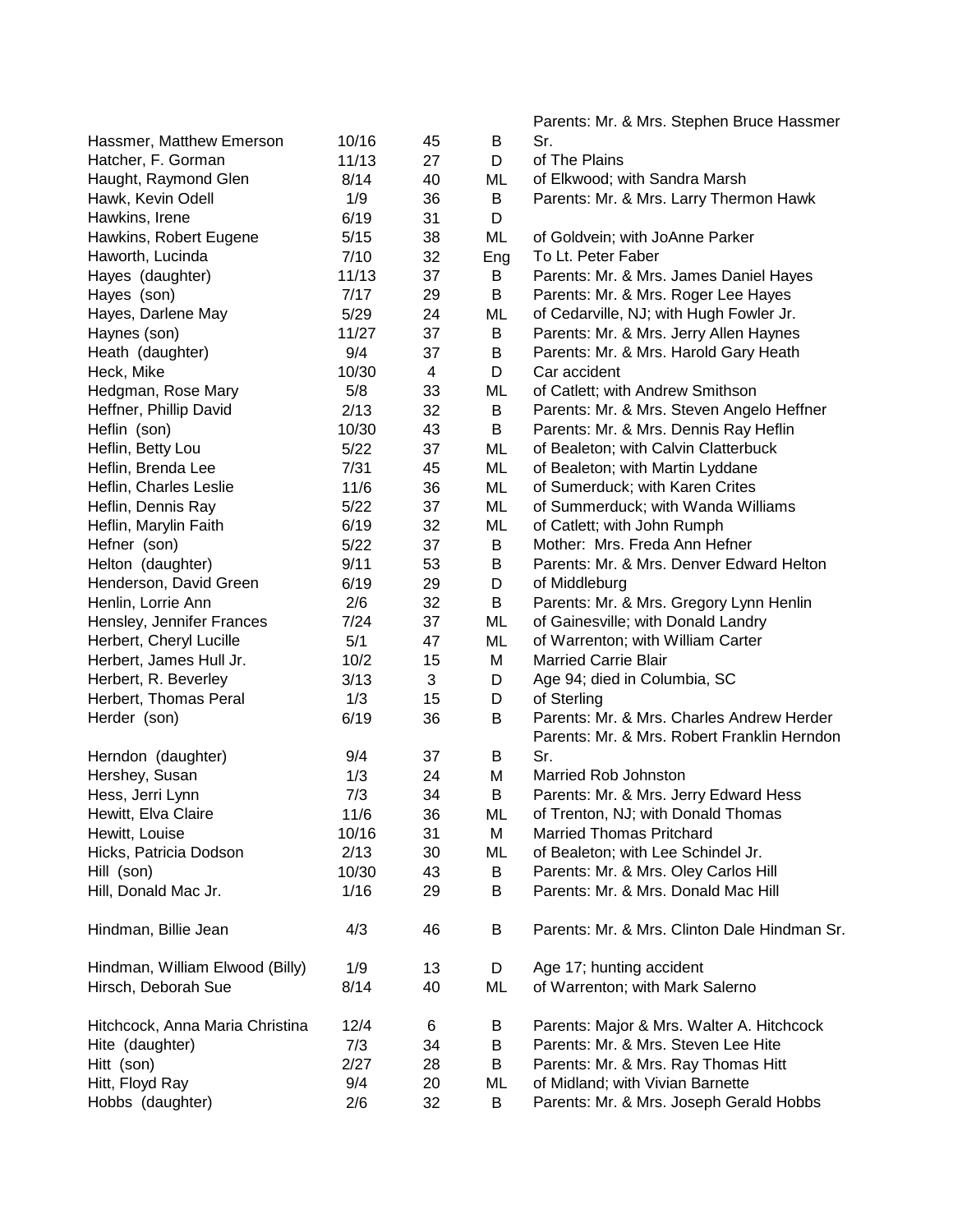| | | | | |
|---|---|---|---|---|
| Hassmer, Matthew Emerson | 10/16 | 45 | B | Parents: Mr. & Mrs. Stephen Bruce Hassmer Sr. |
| Hatcher, F. Gorman | 11/13 | 27 | D | of The Plains |
| Haught, Raymond Glen | 8/14 | 40 | ML | of Elkwood; with Sandra Marsh |
| Hawk, Kevin Odell | 1/9 | 36 | B | Parents: Mr. & Mrs. Larry Thermon Hawk |
| Hawkins, Irene | 6/19 | 31 | D | |
| Hawkins, Robert Eugene | 5/15 | 38 | ML | of Goldvein; with JoAnne Parker |
| Haworth, Lucinda | 7/10 | 32 | Eng | To Lt. Peter Faber |
| Hayes (daughter) | 11/13 | 37 | B | Parents: Mr. & Mrs. James Daniel Hayes |
| Hayes (son) | 7/17 | 29 | B | Parents: Mr. & Mrs. Roger Lee Hayes |
| Hayes, Darlene May | 5/29 | 24 | ML | of Cedarville, NJ; with Hugh Fowler Jr. |
| Haynes (son) | 11/27 | 37 | B | Parents: Mr. & Mrs. Jerry Allen Haynes |
| Heath (daughter) | 9/4 | 37 | B | Parents: Mr. & Mrs. Harold Gary Heath |
| Heck, Mike | 10/30 | 4 | D | Car accident |
| Hedgman, Rose Mary | 5/8 | 33 | ML | of Catlett; with Andrew Smithson |
| Heffner, Phillip David | 2/13 | 32 | B | Parents: Mr. & Mrs. Steven Angelo Heffner |
| Heflin (son) | 10/30 | 43 | B | Parents: Mr. & Mrs. Dennis Ray Heflin |
| Heflin, Betty Lou | 5/22 | 37 | ML | of Bealeton; with Calvin Clatterbuck |
| Heflin, Brenda Lee | 7/31 | 45 | ML | of Bealeton; with Martin Lyddane |
| Heflin, Charles Leslie | 11/6 | 36 | ML | of Sumerduck; with Karen Crites |
| Heflin, Dennis Ray | 5/22 | 37 | ML | of Summerduck; with Wanda Williams |
| Heflin, Marylin Faith | 6/19 | 32 | ML | of Catlett; with John Rumph |
| Hefner (son) | 5/22 | 37 | B | Mother: Mrs. Freda Ann Hefner |
| Helton (daughter) | 9/11 | 53 | B | Parents: Mr. & Mrs. Denver Edward Helton |
| Henderson, David Green | 6/19 | 29 | D | of Middleburg |
| Henlin, Lorrie Ann | 2/6 | 32 | B | Parents: Mr. & Mrs. Gregory Lynn Henlin |
| Hensley, Jennifer Frances | 7/24 | 37 | ML | of Gainesville; with Donald Landry |
| Herbert, Cheryl Lucille | 5/1 | 47 | ML | of Warrenton; with William Carter |
| Herbert, James Hull Jr. | 10/2 | 15 | M | Married Carrie Blair |
| Herbert, R. Beverley | 3/13 | 3 | D | Age 94; died in Columbia, SC |
| Herbert, Thomas Peral | 1/3 | 15 | D | of Sterling |
| Herder (son) | 6/19 | 36 | B | Parents: Mr. & Mrs. Charles Andrew Herder |
| Herndon (daughter) | 9/4 | 37 | B | Parents: Mr. & Mrs. Robert Franklin Herndon Sr. |
| Hershey, Susan | 1/3 | 24 | M | Married Rob Johnston |
| Hess, Jerri Lynn | 7/3 | 34 | B | Parents: Mr. & Mrs. Jerry Edward Hess |
| Hewitt, Elva Claire | 11/6 | 36 | ML | of Trenton, NJ; with Donald Thomas |
| Hewitt, Louise | 10/16 | 31 | M | Married Thomas Pritchard |
| Hicks, Patricia Dodson | 2/13 | 30 | ML | of Bealeton; with Lee Schindel Jr. |
| Hill (son) | 10/30 | 43 | B | Parents: Mr. & Mrs. Oley Carlos Hill |
| Hill, Donald Mac Jr. | 1/16 | 29 | B | Parents: Mr. & Mrs. Donald Mac Hill |
| Hindman, Billie Jean | 4/3 | 46 | B | Parents: Mr. & Mrs. Clinton Dale Hindman Sr. |
| Hindman, William Elwood (Billy) | 1/9 | 13 | D | Age 17; hunting accident |
| Hirsch, Deborah Sue | 8/14 | 40 | ML | of Warrenton; with Mark Salerno |
| Hitchcock, Anna Maria Christina | 12/4 | 6 | B | Parents: Major & Mrs. Walter A. Hitchcock |
| Hite (daughter) | 7/3 | 34 | B | Parents: Mr. & Mrs. Steven Lee Hite |
| Hitt (son) | 2/27 | 28 | B | Parents: Mr. & Mrs. Ray Thomas Hitt |
| Hitt, Floyd Ray | 9/4 | 20 | ML | of Midland; with Vivian Barnette |
| Hobbs (daughter) | 2/6 | 32 | B | Parents: Mr. & Mrs. Joseph Gerald Hobbs |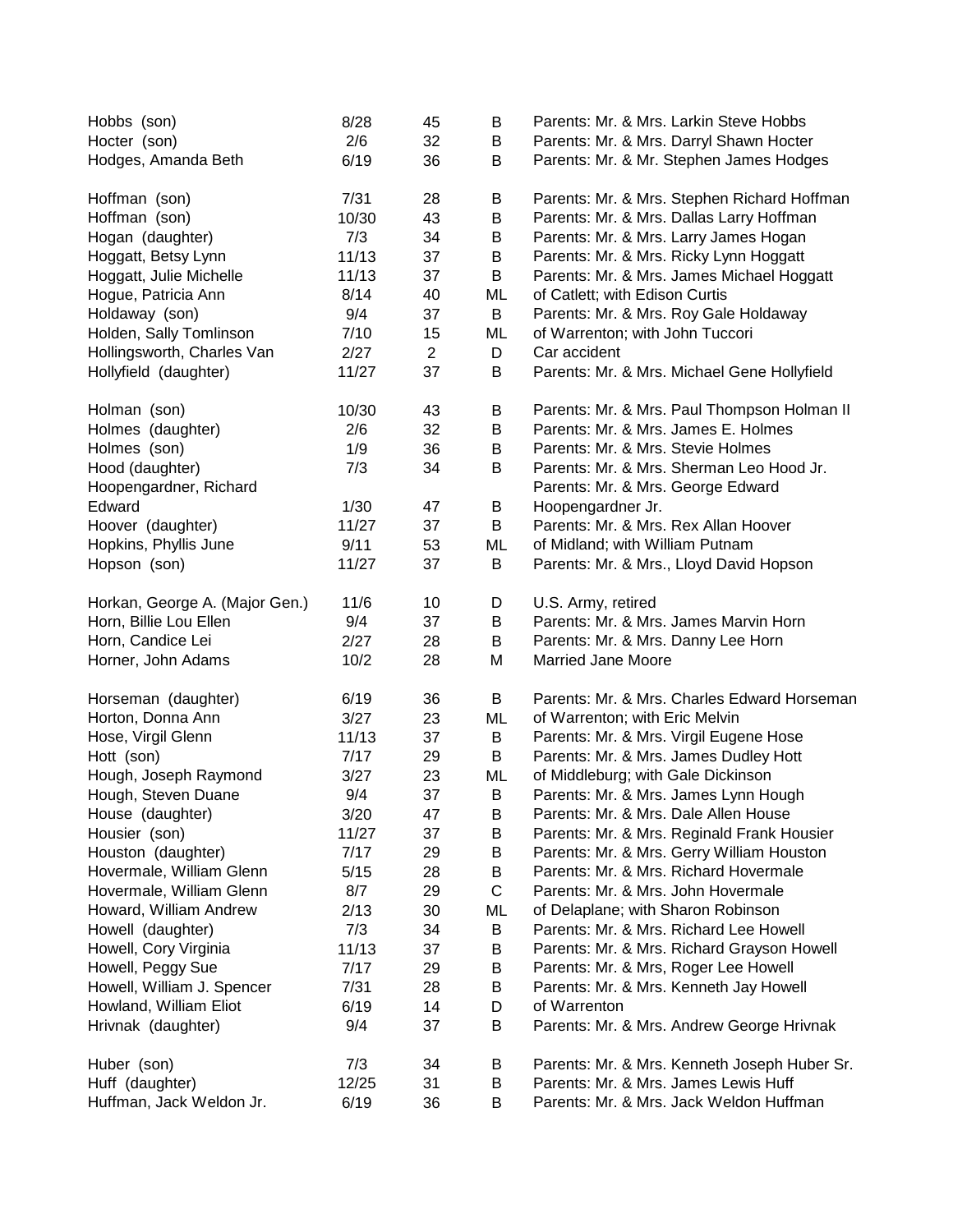| | | | | |
|---|---|---|---|---|
| Hobbs (son) | 8/28 | 45 | B | Parents: Mr. & Mrs. Larkin Steve Hobbs |
| Hocter (son) | 2/6 | 32 | B | Parents: Mr. & Mrs. Darryl Shawn Hocter |
| Hodges, Amanda Beth | 6/19 | 36 | B | Parents: Mr. & Mr. Stephen James Hodges |
| Hoffman (son) | 7/31 | 28 | B | Parents: Mr. & Mrs. Stephen Richard Hoffman |
| Hoffman (son) | 10/30 | 43 | B | Parents: Mr. & Mrs. Dallas Larry Hoffman |
| Hogan (daughter) | 7/3 | 34 | B | Parents: Mr. & Mrs. Larry James Hogan |
| Hoggatt, Betsy Lynn | 11/13 | 37 | B | Parents: Mr. & Mrs. Ricky Lynn Hoggatt |
| Hoggatt, Julie Michelle | 11/13 | 37 | B | Parents: Mr. & Mrs. James Michael Hoggatt |
| Hogue, Patricia Ann | 8/14 | 40 | ML | of Catlett; with Edison Curtis |
| Holdaway (son) | 9/4 | 37 | B | Parents: Mr. & Mrs. Roy Gale Holdaway |
| Holden, Sally Tomlinson | 7/10 | 15 | ML | of Warrenton; with John Tuccori |
| Hollingsworth, Charles Van | 2/27 | 2 | D | Car accident |
| Hollyfield (daughter) | 11/27 | 37 | B | Parents: Mr. & Mrs. Michael Gene Hollyfield |
| Holman (son) | 10/30 | 43 | B | Parents: Mr. & Mrs. Paul Thompson Holman II |
| Holmes (daughter) | 2/6 | 32 | B | Parents: Mr. & Mrs. James E. Holmes |
| Holmes (son) | 1/9 | 36 | B | Parents: Mr. & Mrs. Stevie Holmes |
| Hood (daughter) | 7/3 | 34 | B | Parents: Mr. & Mrs. Sherman Leo Hood Jr. |
| Hoopengardner, Richard Edward | 1/30 | 47 | B | Parents: Mr. & Mrs. George Edward Hoopengardner Jr. |
| Hoover (daughter) | 11/27 | 37 | B | Parents: Mr. & Mrs. Rex Allan Hoover |
| Hopkins, Phyllis June | 9/11 | 53 | ML | of Midland; with William Putnam |
| Hopson (son) | 11/27 | 37 | B | Parents: Mr. & Mrs., Lloyd David Hopson |
| Horkan, George A. (Major Gen.) | 11/6 | 10 | D | U.S. Army, retired |
| Horn, Billie Lou Ellen | 9/4 | 37 | B | Parents: Mr. & Mrs. James Marvin Horn |
| Horn, Candice Lei | 2/27 | 28 | B | Parents: Mr. & Mrs. Danny Lee Horn |
| Horner, John Adams | 10/2 | 28 | M | Married Jane Moore |
| Horseman (daughter) | 6/19 | 36 | B | Parents: Mr. & Mrs. Charles Edward Horseman |
| Horton, Donna Ann | 3/27 | 23 | ML | of Warrenton; with Eric Melvin |
| Hose, Virgil Glenn | 11/13 | 37 | B | Parents: Mr. & Mrs. Virgil Eugene Hose |
| Hott (son) | 7/17 | 29 | B | Parents: Mr. & Mrs. James Dudley Hott |
| Hough, Joseph Raymond | 3/27 | 23 | ML | of Middleburg; with Gale Dickinson |
| Hough, Steven Duane | 9/4 | 37 | B | Parents: Mr. & Mrs. James Lynn Hough |
| House (daughter) | 3/20 | 47 | B | Parents: Mr. & Mrs. Dale Allen House |
| Housier (son) | 11/27 | 37 | B | Parents: Mr. & Mrs. Reginald Frank Housier |
| Houston (daughter) | 7/17 | 29 | B | Parents: Mr. & Mrs. Gerry William Houston |
| Hovermale, William Glenn | 5/15 | 28 | B | Parents: Mr. & Mrs. Richard Hovermale |
| Hovermale, William Glenn | 8/7 | 29 | C | Parents: Mr. & Mrs. John Hovermale |
| Howard, William Andrew | 2/13 | 30 | ML | of Delaplane; with Sharon Robinson |
| Howell (daughter) | 7/3 | 34 | B | Parents: Mr. & Mrs. Richard Lee Howell |
| Howell, Cory Virginia | 11/13 | 37 | B | Parents: Mr. & Mrs. Richard Grayson Howell |
| Howell, Peggy Sue | 7/17 | 29 | B | Parents: Mr. & Mrs, Roger Lee Howell |
| Howell, William J. Spencer | 7/31 | 28 | B | Parents: Mr. & Mrs. Kenneth Jay Howell |
| Howland, William Eliot | 6/19 | 14 | D | of Warrenton |
| Hrivnak (daughter) | 9/4 | 37 | B | Parents: Mr. & Mrs. Andrew George Hrivnak |
| Huber (son) | 7/3 | 34 | B | Parents: Mr. & Mrs. Kenneth Joseph Huber Sr. |
| Huff (daughter) | 12/25 | 31 | B | Parents: Mr. & Mrs. James Lewis Huff |
| Huffman, Jack Weldon Jr. | 6/19 | 36 | B | Parents: Mr. & Mrs. Jack Weldon Huffman |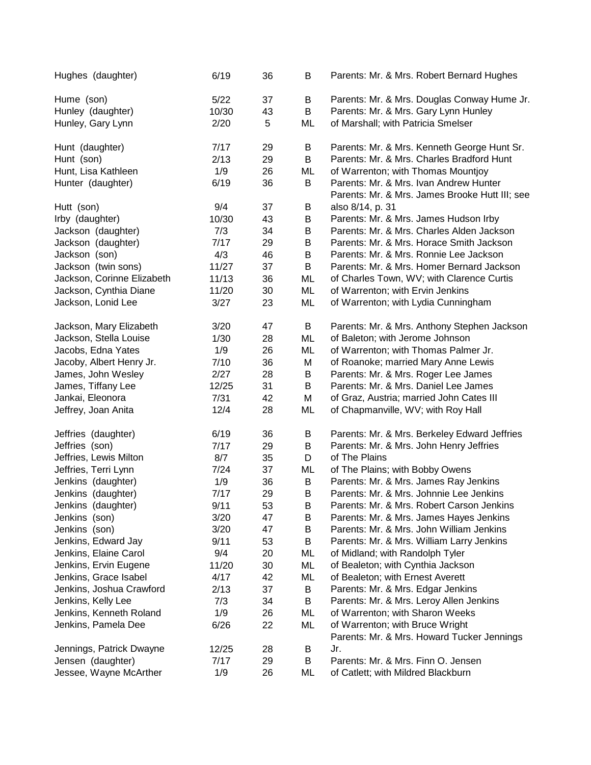| | | | | |
|---|---|---|---|---|
| Hughes (daughter) | 6/19 | 36 | B | Parents: Mr. & Mrs. Robert Bernard Hughes |
| Hume (son) | 5/22 | 37 | B | Parents: Mr. & Mrs. Douglas Conway Hume Jr. |
| Hunley (daughter) | 10/30 | 43 | B | Parents: Mr. & Mrs. Gary Lynn Hunley |
| Hunley, Gary Lynn | 2/20 | 5 | ML | of Marshall; with Patricia Smelser |
| Hunt (daughter) | 7/17 | 29 | B | Parents: Mr. & Mrs. Kenneth George Hunt Sr. |
| Hunt (son) | 2/13 | 29 | B | Parents: Mr. & Mrs. Charles Bradford Hunt |
| Hunt, Lisa Kathleen | 1/9 | 26 | ML | of Warrenton; with Thomas Mountjoy |
| Hunter (daughter) | 6/19 | 36 | B | Parents: Mr. & Mrs. Ivan Andrew Hunter |
| Hutt (son) | 9/4 | 37 | B | Parents: Mr. & Mrs. James Brooke Hutt III; see also 8/14, p. 31 |
| Irby (daughter) | 10/30 | 43 | B | Parents: Mr. & Mrs. James Hudson Irby |
| Jackson (daughter) | 7/3 | 34 | B | Parents: Mr. & Mrs. Charles Alden Jackson |
| Jackson (daughter) | 7/17 | 29 | B | Parents: Mr. & Mrs. Horace Smith Jackson |
| Jackson (son) | 4/3 | 46 | B | Parents: Mr. & Mrs. Ronnie Lee Jackson |
| Jackson (twin sons) | 11/27 | 37 | B | Parents: Mr. & Mrs. Homer Bernard Jackson |
| Jackson, Corinne Elizabeth | 11/13 | 36 | ML | of Charles Town, WV; with Clarence Curtis |
| Jackson, Cynthia Diane | 11/20 | 30 | ML | of Warrenton; with Ervin Jenkins |
| Jackson, Lonid Lee | 3/27 | 23 | ML | of Warrenton; with Lydia Cunningham |
| Jackson, Mary Elizabeth | 3/20 | 47 | B | Parents: Mr. & Mrs. Anthony Stephen Jackson |
| Jackson, Stella Louise | 1/30 | 28 | ML | of Baleton; with Jerome Johnson |
| Jacobs, Edna Yates | 1/9 | 26 | ML | of Warrenton; with Thomas Palmer Jr. |
| Jacoby, Albert Henry Jr. | 7/10 | 36 | M | of Roanoke; married Mary Anne Lewis |
| James, John Wesley | 2/27 | 28 | B | Parents: Mr. & Mrs. Roger Lee James |
| James, Tiffany Lee | 12/25 | 31 | B | Parents: Mr. & Mrs. Daniel Lee James |
| Jankai, Eleonora | 7/31 | 42 | M | of Graz, Austria; married John Cates III |
| Jeffrey, Joan Anita | 12/4 | 28 | ML | of Chapmanville, WV; with Roy Hall |
| Jeffries (daughter) | 6/19 | 36 | B | Parents: Mr. & Mrs. Berkeley Edward Jeffries |
| Jeffries (son) | 7/17 | 29 | B | Parents: Mr. & Mrs. John Henry Jeffries |
| Jeffries, Lewis Milton | 8/7 | 35 | D | of The Plains |
| Jeffries, Terri Lynn | 7/24 | 37 | ML | of The Plains; with Bobby Owens |
| Jenkins (daughter) | 1/9 | 36 | B | Parents: Mr. & Mrs. James Ray Jenkins |
| Jenkins (daughter) | 7/17 | 29 | B | Parents: Mr. & Mrs. Johnnie Lee Jenkins |
| Jenkins (daughter) | 9/11 | 53 | B | Parents: Mr. & Mrs. Robert Carson Jenkins |
| Jenkins (son) | 3/20 | 47 | B | Parents: Mr. & Mrs. James Hayes Jenkins |
| Jenkins (son) | 3/20 | 47 | B | Parents: Mr. & Mrs. John William Jenkins |
| Jenkins, Edward Jay | 9/11 | 53 | B | Parents: Mr. & Mrs. William Larry Jenkins |
| Jenkins, Elaine Carol | 9/4 | 20 | ML | of Midland; with Randolph Tyler |
| Jenkins, Ervin Eugene | 11/20 | 30 | ML | of Bealeton; with Cynthia Jackson |
| Jenkins, Grace Isabel | 4/17 | 42 | ML | of Bealeton; with Ernest Averett |
| Jenkins, Joshua Crawford | 2/13 | 37 | B | Parents: Mr. & Mrs. Edgar Jenkins |
| Jenkins, Kelly Lee | 7/3 | 34 | B | Parents: Mr. & Mrs. Leroy Allen Jenkins |
| Jenkins, Kenneth Roland | 1/9 | 26 | ML | of Warrenton; with Sharon Weeks |
| Jenkins, Pamela Dee | 6/26 | 22 | ML | of Warrenton; with Bruce Wright |
| Jennings, Patrick Dwayne | 12/25 | 28 | B | Parents: Mr. & Mrs. Howard Tucker Jennings Jr. |
| Jensen (daughter) | 7/17 | 29 | B | Parents: Mr. & Mrs. Finn O. Jensen |
| Jessee, Wayne McArther | 1/9 | 26 | ML | of Catlett; with Mildred Blackburn |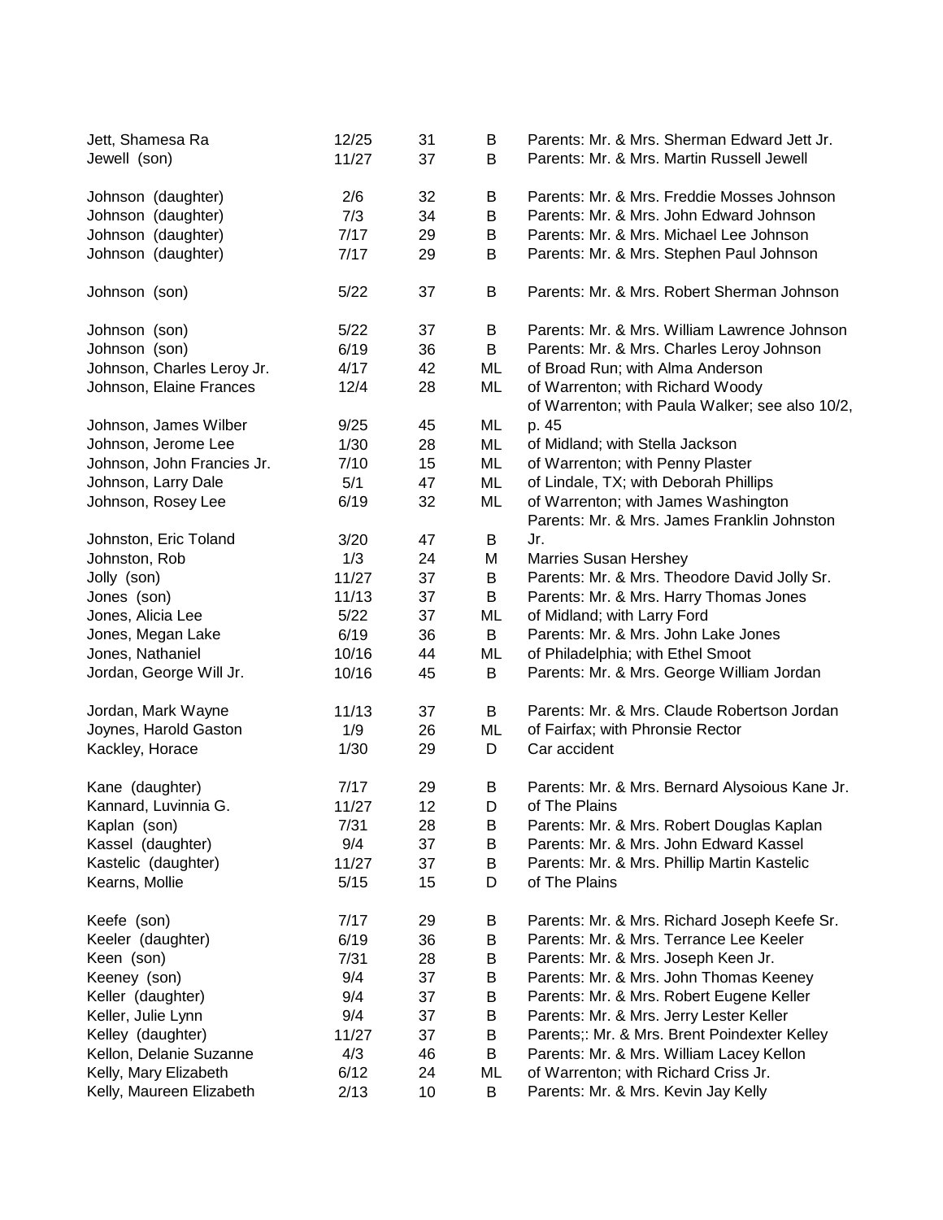| | | | | |
|---|---|---|---|---|
| Jett, Shamesa Ra | 12/25 | 31 | B | Parents: Mr. & Mrs. Sherman Edward Jett Jr. |
| Jewell (son) | 11/27 | 37 | B | Parents: Mr. & Mrs. Martin Russell Jewell |
| Johnson (daughter) | 2/6 | 32 | B | Parents: Mr. & Mrs. Freddie Mosses Johnson |
| Johnson (daughter) | 7/3 | 34 | B | Parents: Mr. & Mrs. John Edward Johnson |
| Johnson (daughter) | 7/17 | 29 | B | Parents: Mr. & Mrs. Michael Lee Johnson |
| Johnson (daughter) | 7/17 | 29 | B | Parents: Mr. & Mrs. Stephen Paul Johnson |
| Johnson (son) | 5/22 | 37 | B | Parents: Mr. & Mrs. Robert Sherman Johnson |
| Johnson (son) | 5/22 | 37 | B | Parents: Mr. & Mrs. William Lawrence Johnson |
| Johnson (son) | 6/19 | 36 | B | Parents: Mr. & Mrs. Charles Leroy Johnson |
| Johnson, Charles Leroy Jr. | 4/17 | 42 | ML | of Broad Run; with Alma Anderson |
| Johnson, Elaine Frances | 12/4 | 28 | ML | of Warrenton; with Richard Woody |
| Johnson, James Wilber | 9/25 | 45 | ML | of Warrenton; with Paula Walker; see also 10/2, p. 45 |
| Johnson, Jerome Lee | 1/30 | 28 | ML | of Midland; with Stella Jackson |
| Johnson, John Francies Jr. | 7/10 | 15 | ML | of Warrenton; with Penny Plaster |
| Johnson, Larry Dale | 5/1 | 47 | ML | of Lindale, TX; with Deborah Phillips |
| Johnson, Rosey Lee | 6/19 | 32 | ML | of Warrenton; with James Washington |
| Johnston, Eric Toland | 3/20 | 47 | B | Parents: Mr. & Mrs. James Franklin Johnston Jr. |
| Johnston, Rob | 1/3 | 24 | M | Marries Susan Hershey |
| Jolly (son) | 11/27 | 37 | B | Parents: Mr. & Mrs. Theodore David Jolly Sr. |
| Jones (son) | 11/13 | 37 | B | Parents: Mr. & Mrs. Harry Thomas Jones |
| Jones, Alicia Lee | 5/22 | 37 | ML | of Midland; with Larry Ford |
| Jones, Megan Lake | 6/19 | 36 | B | Parents: Mr. & Mrs. John Lake Jones |
| Jones, Nathaniel | 10/16 | 44 | ML | of Philadelphia; with Ethel Smoot |
| Jordan, George Will Jr. | 10/16 | 45 | B | Parents: Mr. & Mrs. George William Jordan |
| Jordan, Mark Wayne | 11/13 | 37 | B | Parents: Mr. & Mrs. Claude Robertson Jordan |
| Joynes, Harold Gaston | 1/9 | 26 | ML | of Fairfax; with Phronsie Rector |
| Kackley, Horace | 1/30 | 29 | D | Car accident |
| Kane (daughter) | 7/17 | 29 | B | Parents: Mr. & Mrs. Bernard Alysoious Kane Jr. |
| Kannard, Luvinnia G. | 11/27 | 12 | D | of The Plains |
| Kaplan (son) | 7/31 | 28 | B | Parents: Mr. & Mrs. Robert Douglas Kaplan |
| Kassel (daughter) | 9/4 | 37 | B | Parents: Mr. & Mrs. John Edward Kassel |
| Kastelic (daughter) | 11/27 | 37 | B | Parents: Mr. & Mrs. Phillip Martin Kastelic |
| Kearns, Mollie | 5/15 | 15 | D | of The Plains |
| Keefe (son) | 7/17 | 29 | B | Parents: Mr. & Mrs. Richard Joseph Keefe Sr. |
| Keeler (daughter) | 6/19 | 36 | B | Parents: Mr. & Mrs. Terrance Lee Keeler |
| Keen (son) | 7/31 | 28 | B | Parents: Mr. & Mrs. Joseph Keen Jr. |
| Keeney (son) | 9/4 | 37 | B | Parents: Mr. & Mrs. John Thomas Keeney |
| Keller (daughter) | 9/4 | 37 | B | Parents: Mr. & Mrs. Robert Eugene Keller |
| Keller, Julie Lynn | 9/4 | 37 | B | Parents: Mr. & Mrs. Jerry Lester Keller |
| Kelley (daughter) | 11/27 | 37 | B | Parents;: Mr. & Mrs. Brent Poindexter Kelley |
| Kellon, Delanie Suzanne | 4/3 | 46 | B | Parents: Mr. & Mrs. William Lacey Kellon |
| Kelly, Mary Elizabeth | 6/12 | 24 | ML | of Warrenton; with Richard Criss Jr. |
| Kelly, Maureen Elizabeth | 2/13 | 10 | B | Parents: Mr. & Mrs. Kevin Jay Kelly |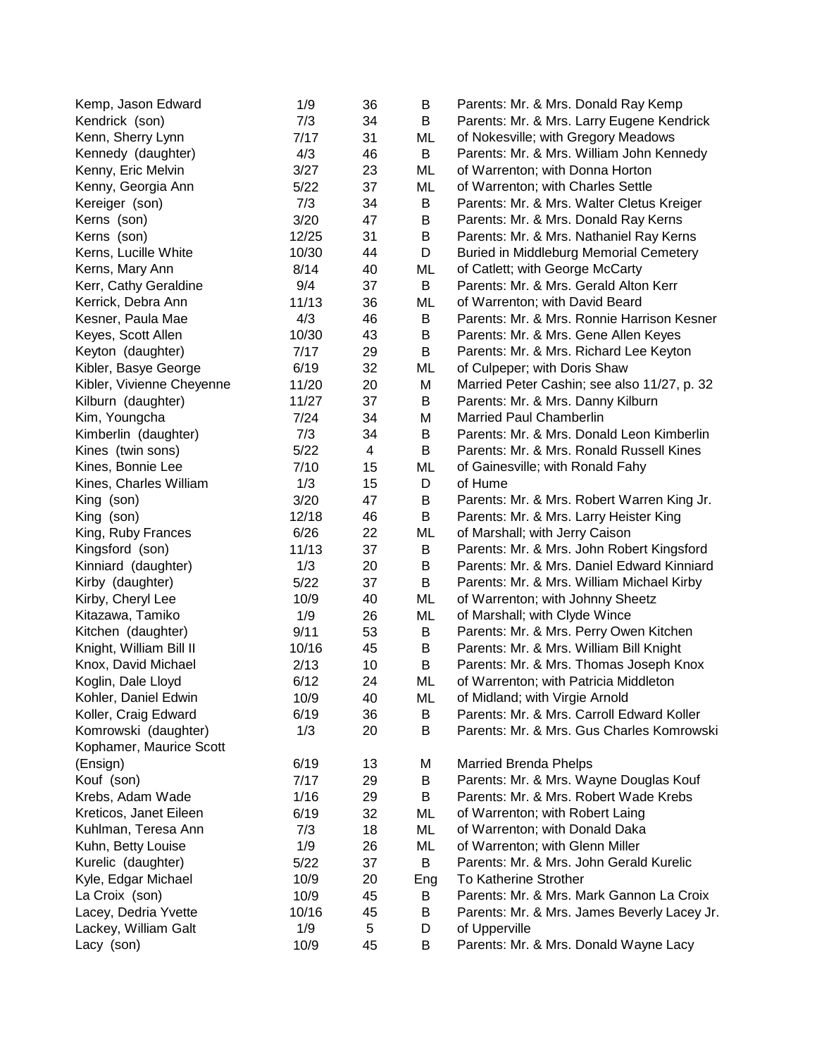| | | | | |
|---|---|---|---|---|
| Kemp, Jason Edward | 1/9 | 36 | B | Parents: Mr. & Mrs. Donald Ray Kemp |
| Kendrick (son) | 7/3 | 34 | B | Parents: Mr. & Mrs. Larry Eugene Kendrick |
| Kenn, Sherry Lynn | 7/17 | 31 | ML | of Nokesville; with Gregory Meadows |
| Kennedy (daughter) | 4/3 | 46 | B | Parents: Mr. & Mrs. William John Kennedy |
| Kenny, Eric Melvin | 3/27 | 23 | ML | of Warrenton; with Donna Horton |
| Kenny, Georgia Ann | 5/22 | 37 | ML | of Warrenton; with Charles Settle |
| Kereiger (son) | 7/3 | 34 | B | Parents: Mr. & Mrs. Walter Cletus Kreiger |
| Kerns (son) | 3/20 | 47 | B | Parents: Mr. & Mrs. Donald Ray Kerns |
| Kerns (son) | 12/25 | 31 | B | Parents: Mr. & Mrs. Nathaniel Ray Kerns |
| Kerns, Lucille White | 10/30 | 44 | D | Buried in Middleburg Memorial Cemetery |
| Kerns, Mary Ann | 8/14 | 40 | ML | of Catlett; with George McCarty |
| Kerr, Cathy Geraldine | 9/4 | 37 | B | Parents: Mr. & Mrs. Gerald Alton Kerr |
| Kerrick, Debra Ann | 11/13 | 36 | ML | of Warrenton; with David Beard |
| Kesner, Paula Mae | 4/3 | 46 | B | Parents: Mr. & Mrs. Ronnie Harrison Kesner |
| Keyes, Scott Allen | 10/30 | 43 | B | Parents: Mr. & Mrs. Gene Allen Keyes |
| Keyton (daughter) | 7/17 | 29 | B | Parents: Mr. & Mrs. Richard Lee Keyton |
| Kibler, Basye George | 6/19 | 32 | ML | of Culpeper; with Doris Shaw |
| Kibler, Vivienne Cheyenne | 11/20 | 20 | M | Married Peter Cashin; see also 11/27, p. 32 |
| Kilburn (daughter) | 11/27 | 37 | B | Parents: Mr. & Mrs. Danny Kilburn |
| Kim, Youngcha | 7/24 | 34 | M | Married Paul Chamberlin |
| Kimberlin (daughter) | 7/3 | 34 | B | Parents: Mr. & Mrs. Donald Leon Kimberlin |
| Kines (twin sons) | 5/22 | 4 | B | Parents: Mr. & Mrs. Ronald Russell Kines |
| Kines, Bonnie Lee | 7/10 | 15 | ML | of Gainesville; with Ronald Fahy |
| Kines, Charles William | 1/3 | 15 | D | of Hume |
| King (son) | 3/20 | 47 | B | Parents: Mr. & Mrs. Robert Warren King Jr. |
| King (son) | 12/18 | 46 | B | Parents: Mr. & Mrs. Larry Heister King |
| King, Ruby Frances | 6/26 | 22 | ML | of Marshall; with Jerry Caison |
| Kingsford (son) | 11/13 | 37 | B | Parents: Mr. & Mrs. John Robert Kingsford |
| Kinniard (daughter) | 1/3 | 20 | B | Parents: Mr. & Mrs. Daniel Edward Kinniard |
| Kirby (daughter) | 5/22 | 37 | B | Parents: Mr. & Mrs. William Michael Kirby |
| Kirby, Cheryl Lee | 10/9 | 40 | ML | of Warrenton; with Johnny Sheetz |
| Kitazawa, Tamiko | 1/9 | 26 | ML | of Marshall; with Clyde Wince |
| Kitchen (daughter) | 9/11 | 53 | B | Parents: Mr. & Mrs. Perry Owen Kitchen |
| Knight, William Bill II | 10/16 | 45 | B | Parents: Mr. & Mrs. William Bill Knight |
| Knox, David Michael | 2/13 | 10 | B | Parents: Mr. & Mrs. Thomas Joseph Knox |
| Koglin, Dale Lloyd | 6/12 | 24 | ML | of Warrenton; with Patricia Middleton |
| Kohler, Daniel Edwin | 10/9 | 40 | ML | of Midland; with Virgie Arnold |
| Koller, Craig Edward | 6/19 | 36 | B | Parents: Mr. & Mrs. Carroll Edward Koller |
| Komrowski (daughter) | 1/3 | 20 | B | Parents: Mr. & Mrs. Gus Charles Komrowski |
| Kophamer, Maurice Scott (Ensign) | 6/19 | 13 | M | Married Brenda Phelps |
| Kouf (son) | 7/17 | 29 | B | Parents: Mr. & Mrs. Wayne Douglas Kouf |
| Krebs, Adam Wade | 1/16 | 29 | B | Parents: Mr. & Mrs. Robert Wade Krebs |
| Kreticos, Janet Eileen | 6/19 | 32 | ML | of Warrenton; with Robert Laing |
| Kuhlman, Teresa Ann | 7/3 | 18 | ML | of Warrenton; with Donald Daka |
| Kuhn, Betty Louise | 1/9 | 26 | ML | of Warrenton; with Glenn Miller |
| Kurelic (daughter) | 5/22 | 37 | B | Parents: Mr. & Mrs. John Gerald Kurelic |
| Kyle, Edgar Michael | 10/9 | 20 | Eng | To Katherine Strother |
| La Croix (son) | 10/9 | 45 | B | Parents: Mr. & Mrs. Mark Gannon La Croix |
| Lacey, Dedria Yvette | 10/16 | 45 | B | Parents: Mr. & Mrs. James Beverly Lacey Jr. |
| Lackey, William Galt | 1/9 | 5 | D | of Upperville |
| Lacy (son) | 10/9 | 45 | B | Parents: Mr. & Mrs. Donald Wayne Lacy |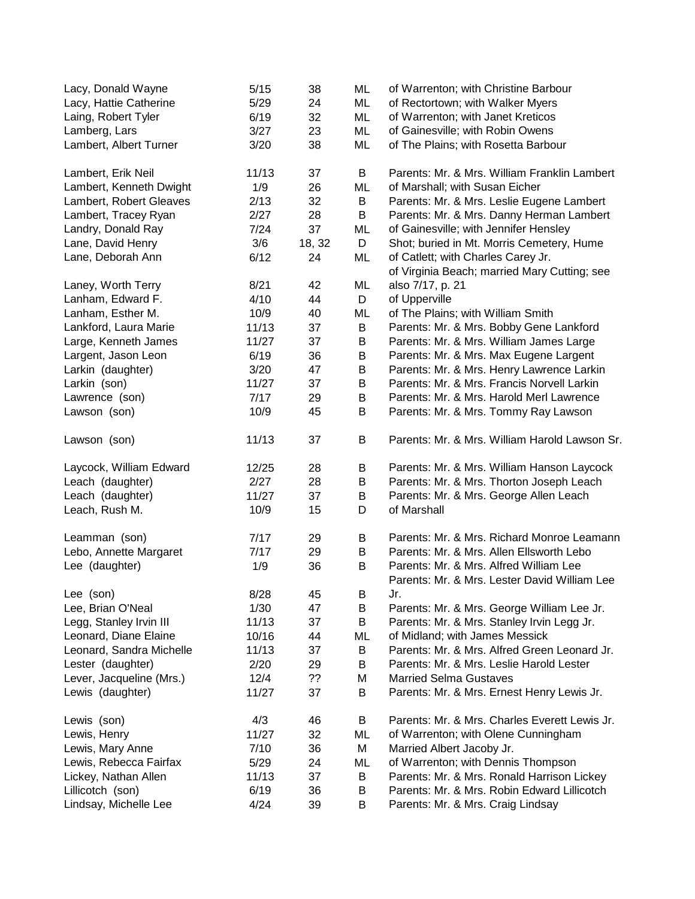| | | | | |
|---|---|---|---|---|
| Lacy, Donald Wayne | 5/15 | 38 | ML | of Warrenton; with Christine Barbour |
| Lacy, Hattie Catherine | 5/29 | 24 | ML | of Rectortown; with Walker Myers |
| Laing, Robert Tyler | 6/19 | 32 | ML | of Warrenton; with Janet Kreticos |
| Lamberg, Lars | 3/27 | 23 | ML | of Gainesville; with Robin Owens |
| Lambert, Albert Turner | 3/20 | 38 | ML | of The Plains; with Rosetta Barbour |
| Lambert, Erik Neil | 11/13 | 37 | B | Parents: Mr. & Mrs. William Franklin Lambert |
| Lambert, Kenneth Dwight | 1/9 | 26 | ML | of Marshall; with Susan Eicher |
| Lambert, Robert Gleaves | 2/13 | 32 | B | Parents: Mr. & Mrs. Leslie Eugene Lambert |
| Lambert, Tracey Ryan | 2/27 | 28 | B | Parents: Mr. & Mrs. Danny Herman Lambert |
| Landry, Donald Ray | 7/24 | 37 | ML | of Gainesville; with Jennifer Hensley |
| Lane, David Henry | 3/6 | 18, 32 | D | Shot; buried in Mt. Morris Cemetery, Hume |
| Lane, Deborah Ann | 6/12 | 24 | ML | of Catlett; with Charles Carey Jr. |
| Laney, Worth Terry | 8/21 | 42 | ML | of Virginia Beach; married Mary Cutting; see also 7/17, p. 21 |
| Lanham, Edward F. | 4/10 | 44 | D | of Upperville |
| Lanham, Esther M. | 10/9 | 40 | ML | of The Plains; with William Smith |
| Lankford, Laura Marie | 11/13 | 37 | B | Parents: Mr. & Mrs. Bobby Gene Lankford |
| Large, Kenneth James | 11/27 | 37 | B | Parents: Mr. & Mrs. William James Large |
| Largent, Jason Leon | 6/19 | 36 | B | Parents: Mr. & Mrs. Max Eugene Largent |
| Larkin (daughter) | 3/20 | 47 | B | Parents: Mr. & Mrs. Henry Lawrence Larkin |
| Larkin (son) | 11/27 | 37 | B | Parents: Mr. & Mrs. Francis Norvell Larkin |
| Lawrence (son) | 7/17 | 29 | B | Parents: Mr. & Mrs. Harold Merl Lawrence |
| Lawson (son) | 10/9 | 45 | B | Parents: Mr. & Mrs. Tommy Ray Lawson |
| Lawson (son) | 11/13 | 37 | B | Parents: Mr. & Mrs. William Harold Lawson Sr. |
| Laycock, William Edward | 12/25 | 28 | B | Parents: Mr. & Mrs. William Hanson Laycock |
| Leach (daughter) | 2/27 | 28 | B | Parents: Mr. & Mrs. Thorton Joseph Leach |
| Leach (daughter) | 11/27 | 37 | B | Parents: Mr. & Mrs. George Allen Leach |
| Leach, Rush M. | 10/9 | 15 | D | of Marshall |
| Leamman (son) | 7/17 | 29 | B | Parents: Mr. & Mrs. Richard Monroe Leamann |
| Lebo, Annette Margaret | 7/17 | 29 | B | Parents: Mr. & Mrs. Allen Ellsworth Lebo |
| Lee (daughter) | 1/9 | 36 | B | Parents: Mr. & Mrs. Alfred William Lee |
| Lee (son) | 8/28 | 45 | B | Parents: Mr. & Mrs. Lester David William Lee Jr. |
| Lee, Brian O'Neal | 1/30 | 47 | B | Parents: Mr. & Mrs. George William Lee Jr. |
| Legg, Stanley Irvin III | 11/13 | 37 | B | Parents: Mr. & Mrs. Stanley Irvin Legg Jr. |
| Leonard, Diane Elaine | 10/16 | 44 | ML | of Midland; with James Messick |
| Leonard, Sandra Michelle | 11/13 | 37 | B | Parents: Mr. & Mrs. Alfred Green Leonard Jr. |
| Lester (daughter) | 2/20 | 29 | B | Parents: Mr. & Mrs. Leslie Harold Lester |
| Lever, Jacqueline (Mrs.) | 12/4 | ?? | M | Married Selma Gustaves |
| Lewis (daughter) | 11/27 | 37 | B | Parents: Mr. & Mrs. Ernest Henry Lewis Jr. |
| Lewis (son) | 4/3 | 46 | B | Parents: Mr. & Mrs. Charles Everett Lewis Jr. |
| Lewis, Henry | 11/27 | 32 | ML | of Warrenton; with Olene Cunningham |
| Lewis, Mary Anne | 7/10 | 36 | M | Married Albert Jacoby Jr. |
| Lewis, Rebecca Fairfax | 5/29 | 24 | ML | of Warrenton; with Dennis Thompson |
| Lickey, Nathan Allen | 11/13 | 37 | B | Parents: Mr. & Mrs. Ronald Harrison Lickey |
| Lillicotch (son) | 6/19 | 36 | B | Parents: Mr. & Mrs. Robin Edward Lillicotch |
| Lindsay, Michelle Lee | 4/24 | 39 | B | Parents: Mr. & Mrs. Craig Lindsay |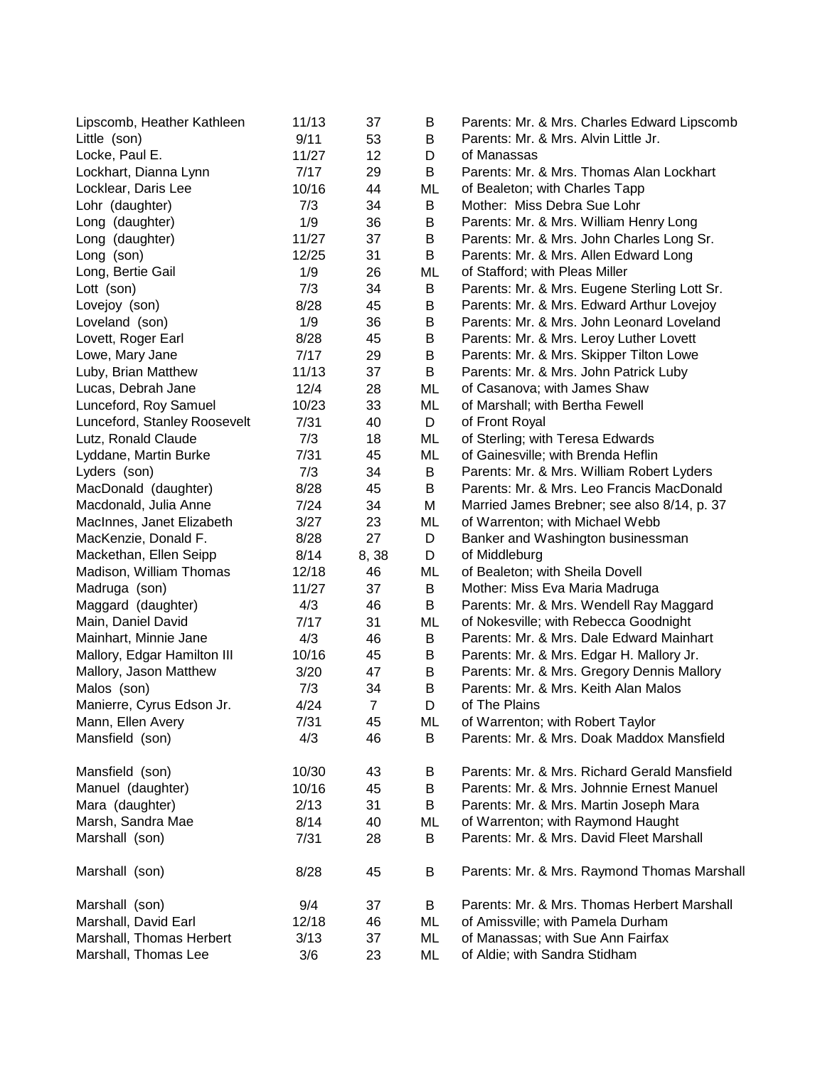| | | | | |
|---|---|---|---|---|
| Lipscomb, Heather Kathleen | 11/13 | 37 | B | Parents: Mr. & Mrs. Charles Edward Lipscomb |
| Little (son) | 9/11 | 53 | B | Parents: Mr. & Mrs. Alvin Little Jr. |
| Locke, Paul E. | 11/27 | 12 | D | of Manassas |
| Lockhart, Dianna Lynn | 7/17 | 29 | B | Parents: Mr. & Mrs. Thomas Alan Lockhart |
| Locklear, Daris Lee | 10/16 | 44 | ML | of Bealeton; with Charles Tapp |
| Lohr (daughter) | 7/3 | 34 | B | Mother: Miss Debra Sue Lohr |
| Long (daughter) | 1/9 | 36 | B | Parents: Mr. & Mrs. William Henry Long |
| Long (daughter) | 11/27 | 37 | B | Parents: Mr. & Mrs. John Charles Long Sr. |
| Long (son) | 12/25 | 31 | B | Parents: Mr. & Mrs. Allen Edward Long |
| Long, Bertie Gail | 1/9 | 26 | ML | of Stafford; with Pleas Miller |
| Lott (son) | 7/3 | 34 | B | Parents: Mr. & Mrs. Eugene Sterling Lott Sr. |
| Lovejoy (son) | 8/28 | 45 | B | Parents: Mr. & Mrs. Edward Arthur Lovejoy |
| Loveland (son) | 1/9 | 36 | B | Parents: Mr. & Mrs. John Leonard Loveland |
| Lovett, Roger Earl | 8/28 | 45 | B | Parents: Mr. & Mrs. Leroy Luther Lovett |
| Lowe, Mary Jane | 7/17 | 29 | B | Parents: Mr. & Mrs. Skipper Tilton Lowe |
| Luby, Brian Matthew | 11/13 | 37 | B | Parents: Mr. & Mrs. John Patrick Luby |
| Lucas, Debrah Jane | 12/4 | 28 | ML | of Casanova; with James Shaw |
| Lunceford, Roy Samuel | 10/23 | 33 | ML | of Marshall; with Bertha Fewell |
| Lunceford, Stanley Roosevelt | 7/31 | 40 | D | of Front Royal |
| Lutz, Ronald Claude | 7/3 | 18 | ML | of Sterling; with Teresa Edwards |
| Lyddane, Martin Burke | 7/31 | 45 | ML | of Gainesville; with Brenda Heflin |
| Lyders (son) | 7/3 | 34 | B | Parents: Mr. & Mrs. William Robert Lyders |
| MacDonald (daughter) | 8/28 | 45 | B | Parents: Mr. & Mrs. Leo Francis MacDonald |
| Macdonald, Julia Anne | 7/24 | 34 | M | Married James Brebner; see also 8/14, p. 37 |
| MacInnes, Janet Elizabeth | 3/27 | 23 | ML | of Warrenton; with Michael Webb |
| MacKenzie, Donald F. | 8/28 | 27 | D | Banker and Washington businessman |
| Mackethan, Ellen Seipp | 8/14 | 8, 38 | D | of Middleburg |
| Madison, William Thomas | 12/18 | 46 | ML | of Bealeton; with Sheila Dovell |
| Madruga (son) | 11/27 | 37 | B | Mother: Miss Eva Maria Madruga |
| Maggard (daughter) | 4/3 | 46 | B | Parents: Mr. & Mrs. Wendell Ray Maggard |
| Main, Daniel David | 7/17 | 31 | ML | of Nokesville; with Rebecca Goodnight |
| Mainhart, Minnie Jane | 4/3 | 46 | B | Parents: Mr. & Mrs. Dale Edward Mainhart |
| Mallory, Edgar Hamilton III | 10/16 | 45 | B | Parents: Mr. & Mrs. Edgar H. Mallory Jr. |
| Mallory, Jason Matthew | 3/20 | 47 | B | Parents: Mr. & Mrs. Gregory Dennis Mallory |
| Malos (son) | 7/3 | 34 | B | Parents: Mr. & Mrs. Keith Alan Malos |
| Manierre, Cyrus Edson Jr. | 4/24 | 7 | D | of The Plains |
| Mann, Ellen Avery | 7/31 | 45 | ML | of Warrenton; with Robert Taylor |
| Mansfield (son) | 4/3 | 46 | B | Parents: Mr. & Mrs. Doak Maddox Mansfield |
| Mansfield (son) | 10/30 | 43 | B | Parents: Mr. & Mrs. Richard Gerald Mansfield |
| Manuel (daughter) | 10/16 | 45 | B | Parents: Mr. & Mrs. Johnnie Ernest Manuel |
| Mara (daughter) | 2/13 | 31 | B | Parents: Mr. & Mrs. Martin Joseph Mara |
| Marsh, Sandra Mae | 8/14 | 40 | ML | of Warrenton; with Raymond Haught |
| Marshall (son) | 7/31 | 28 | B | Parents: Mr. & Mrs. David Fleet Marshall |
| Marshall (son) | 8/28 | 45 | B | Parents: Mr. & Mrs. Raymond Thomas Marshall |
| Marshall (son) | 9/4 | 37 | B | Parents: Mr. & Mrs. Thomas Herbert Marshall |
| Marshall, David Earl | 12/18 | 46 | ML | of Amissville; with Pamela Durham |
| Marshall, Thomas Herbert | 3/13 | 37 | ML | of Manassas; with Sue Ann Fairfax |
| Marshall, Thomas Lee | 3/6 | 23 | ML | of Aldie; with Sandra Stidham |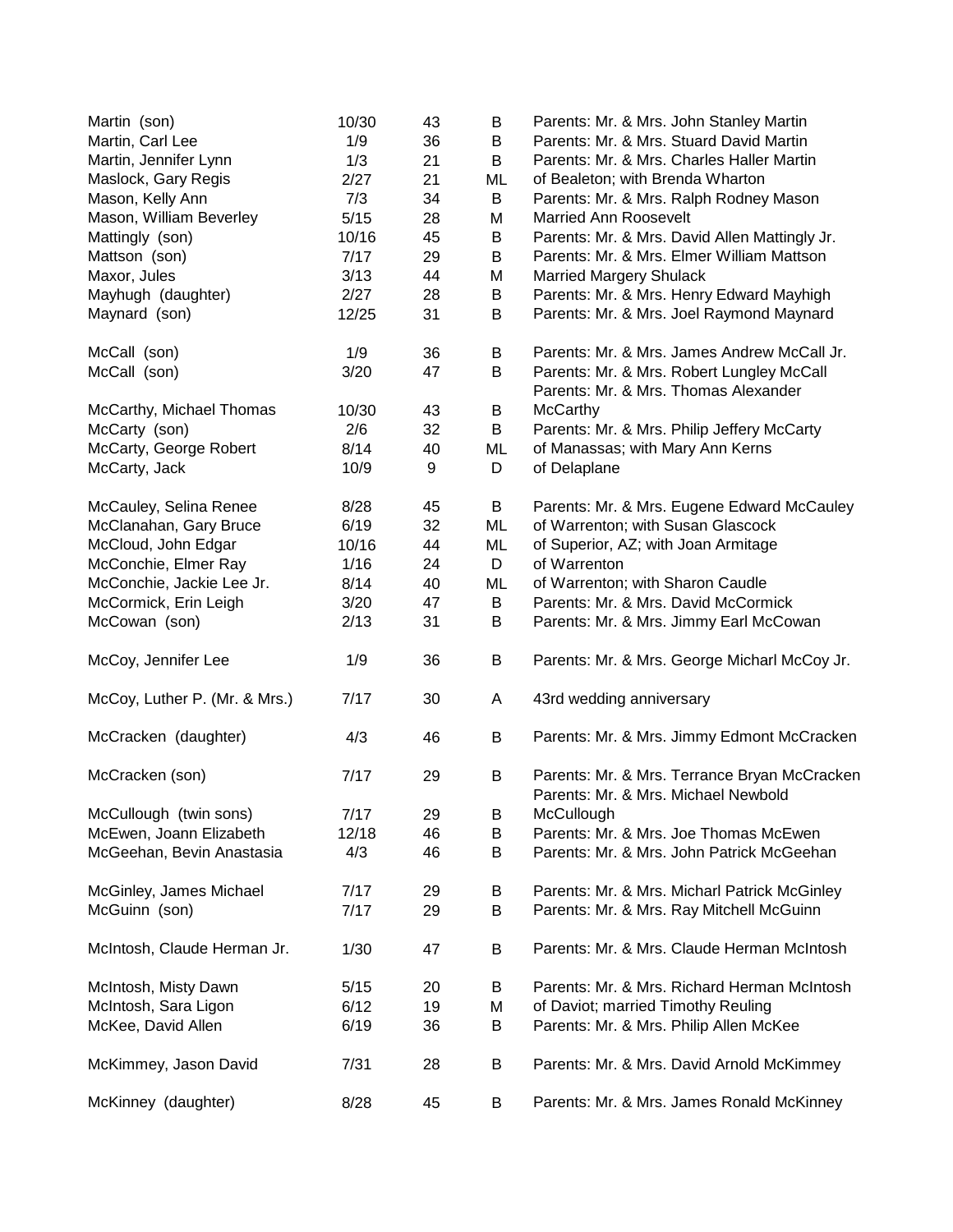| | | | | |
|---|---|---|---|---|
| Martin (son) | 10/30 | 43 | B | Parents: Mr. & Mrs. John Stanley Martin |
| Martin, Carl Lee | 1/9 | 36 | B | Parents: Mr. & Mrs. Stuard David Martin |
| Martin, Jennifer Lynn | 1/3 | 21 | B | Parents: Mr. & Mrs. Charles Haller Martin |
| Maslock, Gary Regis | 2/27 | 21 | ML | of Bealeton; with Brenda Wharton |
| Mason, Kelly Ann | 7/3 | 34 | B | Parents: Mr. & Mrs. Ralph Rodney Mason |
| Mason, William Beverley | 5/15 | 28 | M | Married Ann Roosevelt |
| Mattingly (son) | 10/16 | 45 | B | Parents: Mr. & Mrs. David Allen Mattingly Jr. |
| Mattson (son) | 7/17 | 29 | B | Parents: Mr. & Mrs. Elmer William Mattson |
| Maxor, Jules | 3/13 | 44 | M | Married Margery Shulack |
| Mayhugh (daughter) | 2/27 | 28 | B | Parents: Mr. & Mrs. Henry Edward Mayhigh |
| Maynard (son) | 12/25 | 31 | B | Parents: Mr. & Mrs. Joel Raymond Maynard |
| McCall (son) | 1/9 | 36 | B | Parents: Mr. & Mrs. James Andrew McCall Jr. |
| McCall (son) | 3/20 | 47 | B | Parents: Mr. & Mrs. Robert Lungley McCall |
| McCarthy, Michael Thomas | 10/30 | 43 | B | Parents: Mr. & Mrs. Thomas Alexander McCarthy |
| McCarty (son) | 2/6 | 32 | B | Parents: Mr. & Mrs. Philip Jeffery McCarty |
| McCarty, George Robert | 8/14 | 40 | ML | of Manassas; with Mary Ann Kerns |
| McCarty, Jack | 10/9 | 9 | D | of Delaplane |
| McCauley, Selina Renee | 8/28 | 45 | B | Parents: Mr. & Mrs. Eugene Edward McCauley |
| McClanahan, Gary Bruce | 6/19 | 32 | ML | of Warrenton; with Susan Glascock |
| McCloud, John Edgar | 10/16 | 44 | ML | of Superior, AZ; with Joan Armitage |
| McConchie, Elmer Ray | 1/16 | 24 | D | of Warrenton |
| McConchie, Jackie Lee Jr. | 8/14 | 40 | ML | of Warrenton; with Sharon Caudle |
| McCormick, Erin Leigh | 3/20 | 47 | B | Parents: Mr. & Mrs. David McCormick |
| McCowan (son) | 2/13 | 31 | B | Parents: Mr. & Mrs. Jimmy Earl McCowan |
| McCoy, Jennifer Lee | 1/9 | 36 | B | Parents: Mr. & Mrs. George Micharl McCoy Jr. |
| McCoy, Luther P. (Mr. & Mrs.) | 7/17 | 30 | A | 43rd wedding anniversary |
| McCracken (daughter) | 4/3 | 46 | B | Parents: Mr. & Mrs. Jimmy Edmont McCracken |
| McCracken (son) | 7/17 | 29 | B | Parents: Mr. & Mrs. Terrance Bryan McCracken |
| McCullough (twin sons) | 7/17 | 29 | B | Parents: Mr. & Mrs. Michael Newbold McCullough |
| McEwen, Joann Elizabeth | 12/18 | 46 | B | Parents: Mr. & Mrs. Joe Thomas McEwen |
| McGeehan, Bevin Anastasia | 4/3 | 46 | B | Parents: Mr. & Mrs. John Patrick McGeehan |
| McGinley, James Michael | 7/17 | 29 | B | Parents: Mr. & Mrs. Micharl Patrick McGinley |
| McGuinn (son) | 7/17 | 29 | B | Parents: Mr. & Mrs. Ray Mitchell McGuinn |
| McIntosh, Claude Herman Jr. | 1/30 | 47 | B | Parents: Mr. & Mrs. Claude Herman McIntosh |
| McIntosh, Misty Dawn | 5/15 | 20 | B | Parents: Mr. & Mrs. Richard Herman McIntosh |
| McIntosh, Sara Ligon | 6/12 | 19 | M | of Daviot; married Timothy Reuling |
| McKee, David Allen | 6/19 | 36 | B | Parents: Mr. & Mrs. Philip Allen McKee |
| McKimmey, Jason David | 7/31 | 28 | B | Parents: Mr. & Mrs. David Arnold McKimmey |
| McKinney (daughter) | 8/28 | 45 | B | Parents: Mr. & Mrs. James Ronald McKinney |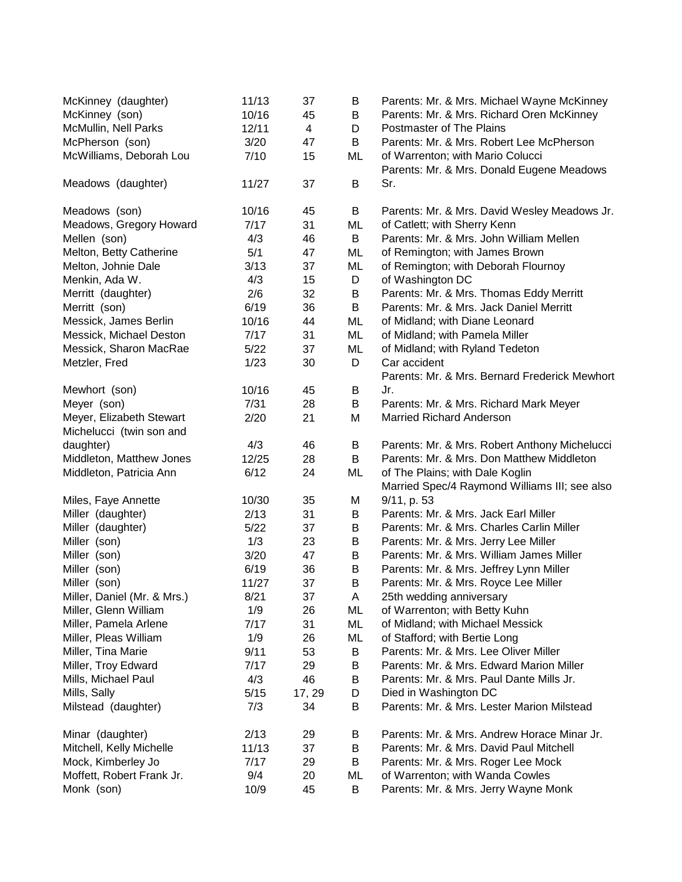| | | | | |
|---|---|---|---|---|
| McKinney (daughter) | 11/13 | 37 | B | Parents: Mr. & Mrs. Michael Wayne McKinney |
| McKinney (son) | 10/16 | 45 | B | Parents: Mr. & Mrs. Richard Oren McKinney |
| McMullin, Nell Parks | 12/11 | 4 | D | Postmaster of The Plains |
| McPherson (son) | 3/20 | 47 | B | Parents: Mr. & Mrs. Robert Lee McPherson |
| McWilliams, Deborah Lou | 7/10 | 15 | ML | of Warrenton; with Mario Colucci |
| Meadows (daughter) | 11/27 | 37 | B | Parents: Mr. & Mrs. Donald Eugene Meadows Sr. |
| Meadows (son) | 10/16 | 45 | B | Parents: Mr. & Mrs. David Wesley Meadows Jr. |
| Meadows, Gregory Howard | 7/17 | 31 | ML | of Catlett; with Sherry Kenn |
| Mellen (son) | 4/3 | 46 | B | Parents: Mr. & Mrs. John William Mellen |
| Melton, Betty Catherine | 5/1 | 47 | ML | of Remington; with James Brown |
| Melton, Johnie Dale | 3/13 | 37 | ML | of Remington; with Deborah Flournoy |
| Menkin, Ada W. | 4/3 | 15 | D | of Washington DC |
| Merritt (daughter) | 2/6 | 32 | B | Parents: Mr. & Mrs. Thomas Eddy Merritt |
| Merritt (son) | 6/19 | 36 | B | Parents: Mr. & Mrs. Jack Daniel Merritt |
| Messick, James Berlin | 10/16 | 44 | ML | of Midland; with Diane Leonard |
| Messick, Michael Deston | 7/17 | 31 | ML | of Midland; with Pamela Miller |
| Messick, Sharon MacRae | 5/22 | 37 | ML | of Midland; with Ryland Tedeton |
| Metzler, Fred | 1/23 | 30 | D | Car accident |
| Mewhort (son) | 10/16 | 45 | B | Parents: Mr. & Mrs. Bernard Frederick Mewhort Jr. |
| Meyer (son) | 7/31 | 28 | B | Parents: Mr. & Mrs. Richard Mark Meyer |
| Meyer, Elizabeth Stewart | 2/20 | 21 | M | Married Richard Anderson |
| Michelucci (twin son and daughter) | 4/3 | 46 | B | Parents: Mr. & Mrs. Robert Anthony Michelucci |
| Middleton, Matthew Jones | 12/25 | 28 | B | Parents: Mr. & Mrs. Don Matthew Middleton |
| Middleton, Patricia Ann | 6/12 | 24 | ML | of The Plains; with Dale Koglin |
| Miles, Faye Annette | 10/30 | 35 | M | Married Spec/4 Raymond Williams III; see also 9/11, p. 53 |
| Miller (daughter) | 2/13 | 31 | B | Parents: Mr. & Mrs. Jack Earl Miller |
| Miller (daughter) | 5/22 | 37 | B | Parents: Mr. & Mrs. Charles Carlin Miller |
| Miller (son) | 1/3 | 23 | B | Parents: Mr. & Mrs. Jerry Lee Miller |
| Miller (son) | 3/20 | 47 | B | Parents: Mr. & Mrs. William James Miller |
| Miller (son) | 6/19 | 36 | B | Parents: Mr. & Mrs. Jeffrey Lynn Miller |
| Miller (son) | 11/27 | 37 | B | Parents: Mr. & Mrs. Royce Lee Miller |
| Miller, Daniel (Mr. & Mrs.) | 8/21 | 37 | A | 25th wedding anniversary |
| Miller, Glenn William | 1/9 | 26 | ML | of Warrenton; with Betty Kuhn |
| Miller, Pamela Arlene | 7/17 | 31 | ML | of Midland; with Michael Messick |
| Miller, Pleas William | 1/9 | 26 | ML | of Stafford; with Bertie Long |
| Miller, Tina Marie | 9/11 | 53 | B | Parents: Mr. & Mrs. Lee Oliver Miller |
| Miller, Troy Edward | 7/17 | 29 | B | Parents: Mr. & Mrs. Edward Marion Miller |
| Mills, Michael Paul | 4/3 | 46 | B | Parents: Mr. & Mrs. Paul Dante Mills Jr. |
| Mills, Sally | 5/15 | 17, 29 | D | Died in Washington DC |
| Milstead (daughter) | 7/3 | 34 | B | Parents: Mr. & Mrs. Lester Marion Milstead |
| Minar (daughter) | 2/13 | 29 | B | Parents: Mr. & Mrs. Andrew Horace Minar Jr. |
| Mitchell, Kelly Michelle | 11/13 | 37 | B | Parents: Mr. & Mrs. David Paul Mitchell |
| Mock, Kimberley Jo | 7/17 | 29 | B | Parents: Mr. & Mrs. Roger Lee Mock |
| Moffett, Robert Frank Jr. | 9/4 | 20 | ML | of Warrenton; with Wanda Cowles |
| Monk (son) | 10/9 | 45 | B | Parents: Mr. & Mrs. Jerry Wayne Monk |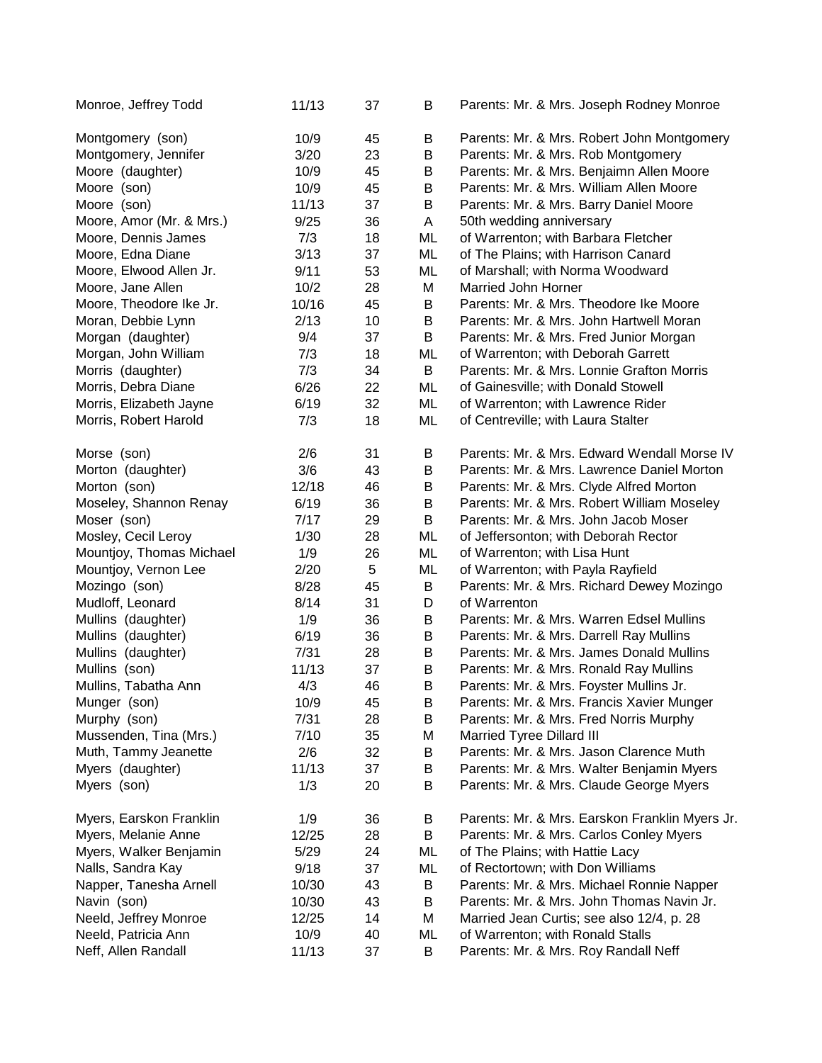| | | | | |
|---|---|---|---|---|
| Monroe, Jeffrey Todd | 11/13 | 37 | B | Parents: Mr. & Mrs. Joseph Rodney Monroe |
| Montgomery (son) | 10/9 | 45 | B | Parents: Mr. & Mrs. Robert John Montgomery |
| Montgomery, Jennifer | 3/20 | 23 | B | Parents: Mr. & Mrs. Rob Montgomery |
| Moore (daughter) | 10/9 | 45 | B | Parents: Mr. & Mrs. Benjaimn Allen Moore |
| Moore (son) | 10/9 | 45 | B | Parents: Mr. & Mrs. William Allen Moore |
| Moore (son) | 11/13 | 37 | B | Parents: Mr. & Mrs. Barry Daniel Moore |
| Moore, Amor (Mr. & Mrs.) | 9/25 | 36 | A | 50th wedding anniversary |
| Moore, Dennis James | 7/3 | 18 | ML | of Warrenton; with Barbara Fletcher |
| Moore, Edna Diane | 3/13 | 37 | ML | of The Plains; with Harrison Canard |
| Moore, Elwood Allen Jr. | 9/11 | 53 | ML | of Marshall; with Norma Woodward |
| Moore, Jane Allen | 10/2 | 28 | M | Married John Horner |
| Moore, Theodore Ike Jr. | 10/16 | 45 | B | Parents: Mr. & Mrs. Theodore Ike Moore |
| Moran, Debbie Lynn | 2/13 | 10 | B | Parents: Mr. & Mrs. John Hartwell Moran |
| Morgan (daughter) | 9/4 | 37 | B | Parents: Mr. & Mrs. Fred Junior Morgan |
| Morgan, John William | 7/3 | 18 | ML | of Warrenton; with Deborah Garrett |
| Morris (daughter) | 7/3 | 34 | B | Parents: Mr. & Mrs. Lonnie Grafton Morris |
| Morris, Debra Diane | 6/26 | 22 | ML | of Gainesville; with Donald Stowell |
| Morris, Elizabeth Jayne | 6/19 | 32 | ML | of Warrenton; with Lawrence Rider |
| Morris, Robert Harold | 7/3 | 18 | ML | of Centreville; with Laura Stalter |
| Morse (son) | 2/6 | 31 | B | Parents: Mr. & Mrs. Edward Wendall Morse IV |
| Morton (daughter) | 3/6 | 43 | B | Parents: Mr. & Mrs. Lawrence Daniel Morton |
| Morton (son) | 12/18 | 46 | B | Parents: Mr. & Mrs. Clyde Alfred Morton |
| Moseley, Shannon Renay | 6/19 | 36 | B | Parents: Mr. & Mrs. Robert William Moseley |
| Moser (son) | 7/17 | 29 | B | Parents: Mr. & Mrs. John Jacob Moser |
| Mosley, Cecil Leroy | 1/30 | 28 | ML | of Jeffersonton; with Deborah Rector |
| Mountjoy, Thomas Michael | 1/9 | 26 | ML | of Warrenton; with Lisa Hunt |
| Mountjoy, Vernon Lee | 2/20 | 5 | ML | of Warrenton; with Payla Rayfield |
| Mozingo (son) | 8/28 | 45 | B | Parents: Mr. & Mrs. Richard Dewey Mozingo |
| Mudloff, Leonard | 8/14 | 31 | D | of Warrenton |
| Mullins (daughter) | 1/9 | 36 | B | Parents: Mr. & Mrs. Warren Edsel Mullins |
| Mullins (daughter) | 6/19 | 36 | B | Parents: Mr. & Mrs. Darrell Ray Mullins |
| Mullins (daughter) | 7/31 | 28 | B | Parents: Mr. & Mrs. James Donald Mullins |
| Mullins (son) | 11/13 | 37 | B | Parents: Mr. & Mrs. Ronald Ray Mullins |
| Mullins, Tabatha Ann | 4/3 | 46 | B | Parents: Mr. & Mrs. Foyster Mullins Jr. |
| Munger (son) | 10/9 | 45 | B | Parents: Mr. & Mrs. Francis Xavier Munger |
| Murphy (son) | 7/31 | 28 | B | Parents: Mr. & Mrs. Fred Norris Murphy |
| Mussenden, Tina (Mrs.) | 7/10 | 35 | M | Married Tyree Dillard III |
| Muth, Tammy Jeanette | 2/6 | 32 | B | Parents: Mr. & Mrs. Jason Clarence Muth |
| Myers (daughter) | 11/13 | 37 | B | Parents: Mr. & Mrs. Walter Benjamin Myers |
| Myers (son) | 1/3 | 20 | B | Parents: Mr. & Mrs. Claude George Myers |
| Myers, Earskon Franklin | 1/9 | 36 | B | Parents: Mr. & Mrs. Earskon Franklin Myers Jr. |
| Myers, Melanie Anne | 12/25 | 28 | B | Parents: Mr. & Mrs. Carlos Conley Myers |
| Myers, Walker Benjamin | 5/29 | 24 | ML | of The Plains; with Hattie Lacy |
| Nalls, Sandra Kay | 9/18 | 37 | ML | of Rectortown; with Don Williams |
| Napper, Tanesha Arnell | 10/30 | 43 | B | Parents: Mr. & Mrs. Michael Ronnie Napper |
| Navin (son) | 10/30 | 43 | B | Parents: Mr. & Mrs. John Thomas Navin Jr. |
| Neeld, Jeffrey Monroe | 12/25 | 14 | M | Married Jean Curtis; see also 12/4, p. 28 |
| Neeld, Patricia Ann | 10/9 | 40 | ML | of Warrenton; with Ronald Stalls |
| Neff, Allen Randall | 11/13 | 37 | B | Parents: Mr. & Mrs. Roy Randall Neff |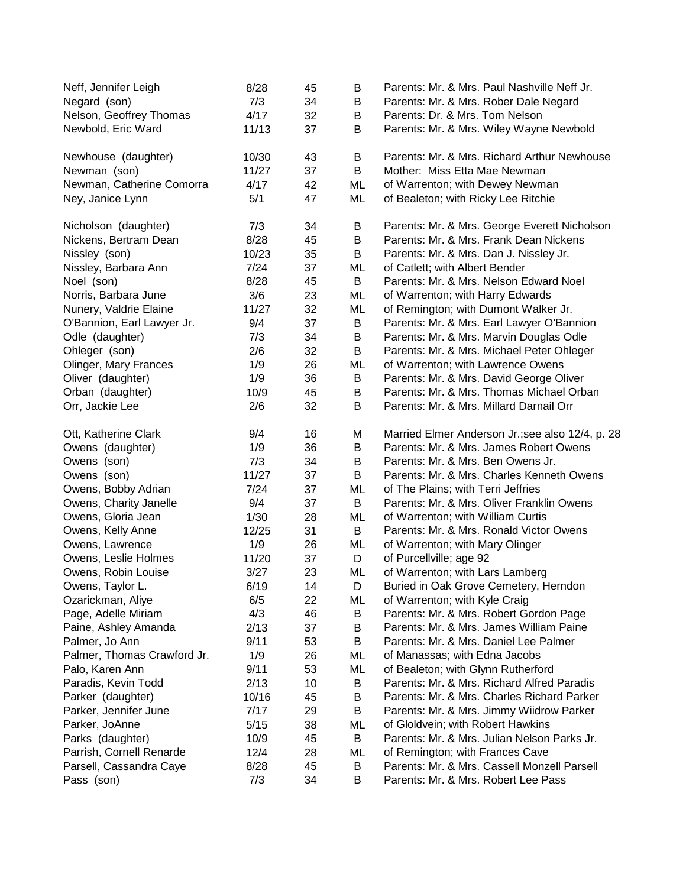| | | | | |
|---|---|---|---|---|
| Neff, Jennifer Leigh | 8/28 | 45 | B | Parents: Mr. & Mrs. Paul Nashville Neff Jr. |
| Negard (son) | 7/3 | 34 | B | Parents: Mr. & Mrs. Rober Dale Negard |
| Nelson, Geoffrey Thomas | 4/17 | 32 | B | Parents: Dr. & Mrs. Tom Nelson |
| Newbold, Eric Ward | 11/13 | 37 | B | Parents: Mr. & Mrs. Wiley Wayne Newbold |
| Newhouse (daughter) | 10/30 | 43 | B | Parents: Mr. & Mrs. Richard Arthur Newhouse |
| Newman (son) | 11/27 | 37 | B | Mother: Miss Etta Mae Newman |
| Newman, Catherine Comorra | 4/17 | 42 | ML | of Warrenton; with Dewey Newman |
| Ney, Janice Lynn | 5/1 | 47 | ML | of Bealeton; with Ricky Lee Ritchie |
| Nicholson (daughter) | 7/3 | 34 | B | Parents: Mr. & Mrs. George Everett Nicholson |
| Nickens, Bertram Dean | 8/28 | 45 | B | Parents: Mr. & Mrs. Frank Dean Nickens |
| Nissley (son) | 10/23 | 35 | B | Parents: Mr. & Mrs. Dan J. Nissley Jr. |
| Nissley, Barbara Ann | 7/24 | 37 | ML | of Catlett; with Albert Bender |
| Noel (son) | 8/28 | 45 | B | Parents: Mr. & Mrs. Nelson Edward Noel |
| Norris, Barbara June | 3/6 | 23 | ML | of Warrenton; with Harry Edwards |
| Nunery, Valdrie Elaine | 11/27 | 32 | ML | of Remington; with Dumont Walker Jr. |
| O'Bannion, Earl Lawyer Jr. | 9/4 | 37 | B | Parents: Mr. & Mrs. Earl Lawyer O'Bannion |
| Odle (daughter) | 7/3 | 34 | B | Parents: Mr. & Mrs. Marvin Douglas Odle |
| Ohleger (son) | 2/6 | 32 | B | Parents: Mr. & Mrs. Michael Peter Ohleger |
| Olinger, Mary Frances | 1/9 | 26 | ML | of Warrenton; with Lawrence Owens |
| Oliver (daughter) | 1/9 | 36 | B | Parents: Mr. & Mrs. David George Oliver |
| Orban (daughter) | 10/9 | 45 | B | Parents: Mr. & Mrs. Thomas Michael Orban |
| Orr, Jackie Lee | 2/6 | 32 | B | Parents: Mr. & Mrs. Millard Darnail Orr |
| Ott, Katherine Clark | 9/4 | 16 | M | Married Elmer Anderson Jr.;see also 12/4, p. 28 |
| Owens (daughter) | 1/9 | 36 | B | Parents: Mr. & Mrs. James Robert Owens |
| Owens (son) | 7/3 | 34 | B | Parents: Mr. & Mrs. Ben Owens Jr. |
| Owens (son) | 11/27 | 37 | B | Parents: Mr. & Mrs. Charles Kenneth Owens |
| Owens, Bobby Adrian | 7/24 | 37 | ML | of The Plains; with Terri Jeffries |
| Owens, Charity Janelle | 9/4 | 37 | B | Parents: Mr. & Mrs. Oliver Franklin Owens |
| Owens, Gloria Jean | 1/30 | 28 | ML | of Warrenton; with William Curtis |
| Owens, Kelly Anne | 12/25 | 31 | B | Parents: Mr. & Mrs. Ronald Victor Owens |
| Owens, Lawrence | 1/9 | 26 | ML | of Warrenton; with Mary Olinger |
| Owens, Leslie Holmes | 11/20 | 37 | D | of Purcellville; age 92 |
| Owens, Robin Louise | 3/27 | 23 | ML | of Warrenton; with Lars Lamberg |
| Owens, Taylor L. | 6/19 | 14 | D | Buried in Oak Grove Cemetery, Herndon |
| Ozarickman, Aliye | 6/5 | 22 | ML | of Warrenton; with Kyle Craig |
| Page, Adelle Miriam | 4/3 | 46 | B | Parents: Mr. & Mrs. Robert Gordon Page |
| Paine, Ashley Amanda | 2/13 | 37 | B | Parents: Mr. & Mrs. James William Paine |
| Palmer, Jo Ann | 9/11 | 53 | B | Parents: Mr. & Mrs. Daniel Lee Palmer |
| Palmer, Thomas Crawford Jr. | 1/9 | 26 | ML | of Manassas; with Edna Jacobs |
| Palo, Karen Ann | 9/11 | 53 | ML | of Bealeton; with Glynn Rutherford |
| Paradis, Kevin Todd | 2/13 | 10 | B | Parents: Mr. & Mrs. Richard Alfred Paradis |
| Parker (daughter) | 10/16 | 45 | B | Parents: Mr. & Mrs. Charles Richard Parker |
| Parker, Jennifer June | 7/17 | 29 | B | Parents: Mr. & Mrs. Jimmy Wiidrow Parker |
| Parker, JoAnne | 5/15 | 38 | ML | of Gloldvein; with Robert Hawkins |
| Parks (daughter) | 10/9 | 45 | B | Parents: Mr. & Mrs. Julian Nelson Parks Jr. |
| Parrish, Cornell Renarde | 12/4 | 28 | ML | of Remington; with Frances Cave |
| Parsell, Cassandra Caye | 8/28 | 45 | B | Parents: Mr. & Mrs. Cassell Monzell Parsell |
| Pass (son) | 7/3 | 34 | B | Parents: Mr. & Mrs. Robert Lee Pass |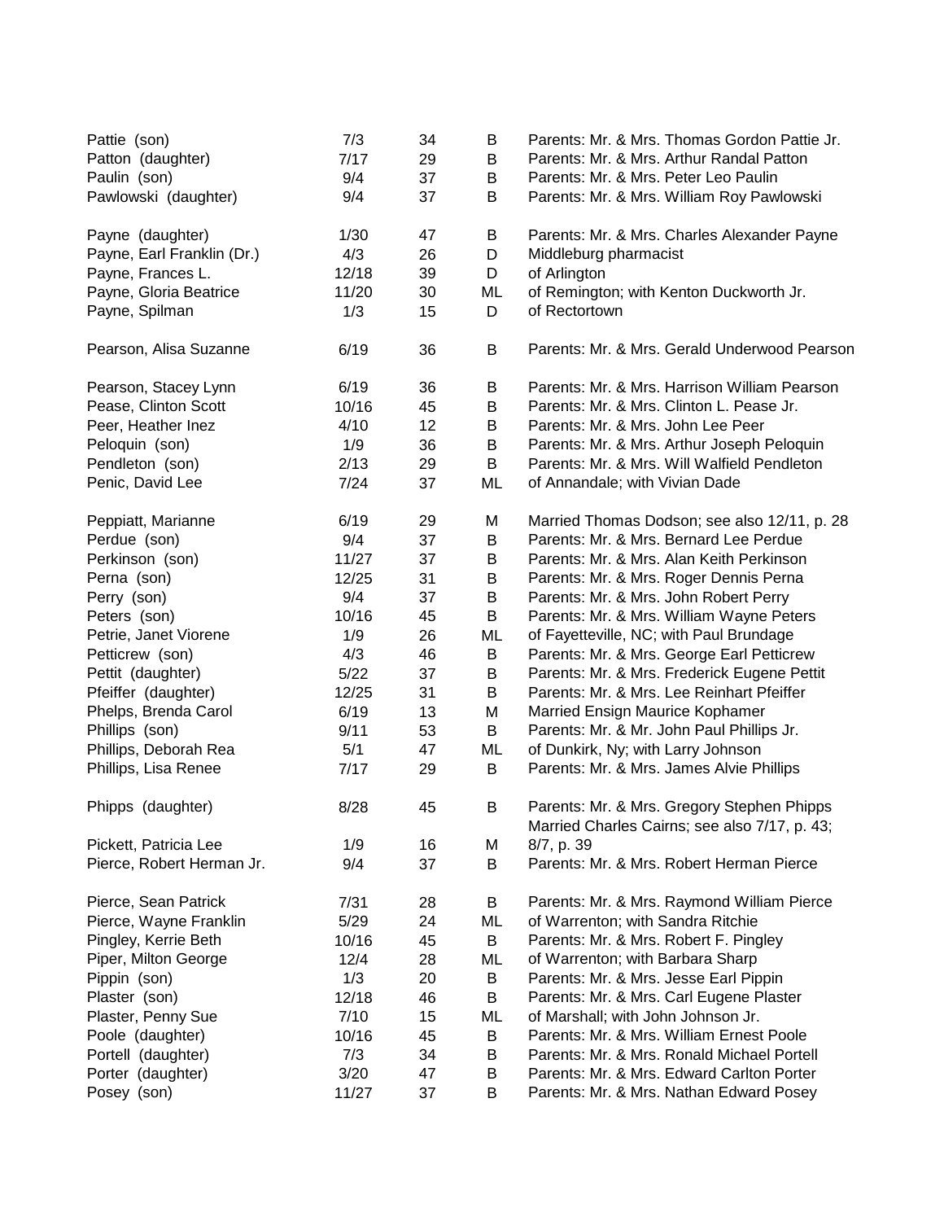| | | | | |
|---|---|---|---|---|
| Pattie (son) | 7/3 | 34 | B | Parents: Mr. & Mrs. Thomas Gordon Pattie Jr. |
| Patton (daughter) | 7/17 | 29 | B | Parents: Mr. & Mrs. Arthur Randal Patton |
| Paulin (son) | 9/4 | 37 | B | Parents: Mr. & Mrs. Peter Leo Paulin |
| Pawlowski (daughter) | 9/4 | 37 | B | Parents: Mr. & Mrs. William Roy Pawlowski |
| Payne (daughter) | 1/30 | 47 | B | Parents: Mr. & Mrs. Charles Alexander Payne |
| Payne, Earl Franklin (Dr.) | 4/3 | 26 | D | Middleburg pharmacist |
| Payne, Frances L. | 12/18 | 39 | D | of Arlington |
| Payne, Gloria Beatrice | 11/20 | 30 | ML | of Remington; with Kenton Duckworth Jr. |
| Payne, Spilman | 1/3 | 15 | D | of Rectortown |
| Pearson, Alisa Suzanne | 6/19 | 36 | B | Parents: Mr. & Mrs. Gerald Underwood Pearson |
| Pearson, Stacey Lynn | 6/19 | 36 | B | Parents: Mr. & Mrs. Harrison William Pearson |
| Pease, Clinton Scott | 10/16 | 45 | B | Parents: Mr. & Mrs. Clinton L. Pease Jr. |
| Peer, Heather Inez | 4/10 | 12 | B | Parents: Mr. & Mrs. John Lee Peer |
| Peloquin (son) | 1/9 | 36 | B | Parents: Mr. & Mrs. Arthur Joseph Peloquin |
| Pendleton (son) | 2/13 | 29 | B | Parents: Mr. & Mrs. Will Walfield Pendleton |
| Penic, David Lee | 7/24 | 37 | ML | of Annandale; with Vivian Dade |
| Peppiatt, Marianne | 6/19 | 29 | M | Married Thomas Dodson; see also 12/11, p. 28 |
| Perdue (son) | 9/4 | 37 | B | Parents: Mr. & Mrs. Bernard Lee Perdue |
| Perkinson (son) | 11/27 | 37 | B | Parents: Mr. & Mrs. Alan Keith Perkinson |
| Perna (son) | 12/25 | 31 | B | Parents: Mr. & Mrs. Roger Dennis Perna |
| Perry (son) | 9/4 | 37 | B | Parents: Mr. & Mrs. John Robert Perry |
| Peters (son) | 10/16 | 45 | B | Parents: Mr. & Mrs. William Wayne Peters |
| Petrie, Janet Viorene | 1/9 | 26 | ML | of Fayetteville, NC; with Paul Brundage |
| Petticrew (son) | 4/3 | 46 | B | Parents: Mr. & Mrs. George Earl Petticrew |
| Pettit (daughter) | 5/22 | 37 | B | Parents: Mr. & Mrs. Frederick Eugene Pettit |
| Pfeiffer (daughter) | 12/25 | 31 | B | Parents: Mr. & Mrs. Lee Reinhart Pfeiffer |
| Phelps, Brenda Carol | 6/19 | 13 | M | Married Ensign Maurice Kophamer |
| Phillips (son) | 9/11 | 53 | B | Parents: Mr. & Mr. John Paul Phillips Jr. |
| Phillips, Deborah Rea | 5/1 | 47 | ML | of Dunkirk, Ny; with Larry Johnson |
| Phillips, Lisa Renee | 7/17 | 29 | B | Parents: Mr. & Mrs. James Alvie Phillips |
| Phipps (daughter) | 8/28 | 45 | B | Parents: Mr. & Mrs. Gregory Stephen Phipps |
| Pickett, Patricia Lee | 1/9 | 16 | M | Married Charles Cairns; see also 7/17, p. 43; 8/7, p. 39 |
| Pierce, Robert Herman Jr. | 9/4 | 37 | B | Parents: Mr. & Mrs. Robert Herman Pierce |
| Pierce, Sean Patrick | 7/31 | 28 | B | Parents: Mr. & Mrs. Raymond William Pierce |
| Pierce, Wayne Franklin | 5/29 | 24 | ML | of Warrenton; with Sandra Ritchie |
| Pingley, Kerrie Beth | 10/16 | 45 | B | Parents: Mr. & Mrs. Robert F. Pingley |
| Piper, Milton George | 12/4 | 28 | ML | of Warrenton; with Barbara Sharp |
| Pippin (son) | 1/3 | 20 | B | Parents: Mr. & Mrs. Jesse Earl Pippin |
| Plaster (son) | 12/18 | 46 | B | Parents: Mr. & Mrs. Carl Eugene Plaster |
| Plaster, Penny Sue | 7/10 | 15 | ML | of Marshall; with John Johnson Jr. |
| Poole (daughter) | 10/16 | 45 | B | Parents: Mr. & Mrs. William Ernest Poole |
| Portell (daughter) | 7/3 | 34 | B | Parents: Mr. & Mrs. Ronald Michael Portell |
| Porter (daughter) | 3/20 | 47 | B | Parents: Mr. & Mrs. Edward Carlton Porter |
| Posey (son) | 11/27 | 37 | B | Parents: Mr. & Mrs. Nathan Edward Posey |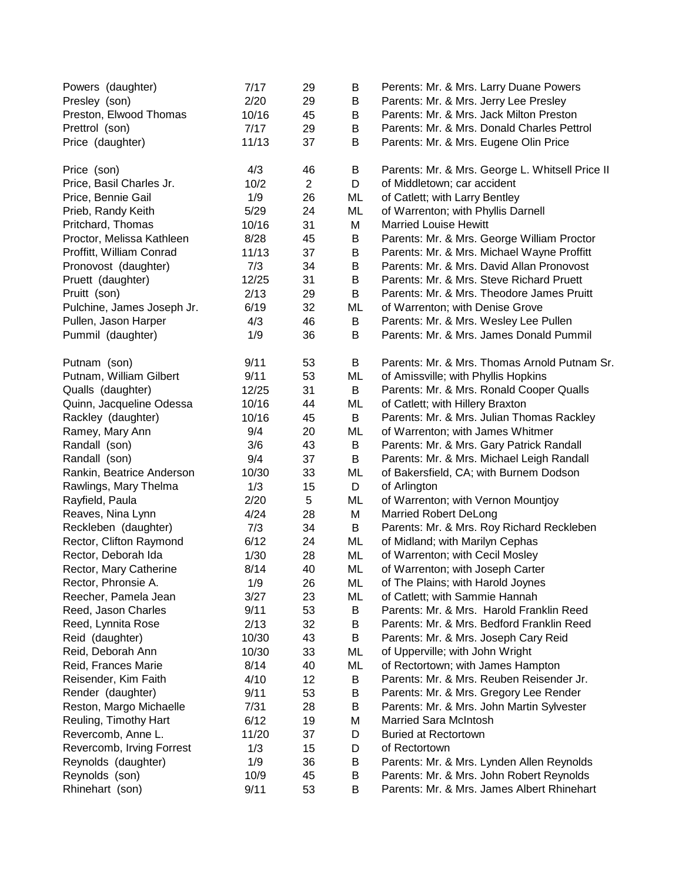| | | | | |
|---|---|---|---|---|
| Powers (daughter) | 7/17 | 29 | B | Parents: Mr. & Mrs. Larry Duane Powers |
| Presley (son) | 2/20 | 29 | B | Parents: Mr. & Mrs. Jerry Lee Presley |
| Preston, Elwood Thomas | 10/16 | 45 | B | Parents: Mr. & Mrs. Jack Milton Preston |
| Prettrol (son) | 7/17 | 29 | B | Parents: Mr. & Mrs. Donald Charles Pettrol |
| Price (daughter) | 11/13 | 37 | B | Parents: Mr. & Mrs. Eugene Olin Price |
| Price (son) | 4/3 | 46 | B | Parents: Mr. & Mrs. George L. Whitsell Price II |
| Price, Basil Charles Jr. | 10/2 | 2 | D | of Middletown; car accident |
| Price, Bennie Gail | 1/9 | 26 | ML | of Catlett; with Larry Bentley |
| Prieb, Randy Keith | 5/29 | 24 | ML | of Warrenton; with Phyllis Darnell |
| Pritchard, Thomas | 10/16 | 31 | M | Married Louise Hewitt |
| Proctor, Melissa Kathleen | 8/28 | 45 | B | Parents: Mr. & Mrs. George William Proctor |
| Proffitt, William Conrad | 11/13 | 37 | B | Parents: Mr. & Mrs. Michael Wayne Proffitt |
| Pronovost (daughter) | 7/3 | 34 | B | Parents: Mr. & Mrs. David Allan Pronovost |
| Pruett (daughter) | 12/25 | 31 | B | Parents: Mr. & Mrs. Steve Richard Pruett |
| Pruitt (son) | 2/13 | 29 | B | Parents: Mr. & Mrs. Theodore James Pruitt |
| Pulchine, James Joseph Jr. | 6/19 | 32 | ML | of Warrenton; with Denise Grove |
| Pullen, Jason Harper | 4/3 | 46 | B | Parents: Mr. & Mrs. Wesley Lee Pullen |
| Pummil (daughter) | 1/9 | 36 | B | Parents: Mr. & Mrs. James Donald Pummil |
| Putnam (son) | 9/11 | 53 | B | Parents: Mr. & Mrs. Thomas Arnold Putnam Sr. |
| Putnam, William Gilbert | 9/11 | 53 | ML | of Amissville; with Phyllis Hopkins |
| Qualls (daughter) | 12/25 | 31 | B | Parents: Mr. & Mrs. Ronald Cooper Qualls |
| Quinn, Jacqueline Odessa | 10/16 | 44 | ML | of Catlett; with Hillery Braxton |
| Rackley (daughter) | 10/16 | 45 | B | Parents: Mr. & Mrs. Julian Thomas Rackley |
| Ramey, Mary Ann | 9/4 | 20 | ML | of Warrenton; with James Whitmer |
| Randall (son) | 3/6 | 43 | B | Parents: Mr. & Mrs. Gary Patrick Randall |
| Randall (son) | 9/4 | 37 | B | Parents: Mr. & Mrs. Michael Leigh Randall |
| Rankin, Beatrice Anderson | 10/30 | 33 | ML | of Bakersfield, CA; with Burnem Dodson |
| Rawlings, Mary Thelma | 1/3 | 15 | D | of Arlington |
| Rayfield, Paula | 2/20 | 5 | ML | of Warrenton; with Vernon Mountjoy |
| Reaves, Nina Lynn | 4/24 | 28 | M | Married Robert DeLong |
| Reckleben (daughter) | 7/3 | 34 | B | Parents: Mr. & Mrs. Roy Richard Reckleben |
| Rector, Clifton Raymond | 6/12 | 24 | ML | of Midland; with Marilyn Cephas |
| Rector, Deborah Ida | 1/30 | 28 | ML | of Warrenton; with Cecil Mosley |
| Rector, Mary Catherine | 8/14 | 40 | ML | of Warrenton; with Joseph Carter |
| Rector, Phronsie A. | 1/9 | 26 | ML | of The Plains; with Harold Joynes |
| Reecher, Pamela Jean | 3/27 | 23 | ML | of Catlett; with Sammie Hannah |
| Reed, Jason Charles | 9/11 | 53 | B | Parents: Mr. & Mrs. Harold Franklin Reed |
| Reed, Lynnita Rose | 2/13 | 32 | B | Parents: Mr. & Mrs. Bedford Franklin Reed |
| Reid (daughter) | 10/30 | 43 | B | Parents: Mr. & Mrs. Joseph Cary Reid |
| Reid, Deborah Ann | 10/30 | 33 | ML | of Upperville; with John Wright |
| Reid, Frances Marie | 8/14 | 40 | ML | of Rectortown; with James Hampton |
| Reisender, Kim Faith | 4/10 | 12 | B | Parents: Mr. & Mrs. Reuben Reisender Jr. |
| Render (daughter) | 9/11 | 53 | B | Parents: Mr. & Mrs. Gregory Lee Render |
| Reston, Margo Michaelle | 7/31 | 28 | B | Parents: Mr. & Mrs. John Martin Sylvester |
| Reuling, Timothy Hart | 6/12 | 19 | M | Married Sara McIntosh |
| Revercomb, Anne L. | 11/20 | 37 | D | Buried at Rectortown |
| Revercomb, Irving Forrest | 1/3 | 15 | D | of Rectortown |
| Reynolds (daughter) | 1/9 | 36 | B | Parents: Mr. & Mrs. Lynden Allen Reynolds |
| Reynolds (son) | 10/9 | 45 | B | Parents: Mr. & Mrs. John Robert Reynolds |
| Rhinehart (son) | 9/11 | 53 | B | Parents: Mr. & Mrs. James Albert Rhinehart |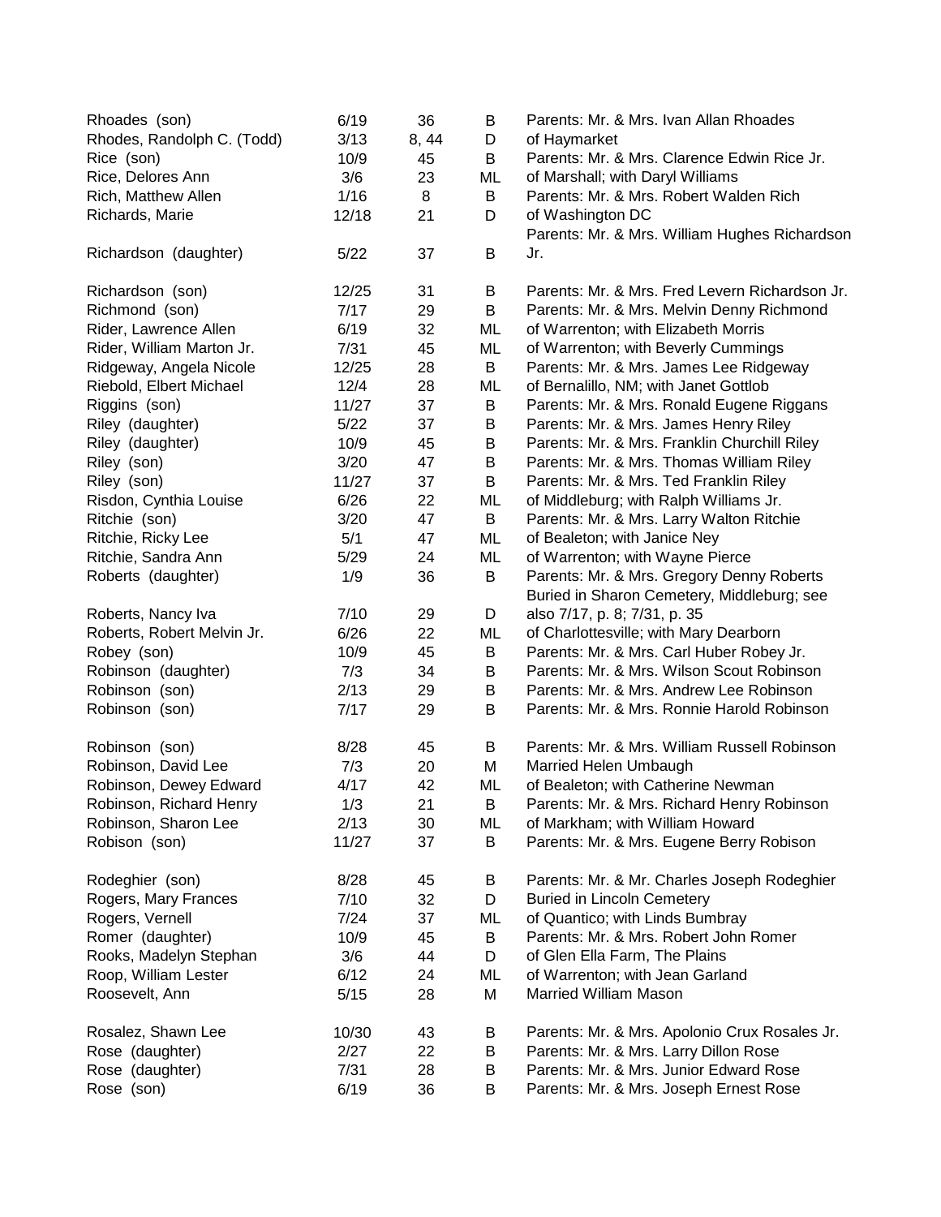| | | | | |
|---|---|---|---|---|
| Rhoades (son) | 6/19 | 36 | B | Parents: Mr. & Mrs. Ivan Allan Rhoades |
| Rhodes, Randolph C. (Todd) | 3/13 | 8, 44 | D | of Haymarket |
| Rice (son) | 10/9 | 45 | B | Parents: Mr. & Mrs. Clarence Edwin Rice Jr. |
| Rice, Delores Ann | 3/6 | 23 | ML | of Marshall; with Daryl Williams |
| Rich, Matthew Allen | 1/16 | 8 | B | Parents: Mr. & Mrs. Robert Walden Rich |
| Richards, Marie | 12/18 | 21 | D | of Washington DC |
| Richardson (daughter) | 5/22 | 37 | B | Parents: Mr. & Mrs. William Hughes Richardson Jr. |
| Richardson (son) | 12/25 | 31 | B | Parents: Mr. & Mrs. Fred Levern Richardson Jr. |
| Richmond (son) | 7/17 | 29 | B | Parents: Mr. & Mrs. Melvin Denny Richmond |
| Rider, Lawrence Allen | 6/19 | 32 | ML | of Warrenton; with Elizabeth Morris |
| Rider, William Marton Jr. | 7/31 | 45 | ML | of Warrenton; with Beverly Cummings |
| Ridgeway, Angela Nicole | 12/25 | 28 | B | Parents: Mr. & Mrs. James Lee Ridgeway |
| Riebold, Elbert Michael | 12/4 | 28 | ML | of Bernalillo, NM; with Janet Gottlob |
| Riggins (son) | 11/27 | 37 | B | Parents: Mr. & Mrs. Ronald Eugene Riggans |
| Riley (daughter) | 5/22 | 37 | B | Parents: Mr. & Mrs. James Henry Riley |
| Riley (daughter) | 10/9 | 45 | B | Parents: Mr. & Mrs. Franklin Churchill Riley |
| Riley (son) | 3/20 | 47 | B | Parents: Mr. & Mrs. Thomas William Riley |
| Riley (son) | 11/27 | 37 | B | Parents: Mr. & Mrs. Ted Franklin Riley |
| Risdon, Cynthia Louise | 6/26 | 22 | ML | of Middleburg; with Ralph Williams Jr. |
| Ritchie (son) | 3/20 | 47 | B | Parents: Mr. & Mrs. Larry Walton Ritchie |
| Ritchie, Ricky Lee | 5/1 | 47 | ML | of Bealeton; with Janice Ney |
| Ritchie, Sandra Ann | 5/29 | 24 | ML | of Warrenton; with Wayne Pierce |
| Roberts (daughter) | 1/9 | 36 | B | Parents: Mr. & Mrs. Gregory Denny Roberts |
| Roberts, Nancy Iva | 7/10 | 29 | D | Buried in Sharon Cemetery, Middleburg; see also 7/17, p. 8; 7/31, p. 35 |
| Roberts, Robert Melvin Jr. | 6/26 | 22 | ML | of Charlottesville; with Mary Dearborn |
| Robey (son) | 10/9 | 45 | B | Parents: Mr. & Mrs. Carl Huber Robey Jr. |
| Robinson (daughter) | 7/3 | 34 | B | Parents: Mr. & Mrs. Wilson Scout Robinson |
| Robinson (son) | 2/13 | 29 | B | Parents: Mr. & Mrs. Andrew Lee Robinson |
| Robinson (son) | 7/17 | 29 | B | Parents: Mr. & Mrs. Ronnie Harold Robinson |
| Robinson (son) | 8/28 | 45 | B | Parents: Mr. & Mrs. William Russell Robinson |
| Robinson, David Lee | 7/3 | 20 | M | Married Helen Umbaugh |
| Robinson, Dewey Edward | 4/17 | 42 | ML | of Bealeton; with Catherine Newman |
| Robinson, Richard Henry | 1/3 | 21 | B | Parents: Mr. & Mrs. Richard Henry Robinson |
| Robinson, Sharon Lee | 2/13 | 30 | ML | of Markham; with William Howard |
| Robison (son) | 11/27 | 37 | B | Parents: Mr. & Mrs. Eugene Berry Robison |
| Rodeghier (son) | 8/28 | 45 | B | Parents: Mr. & Mr. Charles Joseph Rodeghier |
| Rogers, Mary Frances | 7/10 | 32 | D | Buried in Lincoln Cemetery |
| Rogers, Vernell | 7/24 | 37 | ML | of Quantico; with Linds Bumbray |
| Romer (daughter) | 10/9 | 45 | B | Parents: Mr. & Mrs. Robert John Romer |
| Rooks, Madelyn Stephan | 3/6 | 44 | D | of Glen Ella Farm, The Plains |
| Roop, William Lester | 6/12 | 24 | ML | of Warrenton; with Jean Garland |
| Roosevelt, Ann | 5/15 | 28 | M | Married William Mason |
| Rosalez, Shawn Lee | 10/30 | 43 | B | Parents: Mr. & Mrs. Apolonio Crux Rosales Jr. |
| Rose (daughter) | 2/27 | 22 | B | Parents: Mr. & Mrs. Larry Dillon Rose |
| Rose (daughter) | 7/31 | 28 | B | Parents: Mr. & Mrs. Junior Edward Rose |
| Rose (son) | 6/19 | 36 | B | Parents: Mr. & Mrs. Joseph Ernest Rose |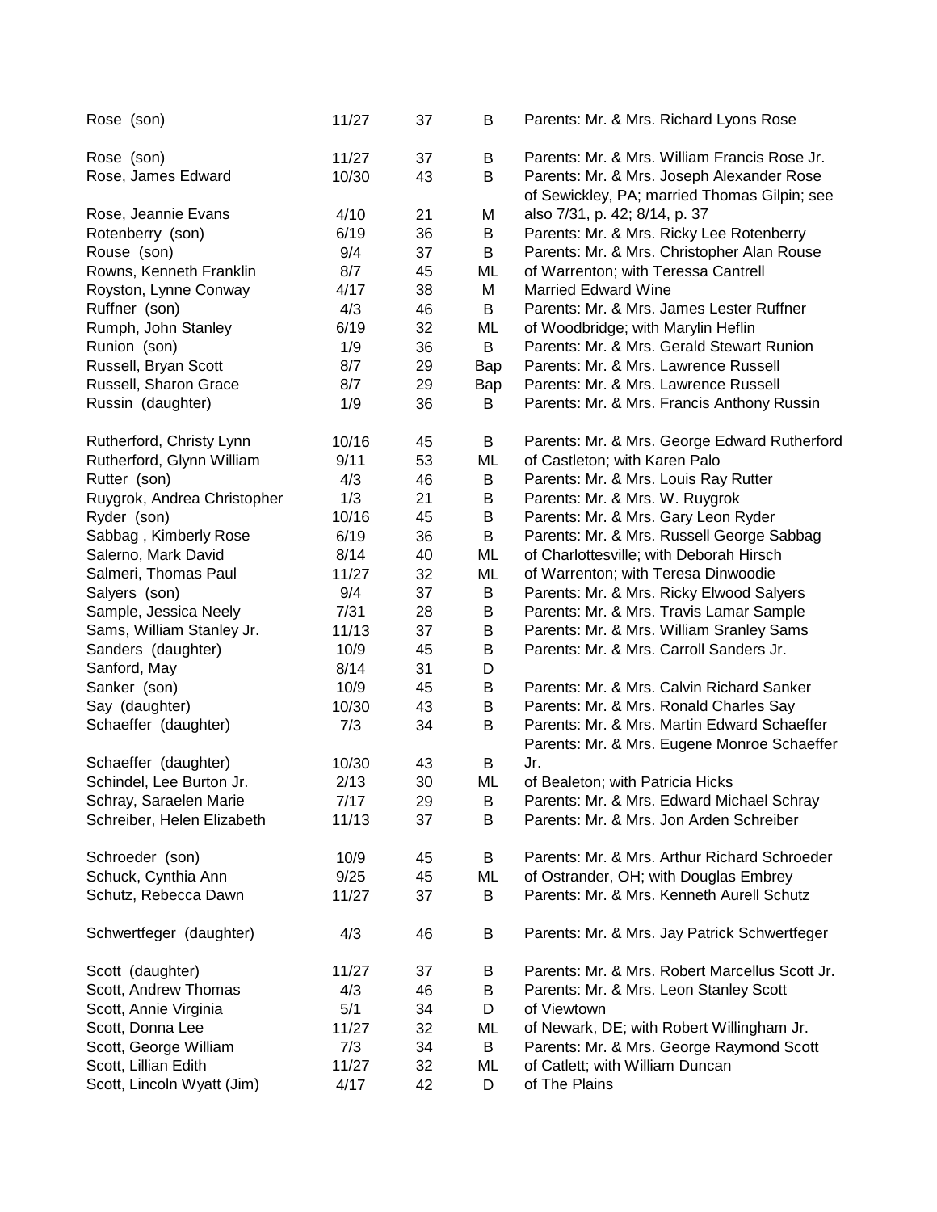| | | | | |
|---|---|---|---|---|
| Rose (son) | 11/27 | 37 | B | Parents: Mr. & Mrs. Richard Lyons Rose |
| Rose (son) | 11/27 | 37 | B | Parents: Mr. & Mrs. William Francis Rose Jr. |
| Rose, James Edward | 10/30 | 43 | B | Parents: Mr. & Mrs. Joseph Alexander Rose |
| Rose, Jeannie Evans | 4/10 | 21 | M | of Sewickley, PA; married Thomas Gilpin; see also 7/31, p. 42; 8/14, p. 37 |
| Rotenberry (son) | 6/19 | 36 | B | Parents: Mr. & Mrs. Ricky Lee Rotenberry |
| Rouse (son) | 9/4 | 37 | B | Parents: Mr. & Mrs. Christopher Alan Rouse |
| Rowns, Kenneth Franklin | 8/7 | 45 | ML | of Warrenton; with Teressa Cantrell |
| Royston, Lynne Conway | 4/17 | 38 | M | Married Edward Wine |
| Ruffner (son) | 4/3 | 46 | B | Parents: Mr. & Mrs. James Lester Ruffner |
| Rumph, John Stanley | 6/19 | 32 | ML | of Woodbridge; with Marylin Heflin |
| Runion (son) | 1/9 | 36 | B | Parents: Mr. & Mrs. Gerald Stewart Runion |
| Russell, Bryan Scott | 8/7 | 29 | Bap | Parents: Mr. & Mrs. Lawrence Russell |
| Russell, Sharon Grace | 8/7 | 29 | Bap | Parents: Mr. & Mrs. Lawrence Russell |
| Russin (daughter) | 1/9 | 36 | B | Parents: Mr. & Mrs. Francis Anthony Russin |
| Rutherford, Christy Lynn | 10/16 | 45 | B | Parents: Mr. & Mrs. George Edward Rutherford |
| Rutherford, Glynn William | 9/11 | 53 | ML | of Castleton; with Karen Palo |
| Rutter (son) | 4/3 | 46 | B | Parents: Mr. & Mrs. Louis Ray Rutter |
| Ruygrok, Andrea Christopher | 1/3 | 21 | B | Parents: Mr. & Mrs. W. Ruygrok |
| Ryder (son) | 10/16 | 45 | B | Parents: Mr. & Mrs. Gary Leon Ryder |
| Sabbag , Kimberly Rose | 6/19 | 36 | B | Parents: Mr. & Mrs. Russell George Sabbag |
| Salerno, Mark David | 8/14 | 40 | ML | of Charlottesville; with Deborah Hirsch |
| Salmeri, Thomas Paul | 11/27 | 32 | ML | of Warrenton; with Teresa Dinwoodie |
| Salyers (son) | 9/4 | 37 | B | Parents: Mr. & Mrs. Ricky Elwood Salyers |
| Sample, Jessica Neely | 7/31 | 28 | B | Parents: Mr. & Mrs. Travis Lamar Sample |
| Sams, William Stanley Jr. | 11/13 | 37 | B | Parents: Mr. & Mrs. William Sranley Sams |
| Sanders (daughter) | 10/9 | 45 | B | Parents: Mr. & Mrs. Carroll Sanders Jr. |
| Sanford, May | 8/14 | 31 | D | |
| Sanker (son) | 10/9 | 45 | B | Parents: Mr. & Mrs. Calvin Richard Sanker |
| Say (daughter) | 10/30 | 43 | B | Parents: Mr. & Mrs. Ronald Charles Say |
| Schaeffer (daughter) | 7/3 | 34 | B | Parents: Mr. & Mrs. Martin Edward Schaeffer |
| Schaeffer (daughter) | 10/30 | 43 | B | Parents: Mr. & Mrs. Eugene Monroe Schaeffer Jr. |
| Schindel, Lee Burton Jr. | 2/13 | 30 | ML | of Bealeton; with Patricia Hicks |
| Schray, Saraelen Marie | 7/17 | 29 | B | Parents: Mr. & Mrs. Edward Michael Schray |
| Schreiber, Helen Elizabeth | 11/13 | 37 | B | Parents: Mr. & Mrs. Jon Arden Schreiber |
| Schroeder (son) | 10/9 | 45 | B | Parents: Mr. & Mrs. Arthur Richard Schroeder |
| Schuck, Cynthia Ann | 9/25 | 45 | ML | of Ostrander, OH; with Douglas Embrey |
| Schutz, Rebecca Dawn | 11/27 | 37 | B | Parents: Mr. & Mrs. Kenneth Aurell Schutz |
| Schwertfeger (daughter) | 4/3 | 46 | B | Parents: Mr. & Mrs. Jay Patrick Schwertfeger |
| Scott (daughter) | 11/27 | 37 | B | Parents: Mr. & Mrs. Robert Marcellus Scott Jr. |
| Scott, Andrew Thomas | 4/3 | 46 | B | Parents: Mr. & Mrs. Leon Stanley Scott |
| Scott, Annie Virginia | 5/1 | 34 | D | of Viewtown |
| Scott, Donna Lee | 11/27 | 32 | ML | of Newark, DE; with Robert Willingham Jr. |
| Scott, George William | 7/3 | 34 | B | Parents: Mr. & Mrs. George Raymond Scott |
| Scott, Lillian Edith | 11/27 | 32 | ML | of Catlett; with William Duncan |
| Scott, Lincoln Wyatt (Jim) | 4/17 | 42 | D | of The Plains |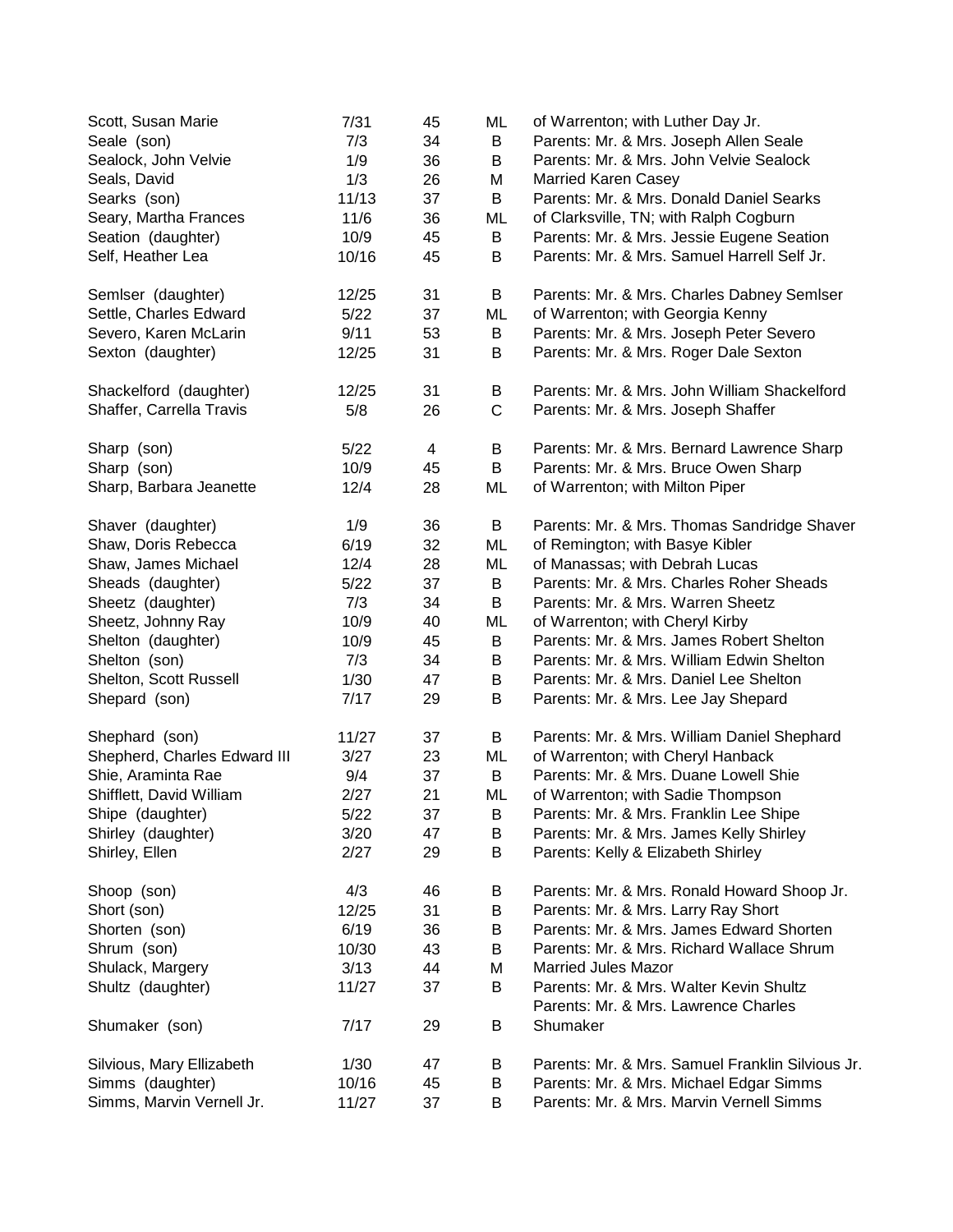| | | | | |
|---|---|---|---|---|
| Scott, Susan Marie | 7/31 | 45 | ML | of Warrenton; with Luther Day Jr. |
| Seale (son) | 7/3 | 34 | B | Parents: Mr. & Mrs. Joseph Allen Seale |
| Sealock, John Velvie | 1/9 | 36 | B | Parents: Mr. & Mrs. John Velvie Sealock |
| Seals, David | 1/3 | 26 | M | Married Karen Casey |
| Searks (son) | 11/13 | 37 | B | Parents: Mr. & Mrs. Donald Daniel Searks |
| Seary, Martha Frances | 11/6 | 36 | ML | of Clarksville, TN; with Ralph Cogburn |
| Seation (daughter) | 10/9 | 45 | B | Parents: Mr. & Mrs. Jessie Eugene Seation |
| Self, Heather Lea | 10/16 | 45 | B | Parents: Mr. & Mrs. Samuel Harrell Self Jr. |
| Semlser (daughter) | 12/25 | 31 | B | Parents: Mr. & Mrs. Charles Dabney Semlser |
| Settle, Charles Edward | 5/22 | 37 | ML | of Warrenton; with Georgia Kenny |
| Severo, Karen McLarin | 9/11 | 53 | B | Parents: Mr. & Mrs. Joseph Peter Severo |
| Sexton (daughter) | 12/25 | 31 | B | Parents: Mr. & Mrs. Roger Dale Sexton |
| Shackelford (daughter) | 12/25 | 31 | B | Parents: Mr. & Mrs. John William Shackelford |
| Shaffer, Carrella Travis | 5/8 | 26 | C | Parents: Mr. & Mrs. Joseph Shaffer |
| Sharp (son) | 5/22 | 4 | B | Parents: Mr. & Mrs. Bernard Lawrence Sharp |
| Sharp (son) | 10/9 | 45 | B | Parents: Mr. & Mrs. Bruce Owen Sharp |
| Sharp, Barbara Jeanette | 12/4 | 28 | ML | of Warrenton; with Milton Piper |
| Shaver (daughter) | 1/9 | 36 | B | Parents: Mr. & Mrs. Thomas Sandridge Shaver |
| Shaw, Doris Rebecca | 6/19 | 32 | ML | of Remington; with Basye Kibler |
| Shaw, James Michael | 12/4 | 28 | ML | of Manassas; with Debrah Lucas |
| Sheads (daughter) | 5/22 | 37 | B | Parents: Mr. & Mrs. Charles Roher Sheads |
| Sheetz (daughter) | 7/3 | 34 | B | Parents: Mr. & Mrs. Warren Sheetz |
| Sheetz, Johnny Ray | 10/9 | 40 | ML | of Warrenton; with Cheryl Kirby |
| Shelton (daughter) | 10/9 | 45 | B | Parents: Mr. & Mrs. James Robert Shelton |
| Shelton (son) | 7/3 | 34 | B | Parents: Mr. & Mrs. William Edwin Shelton |
| Shelton, Scott Russell | 1/30 | 47 | B | Parents: Mr. & Mrs. Daniel Lee Shelton |
| Shepard (son) | 7/17 | 29 | B | Parents: Mr. & Mrs. Lee Jay Shepard |
| Shephard (son) | 11/27 | 37 | B | Parents: Mr. & Mrs. William Daniel Shephard |
| Shepherd, Charles Edward III | 3/27 | 23 | ML | of Warrenton; with Cheryl Hanback |
| Shie, Araminta Rae | 9/4 | 37 | B | Parents: Mr. & Mrs. Duane Lowell Shie |
| Shifflett, David William | 2/27 | 21 | ML | of Warrenton; with Sadie Thompson |
| Shipe (daughter) | 5/22 | 37 | B | Parents: Mr. & Mrs. Franklin Lee Shipe |
| Shirley (daughter) | 3/20 | 47 | B | Parents: Mr. & Mrs. James Kelly Shirley |
| Shirley, Ellen | 2/27 | 29 | B | Parents: Kelly & Elizabeth Shirley |
| Shoop (son) | 4/3 | 46 | B | Parents: Mr. & Mrs. Ronald Howard Shoop Jr. |
| Short (son) | 12/25 | 31 | B | Parents: Mr. & Mrs. Larry Ray Short |
| Shorten (son) | 6/19 | 36 | B | Parents: Mr. & Mrs. James Edward Shorten |
| Shrum (son) | 10/30 | 43 | B | Parents: Mr. & Mrs. Richard Wallace Shrum |
| Shulack, Margery | 3/13 | 44 | M | Married Jules Mazor |
| Shultz (daughter) | 11/27 | 37 | B | Parents: Mr. & Mrs. Walter Kevin Shultz |
| Shumaker (son) | 7/17 | 29 | B | Parents: Mr. & Mrs. Lawrence Charles Shumaker |
| Silvious, Mary Ellizabeth | 1/30 | 47 | B | Parents: Mr. & Mrs. Samuel Franklin Silvious Jr. |
| Simms (daughter) | 10/16 | 45 | B | Parents: Mr. & Mrs. Michael Edgar Simms |
| Simms, Marvin Vernell Jr. | 11/27 | 37 | B | Parents: Mr. & Mrs. Marvin Vernell Simms |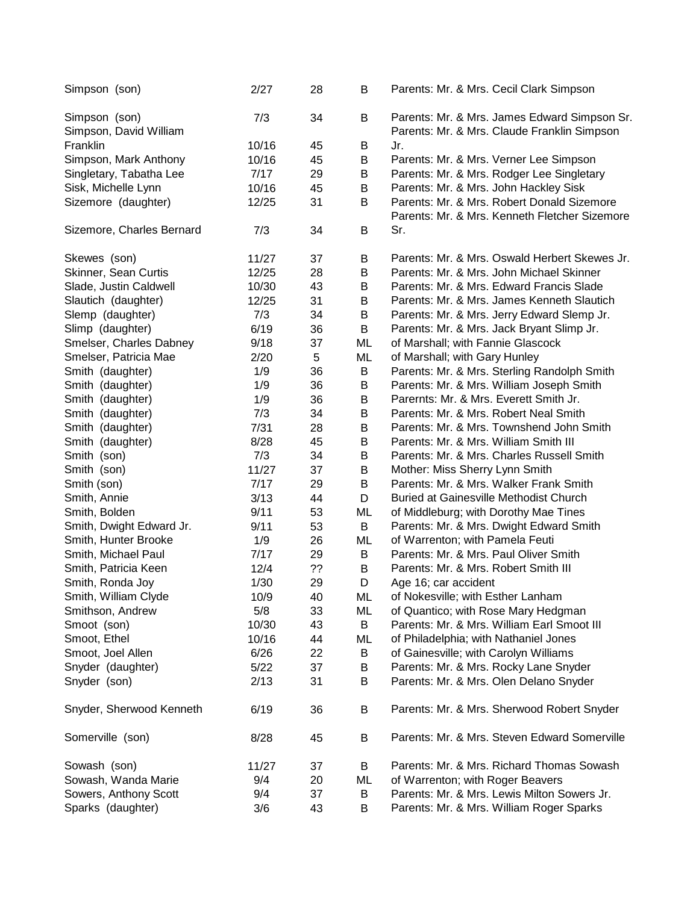| | | | | |
|---|---|---|---|---|
| Simpson (son) | 2/27 | 28 | B | Parents: Mr. & Mrs. Cecil Clark Simpson |
| Simpson (son) | 7/3 | 34 | B | Parents: Mr. & Mrs. James Edward Simpson Sr. |
| Simpson, David William Franklin | 10/16 | 45 | B | Parents: Mr. & Mrs. Claude Franklin Simpson Jr. |
| Simpson, Mark Anthony | 10/16 | 45 | B | Parents: Mr. & Mrs. Verner Lee Simpson |
| Singletary, Tabatha Lee | 7/17 | 29 | B | Parents: Mr. & Mrs. Rodger Lee Singletary |
| Sisk, Michelle Lynn | 10/16 | 45 | B | Parents: Mr. & Mrs. John Hackley Sisk |
| Sizemore (daughter) | 12/25 | 31 | B | Parents: Mr. & Mrs. Robert Donald Sizemore |
| Sizemore, Charles Bernard | 7/3 | 34 | B | Parents: Mr. & Mrs. Kenneth Fletcher Sizemore Sr. |
| Skewes (son) | 11/27 | 37 | B | Parents: Mr. & Mrs. Oswald Herbert Skewes Jr. |
| Skinner, Sean Curtis | 12/25 | 28 | B | Parents: Mr. & Mrs. John Michael Skinner |
| Slade, Justin Caldwell | 10/30 | 43 | B | Parents: Mr. & Mrs. Edward Francis Slade |
| Slautich (daughter) | 12/25 | 31 | B | Parents: Mr. & Mrs. James Kenneth Slautich |
| Slemp (daughter) | 7/3 | 34 | B | Parents: Mr. & Mrs. Jerry Edward Slemp Jr. |
| Slimp (daughter) | 6/19 | 36 | B | Parents: Mr. & Mrs. Jack Bryant Slimp Jr. |
| Smelser, Charles Dabney | 9/18 | 37 | ML | of Marshall; with Fannie Glascock |
| Smelser, Patricia Mae | 2/20 | 5 | ML | of Marshall; with Gary Hunley |
| Smith (daughter) | 1/9 | 36 | B | Parents: Mr. & Mrs. Sterling Randolph Smith |
| Smith (daughter) | 1/9 | 36 | B | Parents: Mr. & Mrs. William Joseph Smith |
| Smith (daughter) | 1/9 | 36 | B | Parernts: Mr. & Mrs. Everett Smith Jr. |
| Smith (daughter) | 7/3 | 34 | B | Parents: Mr. & Mrs. Robert Neal Smith |
| Smith (daughter) | 7/31 | 28 | B | Parents: Mr. & Mrs. Townshend John Smith |
| Smith (daughter) | 8/28 | 45 | B | Parents: Mr. & Mrs. William Smith III |
| Smith (son) | 7/3 | 34 | B | Parents: Mr. & Mrs. Charles Russell Smith |
| Smith (son) | 11/27 | 37 | B | Mother: Miss Sherry Lynn Smith |
| Smith (son) | 7/17 | 29 | B | Parents: Mr. & Mrs. Walker Frank Smith |
| Smith, Annie | 3/13 | 44 | D | Buried at Gainesville Methodist Church |
| Smith, Bolden | 9/11 | 53 | ML | of Middleburg; with Dorothy Mae Tines |
| Smith, Dwight Edward Jr. | 9/11 | 53 | B | Parents: Mr. & Mrs. Dwight Edward Smith |
| Smith, Hunter Brooke | 1/9 | 26 | ML | of Warrenton; with Pamela Feuti |
| Smith, Michael Paul | 7/17 | 29 | B | Parents: Mr. & Mrs. Paul Oliver Smith |
| Smith, Patricia Keen | 12/4 | ?? | B | Parents: Mr. & Mrs. Robert Smith III |
| Smith, Ronda Joy | 1/30 | 29 | D | Age 16; car accident |
| Smith, William Clyde | 10/9 | 40 | ML | of Nokesville; with Esther Lanham |
| Smithson, Andrew | 5/8 | 33 | ML | of Quantico; with Rose Mary Hedgman |
| Smoot (son) | 10/30 | 43 | B | Parents: Mr. & Mrs. William Earl Smoot III |
| Smoot, Ethel | 10/16 | 44 | ML | of Philadelphia; with Nathaniel Jones |
| Smoot, Joel Allen | 6/26 | 22 | B | of Gainesville; with Carolyn Williams |
| Snyder (daughter) | 5/22 | 37 | B | Parents: Mr. & Mrs. Rocky Lane Snyder |
| Snyder (son) | 2/13 | 31 | B | Parents: Mr. & Mrs. Olen Delano Snyder |
| Snyder, Sherwood Kenneth | 6/19 | 36 | B | Parents: Mr. & Mrs. Sherwood Robert Snyder |
| Somerville (son) | 8/28 | 45 | B | Parents: Mr. & Mrs. Steven Edward Somerville |
| Sowash (son) | 11/27 | 37 | B | Parents: Mr. & Mrs. Richard Thomas Sowash |
| Sowash, Wanda Marie | 9/4 | 20 | ML | of Warrenton; with Roger Beavers |
| Sowers, Anthony Scott | 9/4 | 37 | B | Parents: Mr. & Mrs. Lewis Milton Sowers Jr. |
| Sparks (daughter) | 3/6 | 43 | B | Parents: Mr. & Mrs. William Roger Sparks |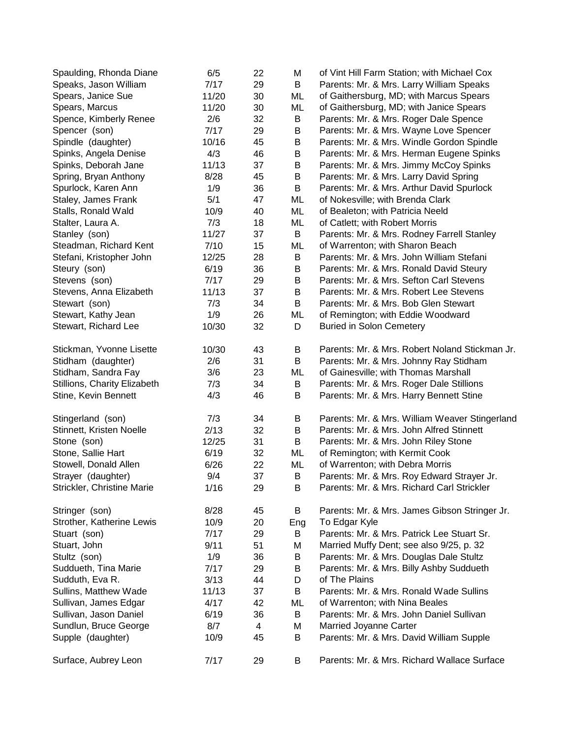| | | | | |
|---|---|---|---|---|
| Spaulding, Rhonda Diane | 6/5 | 22 | M | of Vint Hill Farm Station; with Michael Cox |
| Speaks, Jason William | 7/17 | 29 | B | Parents: Mr. & Mrs. Larry William Speaks |
| Spears, Janice Sue | 11/20 | 30 | ML | of Gaithersburg, MD; with Marcus Spears |
| Spears, Marcus | 11/20 | 30 | ML | of Gaithersburg, MD; with Janice Spears |
| Spence, Kimberly Renee | 2/6 | 32 | B | Parents: Mr. & Mrs. Roger Dale Spence |
| Spencer (son) | 7/17 | 29 | B | Parents: Mr. & Mrs. Wayne Love Spencer |
| Spindle (daughter) | 10/16 | 45 | B | Parents: Mr. & Mrs. Windle Gordon Spindle |
| Spinks, Angela Denise | 4/3 | 46 | B | Parents: Mr. & Mrs. Herman Eugene Spinks |
| Spinks, Deborah Jane | 11/13 | 37 | B | Parents: Mr. & Mrs. Jimmy McCoy Spinks |
| Spring, Bryan Anthony | 8/28 | 45 | B | Parents: Mr. & Mrs. Larry David Spring |
| Spurlock, Karen Ann | 1/9 | 36 | B | Parents: Mr. & Mrs. Arthur David Spurlock |
| Staley, James Frank | 5/1 | 47 | ML | of Nokesville; with Brenda Clark |
| Stalls, Ronald Wald | 10/9 | 40 | ML | of Bealeton; with Patricia Neeld |
| Stalter, Laura A. | 7/3 | 18 | ML | of Catlett; with Robert Morris |
| Stanley (son) | 11/27 | 37 | B | Parents: Mr. & Mrs. Rodney Farrell Stanley |
| Steadman, Richard Kent | 7/10 | 15 | ML | of Warrenton; with Sharon Beach |
| Stefani, Kristopher John | 12/25 | 28 | B | Parents: Mr. & Mrs. John William Stefani |
| Steury (son) | 6/19 | 36 | B | Parents: Mr. & Mrs. Ronald David Steury |
| Stevens (son) | 7/17 | 29 | B | Parents: Mr. & Mrs. Sefton Carl Stevens |
| Stevens, Anna Elizabeth | 11/13 | 37 | B | Parents: Mr. & Mrs. Robert Lee Stevens |
| Stewart (son) | 7/3 | 34 | B | Parents: Mr. & Mrs. Bob Glen Stewart |
| Stewart, Kathy Jean | 1/9 | 26 | ML | of Remington; with Eddie Woodward |
| Stewart, Richard Lee | 10/30 | 32 | D | Buried in Solon Cemetery |
| Stickman, Yvonne Lisette | 10/30 | 43 | B | Parents: Mr. & Mrs. Robert Noland Stickman Jr. |
| Stidham (daughter) | 2/6 | 31 | B | Parents: Mr. & Mrs. Johnny Ray Stidham |
| Stidham, Sandra Fay | 3/6 | 23 | ML | of Gainesville; with Thomas Marshall |
| Stillions, Charity Elizabeth | 7/3 | 34 | B | Parents: Mr. & Mrs. Roger Dale Stillions |
| Stine, Kevin Bennett | 4/3 | 46 | B | Parents: Mr. & Mrs. Harry Bennett Stine |
| Stingerland (son) | 7/3 | 34 | B | Parents: Mr. & Mrs. William Weaver Stingerland |
| Stinnett, Kristen Noelle | 2/13 | 32 | B | Parents: Mr. & Mrs. John Alfred Stinnett |
| Stone (son) | 12/25 | 31 | B | Parents: Mr. & Mrs. John Riley Stone |
| Stone, Sallie Hart | 6/19 | 32 | ML | of Remington; with Kermit Cook |
| Stowell, Donald Allen | 6/26 | 22 | ML | of Warrenton; with Debra Morris |
| Strayer (daughter) | 9/4 | 37 | B | Parents: Mr. & Mrs. Roy Edward Strayer Jr. |
| Strickler, Christine Marie | 1/16 | 29 | B | Parents: Mr. & Mrs. Richard Carl Strickler |
| Stringer (son) | 8/28 | 45 | B | Parents: Mr. & Mrs. James Gibson Stringer Jr. |
| Strother, Katherine Lewis | 10/9 | 20 | Eng | To Edgar Kyle |
| Stuart (son) | 7/17 | 29 | B | Parents: Mr. & Mrs. Patrick Lee Stuart Sr. |
| Stuart, John | 9/11 | 51 | M | Married Muffy Dent; see also 9/25, p. 32 |
| Stultz (son) | 1/9 | 36 | B | Parents: Mr. & Mrs. Douglas Dale Stultz |
| Suddueth, Tina Marie | 7/17 | 29 | B | Parents: Mr. & Mrs. Billy Ashby Suddueth |
| Sudduth, Eva R. | 3/13 | 44 | D | of The Plains |
| Sullins, Matthew Wade | 11/13 | 37 | B | Parents: Mr. & Mrs. Ronald Wade Sullins |
| Sullivan, James Edgar | 4/17 | 42 | ML | of Warrenton; with Nina Beales |
| Sullivan, Jason Daniel | 6/19 | 36 | B | Parents: Mr. & Mrs. John Daniel Sullivan |
| Sundlun, Bruce George | 8/7 | 4 | M | Married Joyanne Carter |
| Supple (daughter) | 10/9 | 45 | B | Parents: Mr. & Mrs. David William Supple |
| Surface, Aubrey Leon | 7/17 | 29 | B | Parents: Mr. & Mrs. Richard Wallace Surface |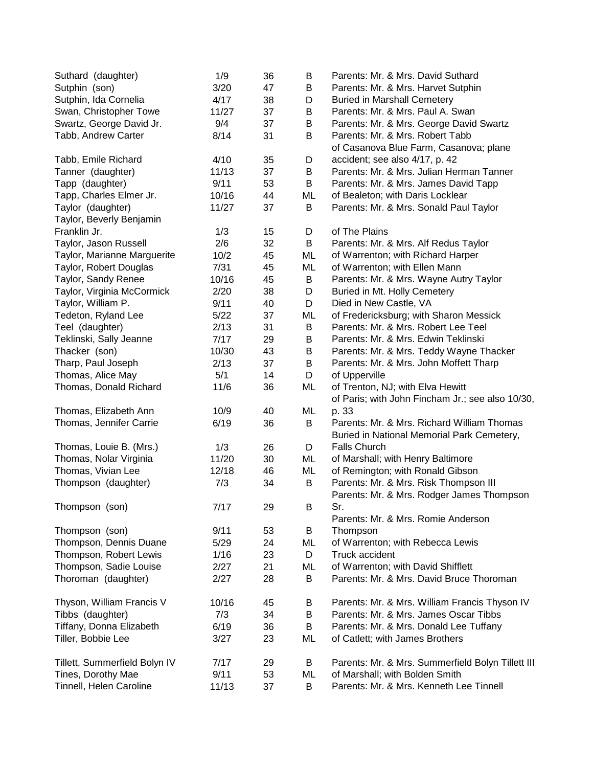| | | | | |
|---|---|---|---|---|
| Suthard (daughter) | 1/9 | 36 | B | Parents: Mr. & Mrs. David Suthard |
| Sutphin (son) | 3/20 | 47 | B | Parents: Mr. & Mrs. Harvet Sutphin |
| Sutphin, Ida Cornelia | 4/17 | 38 | D | Buried in Marshall Cemetery |
| Swan, Christopher Towe | 11/27 | 37 | B | Parents: Mr. & Mrs. Paul A. Swan |
| Swartz, George David Jr. | 9/4 | 37 | B | Parents: Mr. & Mrs. George David Swartz |
| Tabb, Andrew Carter | 8/14 | 31 | B | Parents: Mr. & Mrs. Robert Tabb |
| Tabb, Emile Richard | 4/10 | 35 | D | of Casanova Blue Farm, Casanova; plane accident; see also 4/17, p. 42 |
| Tanner (daughter) | 11/13 | 37 | B | Parents: Mr. & Mrs. Julian Herman Tanner |
| Tapp (daughter) | 9/11 | 53 | B | Parents: Mr. & Mrs. James David Tapp |
| Tapp, Charles Elmer Jr. | 10/16 | 44 | ML | of Bealeton; with Daris Locklear |
| Taylor (daughter) | 11/27 | 37 | B | Parents: Mr. & Mrs. Sonald Paul Taylor |
| Taylor, Beverly Benjamin Franklin Jr. | 1/3 | 15 | D | of The Plains |
| Taylor, Jason Russell | 2/6 | 32 | B | Parents: Mr. & Mrs. Alf Redus Taylor |
| Taylor, Marianne Marguerite | 10/2 | 45 | ML | of Warrenton; with Richard Harper |
| Taylor, Robert Douglas | 7/31 | 45 | ML | of Warrenton; with Ellen Mann |
| Taylor, Sandy Renee | 10/16 | 45 | B | Parents: Mr. & Mrs. Wayne Autry Taylor |
| Taylor, Virginia McCormick | 2/20 | 38 | D | Buried in Mt. Holly Cemetery |
| Taylor, William P. | 9/11 | 40 | D | Died in New Castle, VA |
| Tedeton, Ryland Lee | 5/22 | 37 | ML | of Fredericksburg; with Sharon Messick |
| Teel (daughter) | 2/13 | 31 | B | Parents: Mr. & Mrs. Robert Lee Teel |
| Teklinski, Sally Jeanne | 7/17 | 29 | B | Parents: Mr. & Mrs. Edwin Teklinski |
| Thacker (son) | 10/30 | 43 | B | Parents: Mr. & Mrs. Teddy Wayne Thacker |
| Tharp, Paul Joseph | 2/13 | 37 | B | Parents: Mr. & Mrs. John Moffett Tharp |
| Thomas, Alice May | 5/1 | 14 | D | of Upperville |
| Thomas, Donald Richard | 11/6 | 36 | ML | of Trenton, NJ; with Elva Hewitt |
| Thomas, Elizabeth Ann | 10/9 | 40 | ML | of Paris; with John Fincham Jr.; see also 10/30, p. 33 |
| Thomas, Jennifer Carrie | 6/19 | 36 | B | Parents: Mr. & Mrs. Richard William Thomas |
| Thomas, Louie B. (Mrs.) | 1/3 | 26 | D | Buried in National Memorial Park Cemetery, Falls Church |
| Thomas, Nolar Virginia | 11/20 | 30 | ML | of Marshall; with Henry Baltimore |
| Thomas, Vivian Lee | 12/18 | 46 | ML | of Remington; with Ronald Gibson |
| Thompson (daughter) | 7/3 | 34 | B | Parents: Mr. & Mrs. Risk Thompson III |
| Thompson (son) | 7/17 | 29 | B | Parents: Mr. & Mrs. Rodger James Thompson Sr. |
| Thompson (son) | 9/11 | 53 | B | Parents: Mr. & Mrs. Romie Anderson Thompson |
| Thompson, Dennis Duane | 5/29 | 24 | ML | of Warrenton; with Rebecca Lewis |
| Thompson, Robert Lewis | 1/16 | 23 | D | Truck accident |
| Thompson, Sadie Louise | 2/27 | 21 | ML | of Warrenton; with David Shifflett |
| Thoroman (daughter) | 2/27 | 28 | B | Parents: Mr. & Mrs. David Bruce Thoroman |
| Thyson, William Francis V | 10/16 | 45 | B | Parents: Mr. & Mrs. William Francis Thyson IV |
| Tibbs (daughter) | 7/3 | 34 | B | Parents: Mr. & Mrs. James Oscar Tibbs |
| Tiffany, Donna Elizabeth | 6/19 | 36 | B | Parents: Mr. & Mrs. Donald Lee Tuffany |
| Tiller, Bobbie Lee | 3/27 | 23 | ML | of Catlett; with James Brothers |
| Tillett, Summerfield Bolyn IV | 7/17 | 29 | B | Parents: Mr. & Mrs. Summerfield Bolyn Tillett III |
| Tines, Dorothy Mae | 9/11 | 53 | ML | of Marshall; with Bolden Smith |
| Tinnell, Helen Caroline | 11/13 | 37 | B | Parents: Mr. & Mrs. Kenneth Lee Tinnell |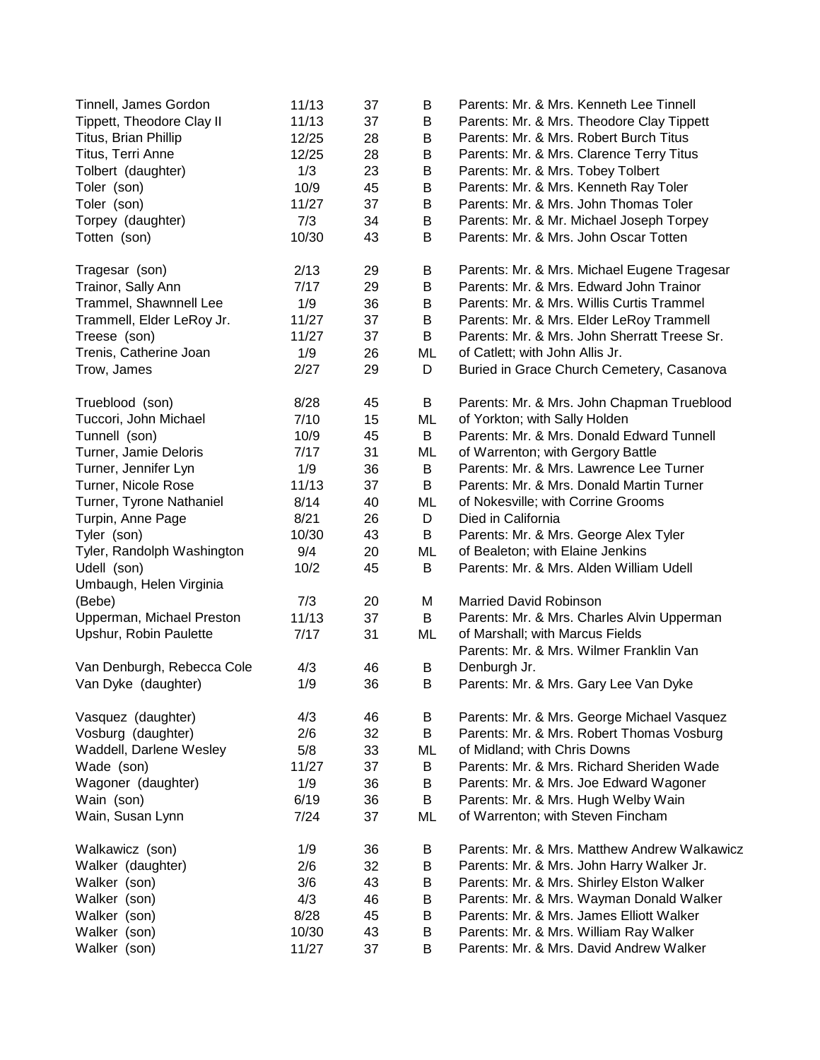| | | | | |
|---|---|---|---|---|
| Tinnell, James Gordon | 11/13 | 37 | B | Parents: Mr. & Mrs. Kenneth Lee Tinnell |
| Tippett, Theodore Clay II | 11/13 | 37 | B | Parents: Mr. & Mrs. Theodore Clay Tippett |
| Titus, Brian Phillip | 12/25 | 28 | B | Parents: Mr. & Mrs. Robert Burch Titus |
| Titus, Terri Anne | 12/25 | 28 | B | Parents: Mr. & Mrs. Clarence Terry Titus |
| Tolbert (daughter) | 1/3 | 23 | B | Parents: Mr. & Mrs. Tobey Tolbert |
| Toler (son) | 10/9 | 45 | B | Parents: Mr. & Mrs. Kenneth Ray Toler |
| Toler (son) | 11/27 | 37 | B | Parents: Mr. & Mrs. John Thomas Toler |
| Torpey (daughter) | 7/3 | 34 | B | Parents: Mr. & Mr. Michael Joseph Torpey |
| Totten (son) | 10/30 | 43 | B | Parents: Mr. & Mrs. John Oscar Totten |
| Tragesar (son) | 2/13 | 29 | B | Parents: Mr. & Mrs. Michael Eugene Tragesar |
| Trainor, Sally Ann | 7/17 | 29 | B | Parents: Mr. & Mrs. Edward John Trainor |
| Trammel, Shawnnell Lee | 1/9 | 36 | B | Parents: Mr. & Mrs. Willis Curtis Trammel |
| Trammell, Elder LeRoy Jr. | 11/27 | 37 | B | Parents: Mr. & Mrs. Elder LeRoy Trammell |
| Treese (son) | 11/27 | 37 | B | Parents: Mr. & Mrs. John Sherratt Treese Sr. |
| Trenis, Catherine Joan | 1/9 | 26 | ML | of Catlett; with John Allis Jr. |
| Trow, James | 2/27 | 29 | D | Buried in Grace Church Cemetery, Casanova |
| Trueblood (son) | 8/28 | 45 | B | Parents: Mr. & Mrs. John Chapman Trueblood |
| Tuccori, John Michael | 7/10 | 15 | ML | of Yorkton; with Sally Holden |
| Tunnell (son) | 10/9 | 45 | B | Parents: Mr. & Mrs. Donald Edward Tunnell |
| Turner, Jamie Deloris | 7/17 | 31 | ML | of Warrenton; with Gergory Battle |
| Turner, Jennifer Lyn | 1/9 | 36 | B | Parents: Mr. & Mrs. Lawrence Lee Turner |
| Turner, Nicole Rose | 11/13 | 37 | B | Parents: Mr. & Mrs. Donald Martin Turner |
| Turner, Tyrone Nathaniel | 8/14 | 40 | ML | of Nokesville; with Corrine Grooms |
| Turpin, Anne Page | 8/21 | 26 | D | Died in California |
| Tyler (son) | 10/30 | 43 | B | Parents: Mr. & Mrs. George Alex Tyler |
| Tyler, Randolph Washington | 9/4 | 20 | ML | of Bealeton; with Elaine Jenkins |
| Udell (son) | 10/2 | 45 | B | Parents: Mr. & Mrs. Alden William Udell |
| Umbaugh, Helen Virginia (Bebe) | 7/3 | 20 | M | Married David Robinson |
| Upperman, Michael Preston | 11/13 | 37 | B | Parents: Mr. & Mrs. Charles Alvin Upperman |
| Upshur, Robin Paulette | 7/17 | 31 | ML | of Marshall; with Marcus Fields |
| Van Denburgh, Rebecca Cole | 4/3 | 46 | B | Parents: Mr. & Mrs. Wilmer Franklin Van Denburgh Jr. |
| Van Dyke (daughter) | 1/9 | 36 | B | Parents: Mr. & Mrs. Gary Lee Van Dyke |
| Vasquez (daughter) | 4/3 | 46 | B | Parents: Mr. & Mrs. George Michael Vasquez |
| Vosburg (daughter) | 2/6 | 32 | B | Parents: Mr. & Mrs. Robert Thomas Vosburg |
| Waddell, Darlene Wesley | 5/8 | 33 | ML | of Midland; with Chris Downs |
| Wade (son) | 11/27 | 37 | B | Parents: Mr. & Mrs. Richard Sheriden Wade |
| Wagoner (daughter) | 1/9 | 36 | B | Parents: Mr. & Mrs. Joe Edward Wagoner |
| Wain (son) | 6/19 | 36 | B | Parents: Mr. & Mrs. Hugh Welby Wain |
| Wain, Susan Lynn | 7/24 | 37 | ML | of Warrenton; with Steven Fincham |
| Walkawicz (son) | 1/9 | 36 | B | Parents: Mr. & Mrs. Matthew Andrew Walkawicz |
| Walker (daughter) | 2/6 | 32 | B | Parents: Mr. & Mrs. John Harry Walker Jr. |
| Walker (son) | 3/6 | 43 | B | Parents: Mr. & Mrs. Shirley Elston Walker |
| Walker (son) | 4/3 | 46 | B | Parents: Mr. & Mrs. Wayman Donald Walker |
| Walker (son) | 8/28 | 45 | B | Parents: Mr. & Mrs. James Elliott Walker |
| Walker (son) | 10/30 | 43 | B | Parents: Mr. & Mrs. William Ray Walker |
| Walker (son) | 11/27 | 37 | B | Parents: Mr. & Mrs. David Andrew Walker |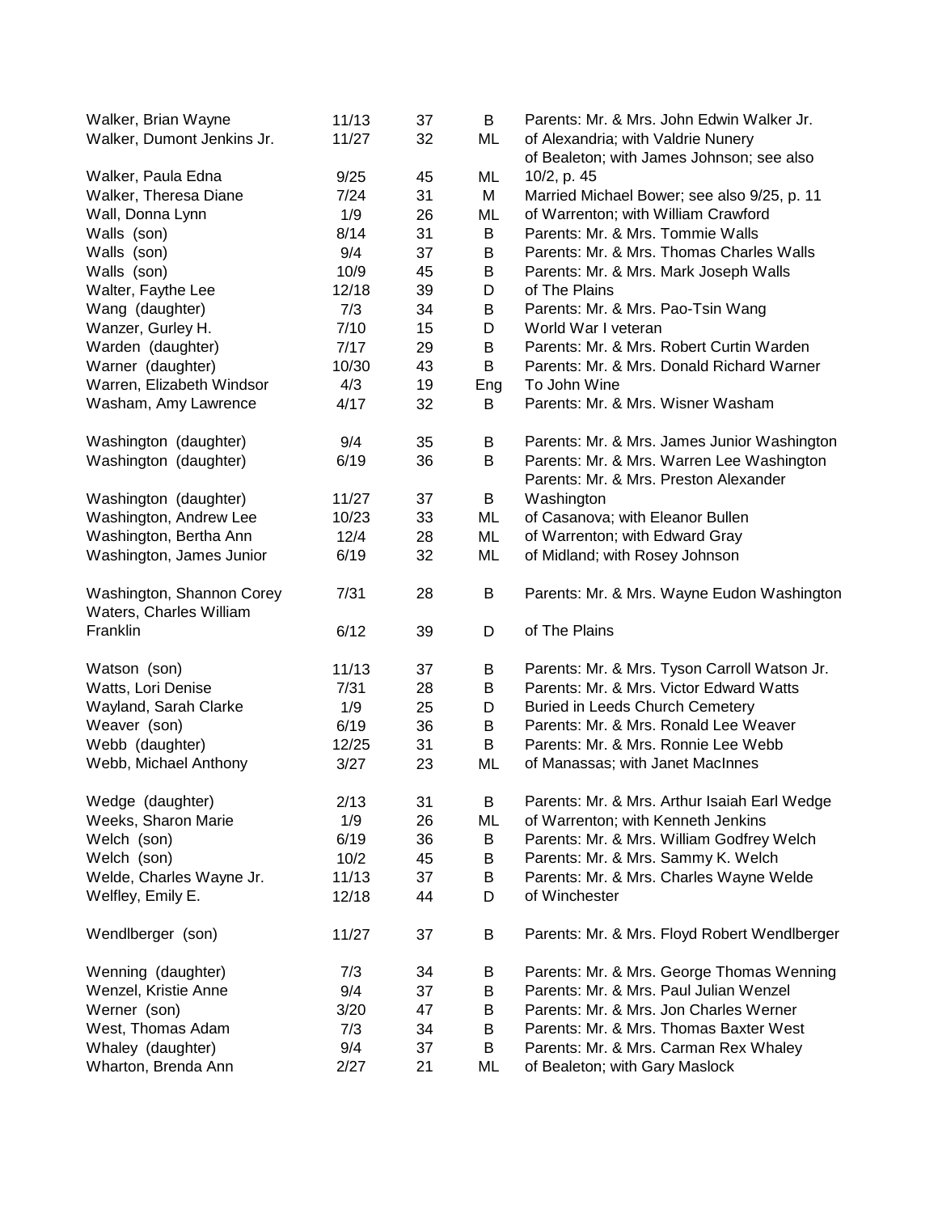| | | | | |
|---|---|---|---|---|
| Walker, Brian Wayne | 11/13 | 37 | B | Parents: Mr. & Mrs. John Edwin Walker Jr. |
| Walker, Dumont Jenkins Jr. | 11/27 | 32 | ML | of Alexandria; with Valdrie Nunery |
| Walker, Paula Edna | 9/25 | 45 | ML | of Bealeton; with James Johnson; see also 10/2, p. 45 |
| Walker, Theresa Diane | 7/24 | 31 | M | Married Michael Bower; see also 9/25, p. 11 |
| Wall, Donna Lynn | 1/9 | 26 | ML | of Warrenton; with William Crawford |
| Walls (son) | 8/14 | 31 | B | Parents: Mr. & Mrs. Tommie Walls |
| Walls (son) | 9/4 | 37 | B | Parents: Mr. & Mrs. Thomas Charles Walls |
| Walls (son) | 10/9 | 45 | B | Parents: Mr. & Mrs. Mark Joseph Walls |
| Walter, Faythe Lee | 12/18 | 39 | D | of The Plains |
| Wang (daughter) | 7/3 | 34 | B | Parents: Mr. & Mrs. Pao-Tsin Wang |
| Wanzer, Gurley H. | 7/10 | 15 | D | World War I veteran |
| Warden (daughter) | 7/17 | 29 | B | Parents: Mr. & Mrs. Robert Curtin Warden |
| Warner (daughter) | 10/30 | 43 | B | Parents: Mr. & Mrs. Donald Richard Warner |
| Warren, Elizabeth Windsor | 4/3 | 19 | Eng | To John Wine |
| Washam, Amy Lawrence | 4/17 | 32 | B | Parents: Mr. & Mrs. Wisner Washam |
| Washington (daughter) | 9/4 | 35 | B | Parents: Mr. & Mrs. James Junior Washington |
| Washington (daughter) | 6/19 | 36 | B | Parents: Mr. & Mrs. Warren Lee Washington |
| Washington (daughter) | 11/27 | 37 | B | Parents: Mr. & Mrs. Preston Alexander Washington |
| Washington, Andrew Lee | 10/23 | 33 | ML | of Casanova; with Eleanor Bullen |
| Washington, Bertha Ann | 12/4 | 28 | ML | of Warrenton; with Edward Gray |
| Washington, James Junior | 6/19 | 32 | ML | of Midland; with Rosey Johnson |
| Washington, Shannon Corey | 7/31 | 28 | B | Parents: Mr. & Mrs. Wayne Eudon Washington |
| Waters, Charles William Franklin | 6/12 | 39 | D | of The Plains |
| Watson (son) | 11/13 | 37 | B | Parents: Mr. & Mrs. Tyson Carroll Watson Jr. |
| Watts, Lori Denise | 7/31 | 28 | B | Parents: Mr. & Mrs. Victor Edward Watts |
| Wayland, Sarah Clarke | 1/9 | 25 | D | Buried in Leeds Church Cemetery |
| Weaver (son) | 6/19 | 36 | B | Parents: Mr. & Mrs. Ronald Lee Weaver |
| Webb (daughter) | 12/25 | 31 | B | Parents: Mr. & Mrs. Ronnie Lee Webb |
| Webb, Michael Anthony | 3/27 | 23 | ML | of Manassas; with Janet MacInnes |
| Wedge (daughter) | 2/13 | 31 | B | Parents: Mr. & Mrs. Arthur Isaiah Earl Wedge |
| Weeks, Sharon Marie | 1/9 | 26 | ML | of Warrenton; with Kenneth Jenkins |
| Welch (son) | 6/19 | 36 | B | Parents: Mr. & Mrs. William Godfrey Welch |
| Welch (son) | 10/2 | 45 | B | Parents: Mr. & Mrs. Sammy K. Welch |
| Welde, Charles Wayne Jr. | 11/13 | 37 | B | Parents: Mr. & Mrs. Charles Wayne Welde |
| Welfley, Emily E. | 12/18 | 44 | D | of Winchester |
| Wendlberger (son) | 11/27 | 37 | B | Parents: Mr. & Mrs. Floyd Robert Wendlberger |
| Wenning (daughter) | 7/3 | 34 | B | Parents: Mr. & Mrs. George Thomas Wenning |
| Wenzel, Kristie Anne | 9/4 | 37 | B | Parents: Mr. & Mrs. Paul Julian Wenzel |
| Werner (son) | 3/20 | 47 | B | Parents: Mr. & Mrs. Jon Charles Werner |
| West, Thomas Adam | 7/3 | 34 | B | Parents: Mr. & Mrs. Thomas Baxter West |
| Whaley (daughter) | 9/4 | 37 | B | Parents: Mr. & Mrs. Carman Rex Whaley |
| Wharton, Brenda Ann | 2/27 | 21 | ML | of Bealeton; with Gary Maslock |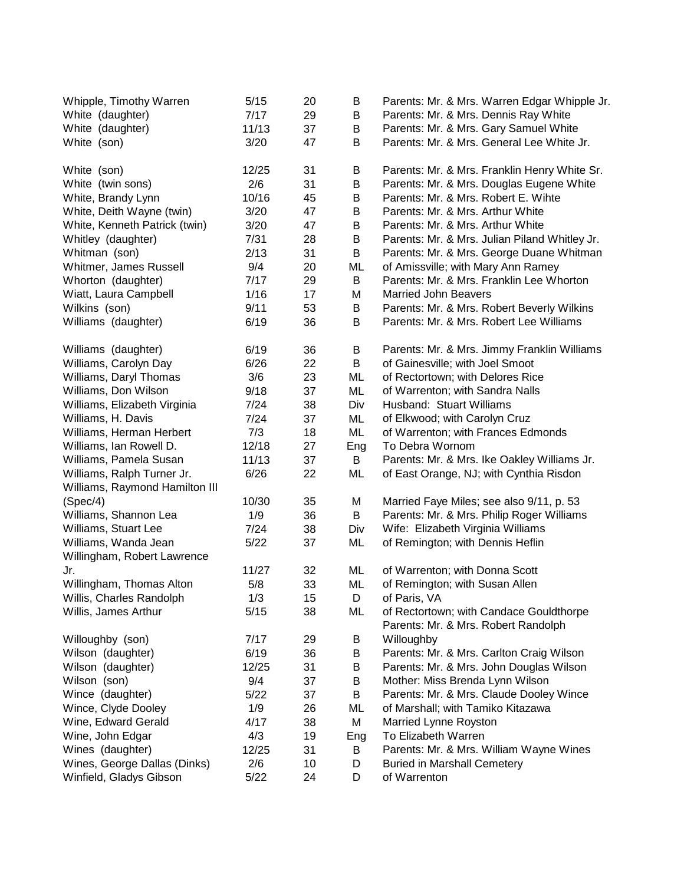| | | | | |
|---|---|---|---|---|
| Whipple, Timothy Warren | 5/15 | 20 | B | Parents: Mr. & Mrs. Warren Edgar Whipple Jr. |
| White (daughter) | 7/17 | 29 | B | Parents: Mr. & Mrs. Dennis Ray White |
| White (daughter) | 11/13 | 37 | B | Parents: Mr. & Mrs. Gary Samuel White |
| White (son) | 3/20 | 47 | B | Parents: Mr. & Mrs. General Lee White Jr. |
| White (son) | 12/25 | 31 | B | Parents: Mr. & Mrs. Franklin Henry White Sr. |
| White (twin sons) | 2/6 | 31 | B | Parents: Mr. & Mrs. Douglas Eugene White |
| White, Brandy Lynn | 10/16 | 45 | B | Parents: Mr. & Mrs. Robert E. Wihte |
| White, Deith Wayne (twin) | 3/20 | 47 | B | Parents: Mr. & Mrs. Arthur White |
| White, Kenneth Patrick (twin) | 3/20 | 47 | B | Parents: Mr. & Mrs. Arthur White |
| Whitley (daughter) | 7/31 | 28 | B | Parents: Mr. & Mrs. Julian Piland Whitley Jr. |
| Whitman (son) | 2/13 | 31 | B | Parents: Mr. & Mrs. George Duane Whitman |
| Whitmer, James Russell | 9/4 | 20 | ML | of Amissville; with Mary Ann Ramey |
| Whorton (daughter) | 7/17 | 29 | B | Parents: Mr. & Mrs. Franklin Lee Whorton |
| Wiatt, Laura Campbell | 1/16 | 17 | M | Married John Beavers |
| Wilkins (son) | 9/11 | 53 | B | Parents: Mr. & Mrs. Robert Beverly Wilkins |
| Williams (daughter) | 6/19 | 36 | B | Parents: Mr. & Mrs. Robert Lee Williams |
| Williams (daughter) | 6/19 | 36 | B | Parents: Mr. & Mrs. Jimmy Franklin Williams |
| Williams, Carolyn Day | 6/26 | 22 | B | of Gainesville; with Joel Smoot |
| Williams, Daryl Thomas | 3/6 | 23 | ML | of Rectortown; with Delores Rice |
| Williams, Don Wilson | 9/18 | 37 | ML | of Warrenton; with Sandra Nalls |
| Williams, Elizabeth Virginia | 7/24 | 38 | Div | Husband: Stuart Williams |
| Williams, H. Davis | 7/24 | 37 | ML | of Elkwood; with Carolyn Cruz |
| Williams, Herman Herbert | 7/3 | 18 | ML | of Warrenton; with Frances Edmonds |
| Williams, Ian Rowell D. | 12/18 | 27 | Eng | To Debra Wornom |
| Williams, Pamela Susan | 11/13 | 37 | B | Parents: Mr. & Mrs. Ike Oakley Williams Jr. |
| Williams, Ralph Turner Jr. | 6/26 | 22 | ML | of East Orange, NJ; with Cynthia Risdon |
| Williams, Raymond Hamilton III (Spec/4) | 10/30 | 35 | M | Married Faye Miles; see also 9/11, p. 53 |
| Williams, Shannon Lea | 1/9 | 36 | B | Parents: Mr. & Mrs. Philip Roger Williams |
| Williams, Stuart Lee | 7/24 | 38 | Div | Wife: Elizabeth Virginia Williams |
| Williams, Wanda Jean | 5/22 | 37 | ML | of Remington; with Dennis Heflin |
| Willingham, Robert Lawrence Jr. | 11/27 | 32 | ML | of Warrenton; with Donna Scott |
| Willingham, Thomas Alton | 5/8 | 33 | ML | of Remington; with Susan Allen |
| Willis, Charles Randolph | 1/3 | 15 | D | of Paris, VA |
| Willis, James Arthur | 5/15 | 38 | ML | of Rectortown; with Candace Gouldthorpe |
| Willoughby (son) | 7/17 | 29 | B | Parents: Mr. & Mrs. Robert Randolph Willoughby |
| Wilson (daughter) | 6/19 | 36 | B | Parents: Mr. & Mrs. Carlton Craig Wilson |
| Wilson (daughter) | 12/25 | 31 | B | Parents: Mr. & Mrs. John Douglas Wilson |
| Wilson (son) | 9/4 | 37 | B | Mother: Miss Brenda Lynn Wilson |
| Wince (daughter) | 5/22 | 37 | B | Parents: Mr. & Mrs. Claude Dooley Wince |
| Wince, Clyde Dooley | 1/9 | 26 | ML | of Marshall; with Tamiko Kitazawa |
| Wine, Edward Gerald | 4/17 | 38 | M | Married Lynne Royston |
| Wine, John Edgar | 4/3 | 19 | Eng | To Elizabeth Warren |
| Wines (daughter) | 12/25 | 31 | B | Parents: Mr. & Mrs. William Wayne Wines |
| Wines, George Dallas (Dinks) | 2/6 | 10 | D | Buried in Marshall Cemetery |
| Winfield, Gladys Gibson | 5/22 | 24 | D | of Warrenton |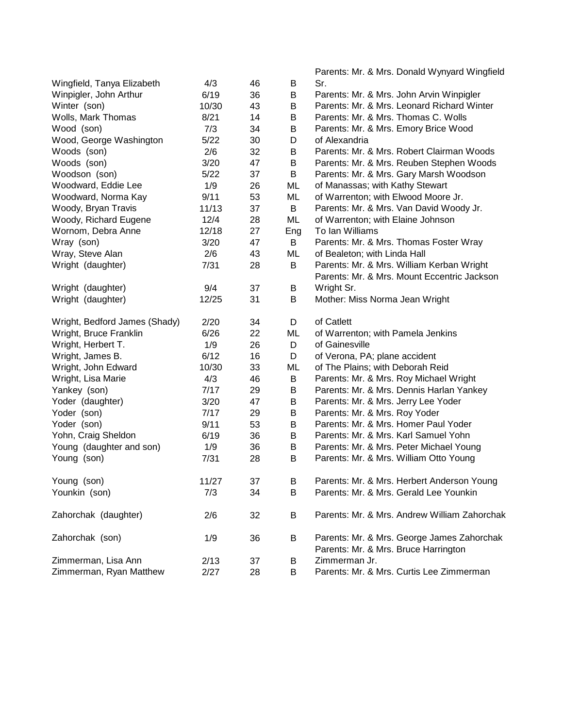| | | | | |
|---|---|---|---|---|
| Wingfield, Tanya Elizabeth | 4/3 | 46 | B | Parents: Mr. & Mrs. Donald Wynyard Wingfield Sr. |
| Winpigler, John Arthur | 6/19 | 36 | B | Parents: Mr. & Mrs. John Arvin Winpigler |
| Winter (son) | 10/30 | 43 | B | Parents: Mr. & Mrs. Leonard Richard Winter |
| Wolls, Mark Thomas | 8/21 | 14 | B | Parents: Mr. & Mrs. Thomas C. Wolls |
| Wood (son) | 7/3 | 34 | B | Parents: Mr. & Mrs. Emory Brice Wood |
| Wood, George Washington | 5/22 | 30 | D | of Alexandria |
| Woods (son) | 2/6 | 32 | B | Parents: Mr. & Mrs. Robert Clairman Woods |
| Woods (son) | 3/20 | 47 | B | Parents: Mr. & Mrs. Reuben Stephen Woods |
| Woodson (son) | 5/22 | 37 | B | Parents: Mr. & Mrs. Gary Marsh Woodson |
| Woodward, Eddie Lee | 1/9 | 26 | ML | of Manassas; with Kathy Stewart |
| Woodward, Norma Kay | 9/11 | 53 | ML | of Warrenton; with Elwood Moore Jr. |
| Woody, Bryan Travis | 11/13 | 37 | B | Parents: Mr. & Mrs. Van David Woody Jr. |
| Woody, Richard Eugene | 12/4 | 28 | ML | of Warrenton; with Elaine Johnson |
| Wornom, Debra Anne | 12/18 | 27 | Eng | To Ian Williams |
| Wray (son) | 3/20 | 47 | B | Parents: Mr. & Mrs. Thomas Foster Wray |
| Wray, Steve Alan | 2/6 | 43 | ML | of Bealeton; with Linda Hall |
| Wright (daughter) | 7/31 | 28 | B | Parents: Mr. & Mrs. William Kerban Wright |
| Wright (daughter) | 9/4 | 37 | B | Parents: Mr. & Mrs. Mount Eccentric Jackson Wright Sr. |
| Wright (daughter) | 12/25 | 31 | B | Mother: Miss Norma Jean Wright |
| Wright, Bedford James (Shady) | 2/20 | 34 | D | of Catlett |
| Wright, Bruce Franklin | 6/26 | 22 | ML | of Warrenton; with Pamela Jenkins |
| Wright, Herbert T. | 1/9 | 26 | D | of Gainesville |
| Wright, James B. | 6/12 | 16 | D | of Verona, PA; plane accident |
| Wright, John Edward | 10/30 | 33 | ML | of The Plains; with Deborah Reid |
| Wright, Lisa Marie | 4/3 | 46 | B | Parents: Mr. & Mrs. Roy Michael Wright |
| Yankey (son) | 7/17 | 29 | B | Parents: Mr. & Mrs. Dennis Harlan Yankey |
| Yoder (daughter) | 3/20 | 47 | B | Parents: Mr. & Mrs. Jerry Lee Yoder |
| Yoder (son) | 7/17 | 29 | B | Parents: Mr. & Mrs. Roy Yoder |
| Yoder (son) | 9/11 | 53 | B | Parents: Mr. & Mrs. Homer Paul Yoder |
| Yohn, Craig Sheldon | 6/19 | 36 | B | Parents: Mr. & Mrs. Karl Samuel Yohn |
| Young (daughter and son) | 1/9 | 36 | B | Parents: Mr. & Mrs. Peter Michael Young |
| Young (son) | 7/31 | 28 | B | Parents: Mr. & Mrs. William Otto Young |
| Young (son) | 11/27 | 37 | B | Parents: Mr. & Mrs. Herbert Anderson Young |
| Younkin (son) | 7/3 | 34 | B | Parents: Mr. & Mrs. Gerald Lee Younkin |
| Zahorchak (daughter) | 2/6 | 32 | B | Parents: Mr. & Mrs. Andrew William Zahorchak |
| Zahorchak (son) | 1/9 | 36 | B | Parents: Mr. & Mrs. George James Zahorchak |
| Zimmerman, Lisa Ann | 2/13 | 37 | B | Parents: Mr. & Mrs. Bruce Harrington Zimmerman Jr. |
| Zimmerman, Ryan Matthew | 2/27 | 28 | B | Parents: Mr. & Mrs. Curtis Lee Zimmerman |